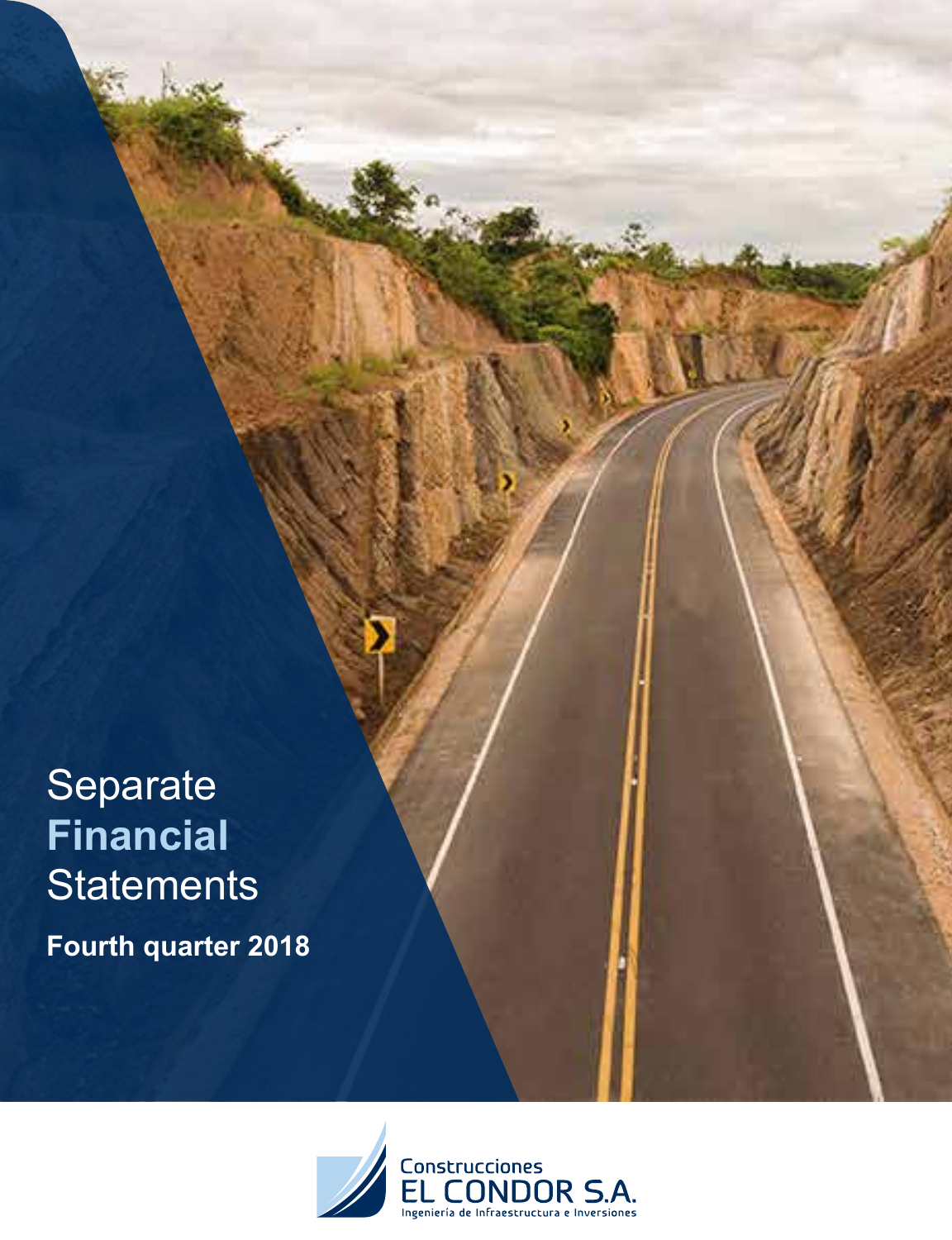# Separate **Financial** Statements

**Fourth quarter 2018**

Construcciones
EL CONDOR S.A.
Ingeniería de Infraestructura e Inversiones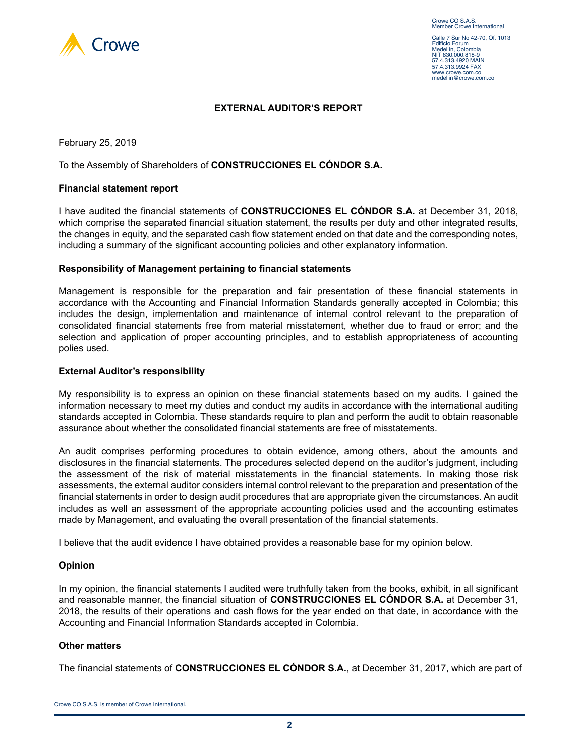Crowe CO S.A.S.
Member Crowe International

Calle 7 Sur No 42-70, Of. 1013
Edificio Forum
Medellín, Colombia
NIT 830.000.818-9
57.4.313.4920 MAIN
57.4.313.9924 FAX
www.crowe.com.co
medellin@crowe.com.co

## EXTERNAL AUDITOR'S REPORT

February 25, 2019

To the Assembly of Shareholders of **CONSTRUCCIONES EL CÓNDOR S.A.**

### Financial statement report

I have audited the financial statements of **CONSTRUCCIONES EL CÓNDOR S.A.** at December 31, 2018, which comprise the separated financial situation statement, the results per duty and other integrated results, the changes in equity, and the separated cash flow statement ended on that date and the corresponding notes, including a summary of the significant accounting policies and other explanatory information.

### Responsibility of Management pertaining to financial statements

Management is responsible for the preparation and fair presentation of these financial statements in accordance with the Accounting and Financial Information Standards generally accepted in Colombia; this includes the design, implementation and maintenance of internal control relevant to the preparation of consolidated financial statements free from material misstatement, whether due to fraud or error; and the selection and application of proper accounting principles, and to establish appropriateness of accounting polies used.

### External Auditor's responsibility

My responsibility is to express an opinion on these financial statements based on my audits. I gained the information necessary to meet my duties and conduct my audits in accordance with the international auditing standards accepted in Colombia. These standards require to plan and perform the audit to obtain reasonable assurance about whether the consolidated financial statements are free of misstatements.

An audit comprises performing procedures to obtain evidence, among others, about the amounts and disclosures in the financial statements. The procedures selected depend on the auditor's judgment, including the assessment of the risk of material misstatements in the financial statements. In making those risk assessments, the external auditor considers internal control relevant to the preparation and presentation of the financial statements in order to design audit procedures that are appropriate given the circumstances. An audit includes as well an assessment of the appropriate accounting policies used and the accounting estimates made by Management, and evaluating the overall presentation of the financial statements.

I believe that the audit evidence I have obtained provides a reasonable base for my opinion below.

### Opinion

In my opinion, the financial statements I audited were truthfully taken from the books, exhibit, in all significant and reasonable manner, the financial situation of **CONSTRUCCIONES EL CÓNDOR S.A.** at December 31, 2018, the results of their operations and cash flows for the year ended on that date, in accordance with the Accounting and Financial Information Standards accepted in Colombia.

### Other matters

The financial statements of **CONSTRUCCIONES EL CÓNDOR S.A.**, at December 31, 2017, which are part of

Crowe CO S.A.S. is member of Crowe International.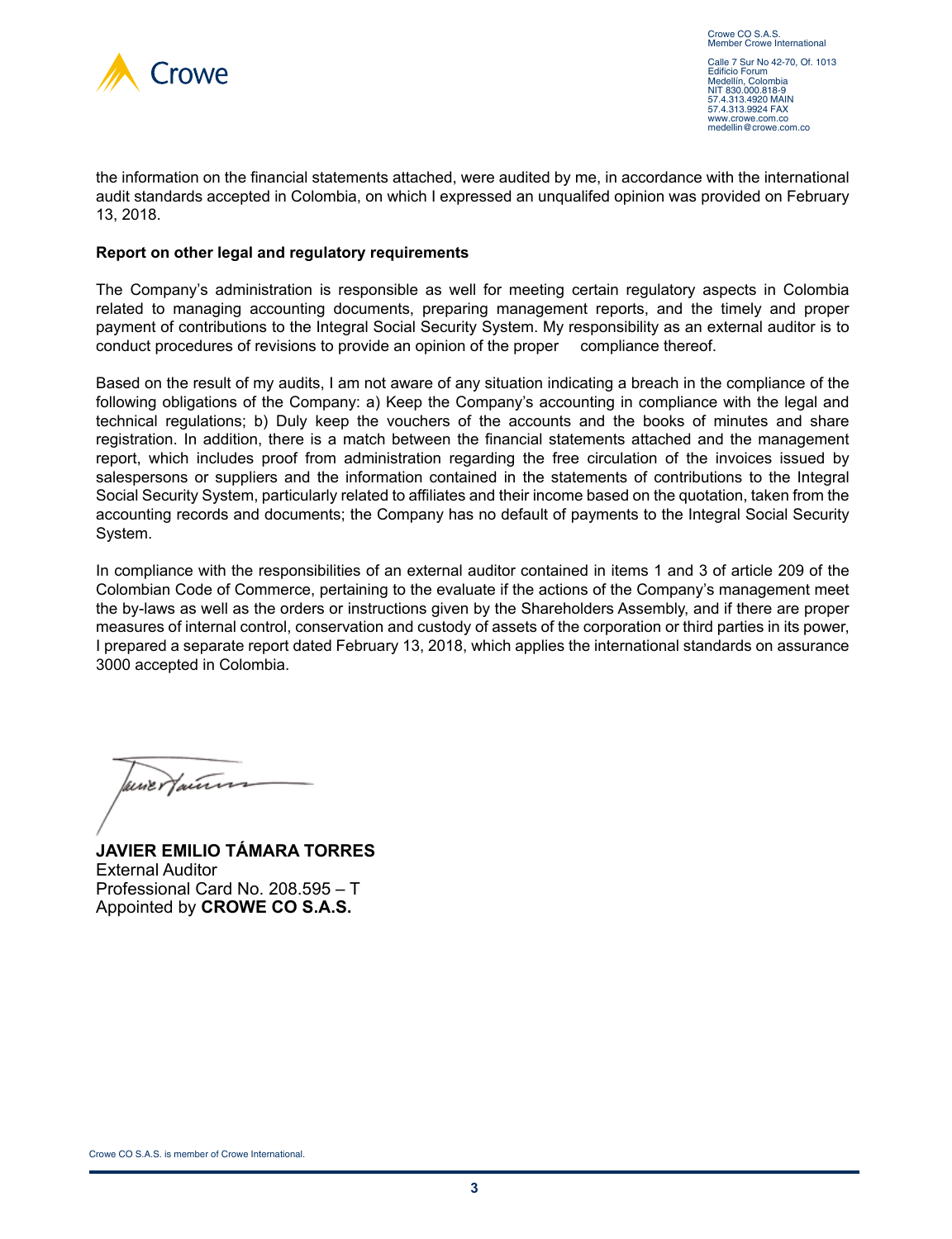the information on the financial statements attached, were audited by me, in accordance with the international audit standards accepted in Colombia, on which I expressed an unqualifed opinion was provided on February 13, 2018.

**Report on other legal and regulatory requirements**

The Company's administration is responsible as well for meeting certain regulatory aspects in Colombia related to managing accounting documents, preparing management reports, and the timely and proper payment of contributions to the Integral Social Security System. My responsibility as an external auditor is to conduct procedures of revisions to provide an opinion of the proper compliance thereof.

Based on the result of my audits, I am not aware of any situation indicating a breach in the compliance of the following obligations of the Company: a) Keep the Company's accounting in compliance with the legal and technical regulations; b) Duly keep the vouchers of the accounts and the books of minutes and share registration. In addition, there is a match between the financial statements attached and the management report, which includes proof from administration regarding the free circulation of the invoices issued by salespersons or suppliers and the information contained in the statements of contributions to the Integral Social Security System, particularly related to affiliates and their income based on the quotation, taken from the accounting records and documents; the Company has no default of payments to the Integral Social Security System.

In compliance with the responsibilities of an external auditor contained in items 1 and 3 of article 209 of the Colombian Code of Commerce, pertaining to the evaluate if the actions of the Company's management meet the by-laws as well as the orders or instructions given by the Shareholders Assembly, and if there are proper measures of internal control, conservation and custody of assets of the corporation or third parties in its power, I prepared a separate report dated February 13, 2018, which applies the international standards on assurance 3000 accepted in Colombia.

**JAVIER EMILIO TÁMARA TORRES**
External Auditor
Professional Card No. 208.595 – T
Appointed by **CROWE CO S.A.S.**

Crowe CO S.A.S. is member of Crowe International.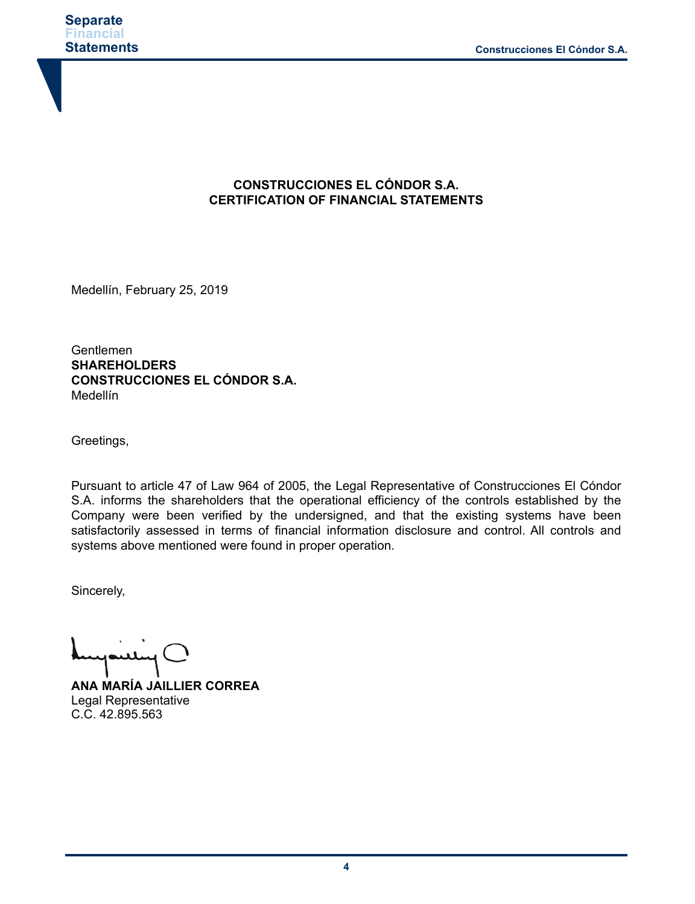**CONSTRUCCIONES EL CÓNDOR S.A.**
**CERTIFICATION OF FINANCIAL STATEMENTS**

Medellín, February 25, 2019

Gentlemen
**SHAREHOLDERS**
**CONSTRUCCIONES EL CÓNDOR S.A.**
Medellín

Greetings,

Pursuant to article 47 of Law 964 of 2005, the Legal Representative of Construcciones El Cóndor S.A. informs the shareholders that the operational efficiency of the controls established by the Company were been verified by the undersigned, and that the existing systems have been satisfactorily assessed in terms of financial information disclosure and control. All controls and systems above mentioned were found in proper operation.

Sincerely,

**ANA MARÍA JAILLIER CORREA**
Legal Representative
C.C. 42.895.563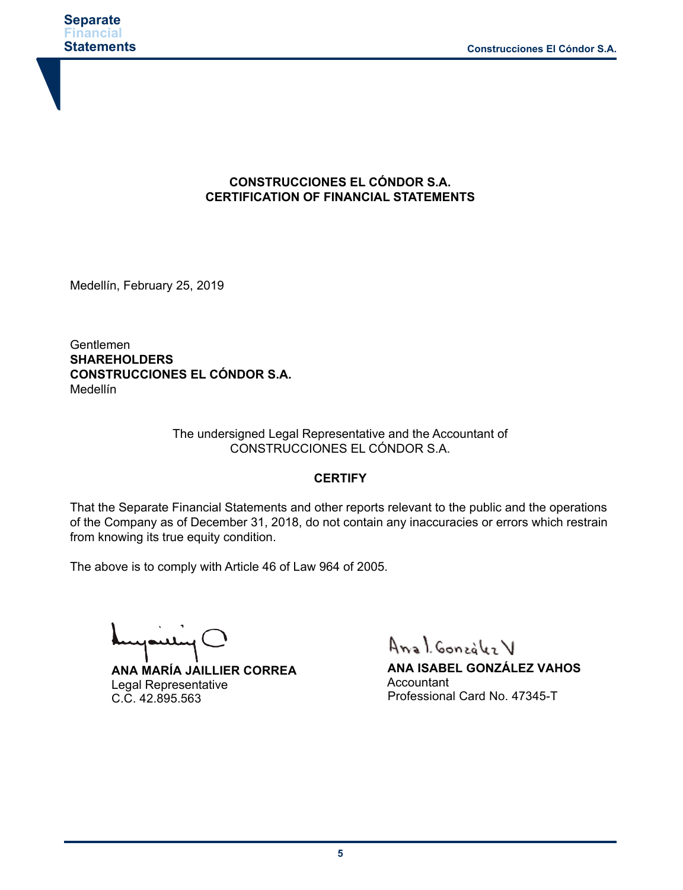# CONSTRUCCIONES EL CÓNDOR S.A.
## CERTIFICATION OF FINANCIAL STATEMENTS

Medellín, February 25, 2019

Gentlemen
**SHAREHOLDERS**
**CONSTRUCCIONES EL CÓNDOR S.A.**
Medellín

The undersigned Legal Representative and the Accountant of
CONSTRUCCIONES EL CÓNDOR S.A.

**CERTIFY**

That the Separate Financial Statements and other reports relevant to the public and the operations of the Company as of December 31, 2018, do not contain any inaccuracies or errors which restrain from knowing its true equity condition.

The above is to comply with Article 46 of Law 964 of 2005.

**ANA MARÍA JAILLIER CORREA**
Legal Representative
C.C. 42.895.563

**ANA ISABEL GONZÁLEZ VAHOS**
Accountant
Professional Card No. 47345-T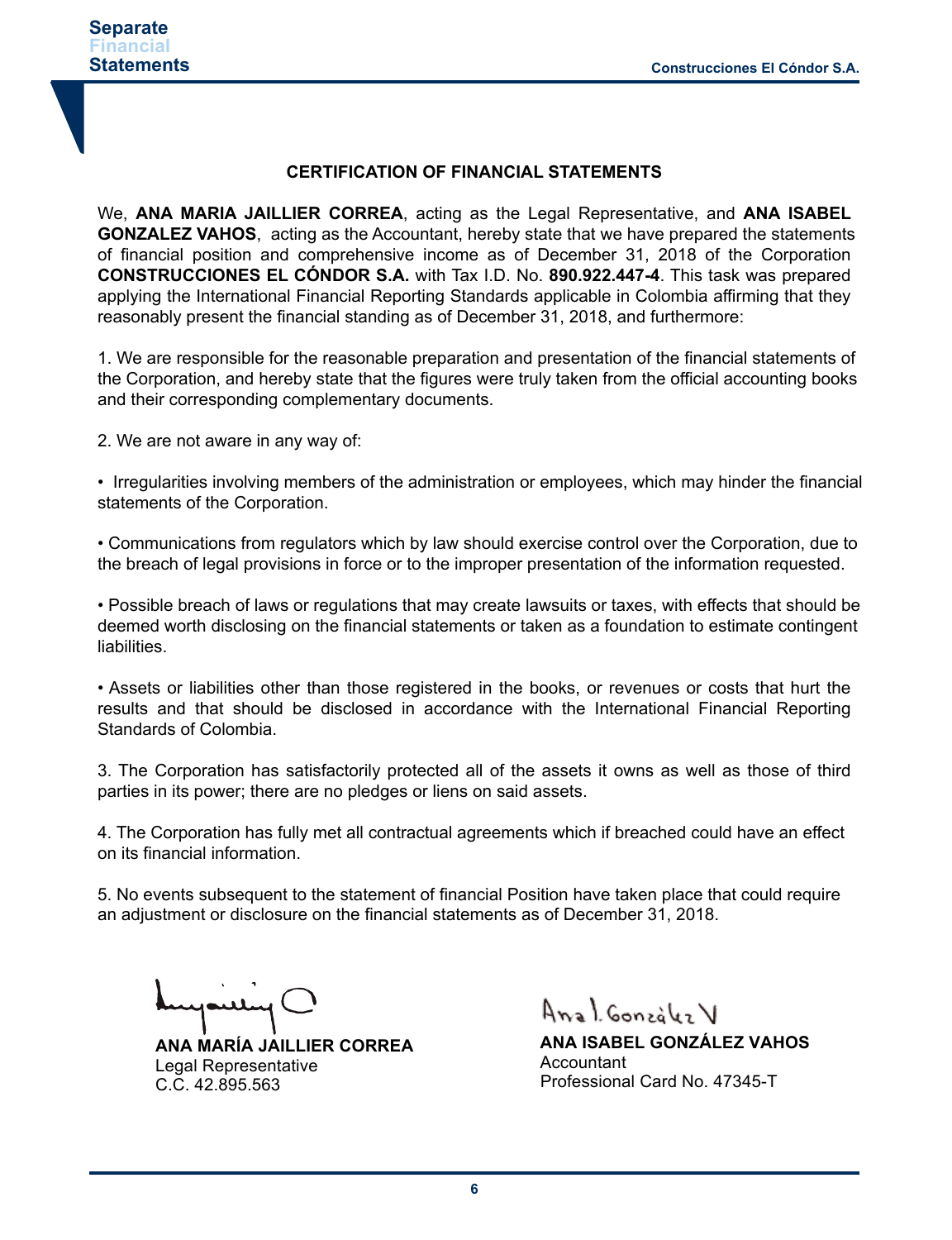## CERTIFICATION OF FINANCIAL STATEMENTS

We, **ANA MARIA JAILLIER CORREA**, acting as the Legal Representative, and **ANA ISABEL GONZALEZ VAHOS**, acting as the Accountant, hereby state that we have prepared the statements of financial position and comprehensive income as of December 31, 2018 of the Corporation **CONSTRUCCIONES EL CÓNDOR S.A.** with Tax I.D. No. **890.922.447-4**. This task was prepared applying the International Financial Reporting Standards applicable in Colombia affirming that they reasonably present the financial standing as of December 31, 2018, and furthermore:

1. We are responsible for the reasonable preparation and presentation of the financial statements of the Corporation, and hereby state that the figures were truly taken from the official accounting books and their corresponding complementary documents.

2. We are not aware in any way of:

• Irregularities involving members of the administration or employees, which may hinder the financial statements of the Corporation.

• Communications from regulators which by law should exercise control over the Corporation, due to the breach of legal provisions in force or to the improper presentation of the information requested.

• Possible breach of laws or regulations that may create lawsuits or taxes, with effects that should be deemed worth disclosing on the financial statements or taken as a foundation to estimate contingent liabilities.

• Assets or liabilities other than those registered in the books, or revenues or costs that hurt the results and that should be disclosed in accordance with the International Financial Reporting Standards of Colombia.

3. The Corporation has satisfactorily protected all of the assets it owns as well as those of third parties in its power; there are no pledges or liens on said assets.

4. The Corporation has fully met all contractual agreements which if breached could have an effect on its financial information.

5. No events subsequent to the statement of financial Position have taken place that could require an adjustment or disclosure on the financial statements as of December 31, 2018.

**ANA MARÍA JAILLIER CORREA**
Legal Representative
C.C. 42.895.563

**ANA ISABEL GONZÁLEZ VAHOS**
Accountant
Professional Card No. 47345-T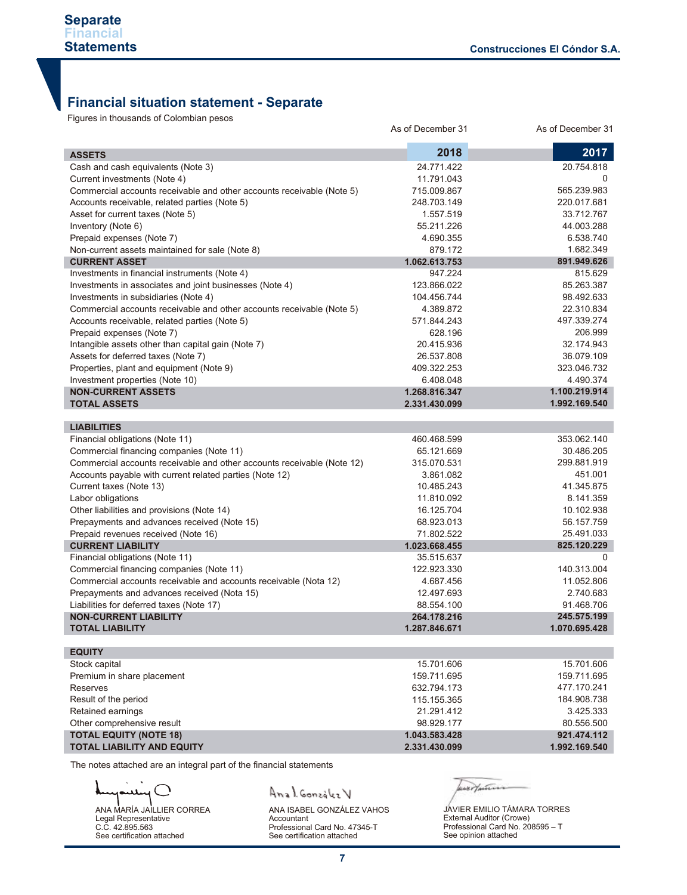## Financial situation statement - Separate

Figures in thousands of Colombian pesos

| | As of December 31 2018 | As of December 31 2017 |
|---|---|---|
| **ASSETS** | | |
| Cash and cash equivalents (Note 3) | 24.771.422 | 20.754.818 |
| Current investments (Note 4) | 11.791.043 | 0 |
| Commercial accounts receivable and other accounts receivable (Note 5) | 715.009.867 | 565.239.983 |
| Accounts receivable, related parties (Note 5) | 248.703.149 | 220.017.681 |
| Asset for current taxes (Note 5) | 1.557.519 | 33.712.767 |
| Inventory (Note 6) | 55.211.226 | 44.003.288 |
| Prepaid expenses (Note 7) | 4.690.355 | 6.538.740 |
| Non-current assets maintained for sale (Note 8) | 879.172 | 1.682.349 |
| **CURRENT ASSET** | **1.062.613.753** | **891.949.626** |
| Investments in financial instruments (Note 4) | 947.224 | 815.629 |
| Investments in associates and joint businesses (Note 4) | 123.866.022 | 85.263.387 |
| Investments in subsidiaries (Note 4) | 104.456.744 | 98.492.633 |
| Commercial accounts receivable and other accounts receivable (Note 5) | 4.389.872 | 22.310.834 |
| Accounts receivable, related parties (Note 5) | 571.844.243 | 497.339.274 |
| Prepaid expenses (Note 7) | 628.196 | 206.999 |
| Intangible assets other than capital gain (Note 7) | 20.415.936 | 32.174.943 |
| Assets for deferred taxes (Note 7) | 26.537.808 | 36.079.109 |
| Properties, plant and equipment (Note 9) | 409.322.253 | 323.046.732 |
| Investment properties (Note 10) | 6.408.048 | 4.490.374 |
| **NON-CURRENT ASSETS** | **1.268.816.347** | **1.100.219.914** |
| **TOTAL ASSETS** | **2.331.430.099** | **1.992.169.540** |
| **LIABILITIES** | | |
| Financial obligations (Note 11) | 460.468.599 | 353.062.140 |
| Commercial financing companies (Note 11) | 65.121.669 | 30.486.205 |
| Commercial accounts receivable and other accounts receivable (Note 12) | 315.070.531 | 299.881.919 |
| Accounts payable with current related parties (Note 12) | 3.861.082 | 451.001 |
| Current taxes (Note 13) | 10.485.243 | 41.345.875 |
| Labor obligations | 11.810.092 | 8.141.359 |
| Other liabilities and provisions (Note 14) | 16.125.704 | 10.102.938 |
| Prepayments and advances received (Note 15) | 68.923.013 | 56.157.759 |
| Prepaid revenues received (Note 16) | 71.802.522 | 25.491.033 |
| **CURRENT LIABILITY** | **1.023.668.455** | **825.120.229** |
| Financial obligations (Note 11) | 35.515.637 | 0 |
| Commercial financing companies (Note 11) | 122.923.330 | 140.313.004 |
| Commercial accounts receivable and accounts receivable (Nota 12) | 4.687.456 | 11.052.806 |
| Prepayments and advances received (Nota 15) | 12.497.693 | 2.740.683 |
| Liabilities for deferred taxes (Note 17) | 88.554.100 | 91.468.706 |
| **NON-CURRENT LIABILITY** | **264.178.216** | **245.575.199** |
| **TOTAL LIABILITY** | **1.287.846.671** | **1.070.695.428** |
| **EQUITY** | | |
| Stock capital | 15.701.606 | 15.701.606 |
| Premium in share placement | 159.711.695 | 159.711.695 |
| Reserves | 632.794.173 | 477.170.241 |
| Result of the period | 115.155.365 | 184.908.738 |
| Retained earnings | 21.291.412 | 3.425.333 |
| Other comprehensive result | 98.929.177 | 80.556.500 |
| **TOTAL EQUITY (NOTE 18)** | **1.043.583.428** | **921.474.112** |
| **TOTAL LIABILITY AND EQUITY** | **2.331.430.099** | **1.992.169.540** |

The notes attached are an integral part of the financial statements

ANA MARÍA JAILLIER CORREA
Legal Representative
C.C. 42.895.563
See certification attached

ANA ISABEL GONZÁLEZ VAHOS
Accountant
Professional Card No. 47345-T
See certification attached

JAVIER EMILIO TÁMARA TORRES
External Auditor (Crowe)
Professional Card No. 208595 – T
See opinion attached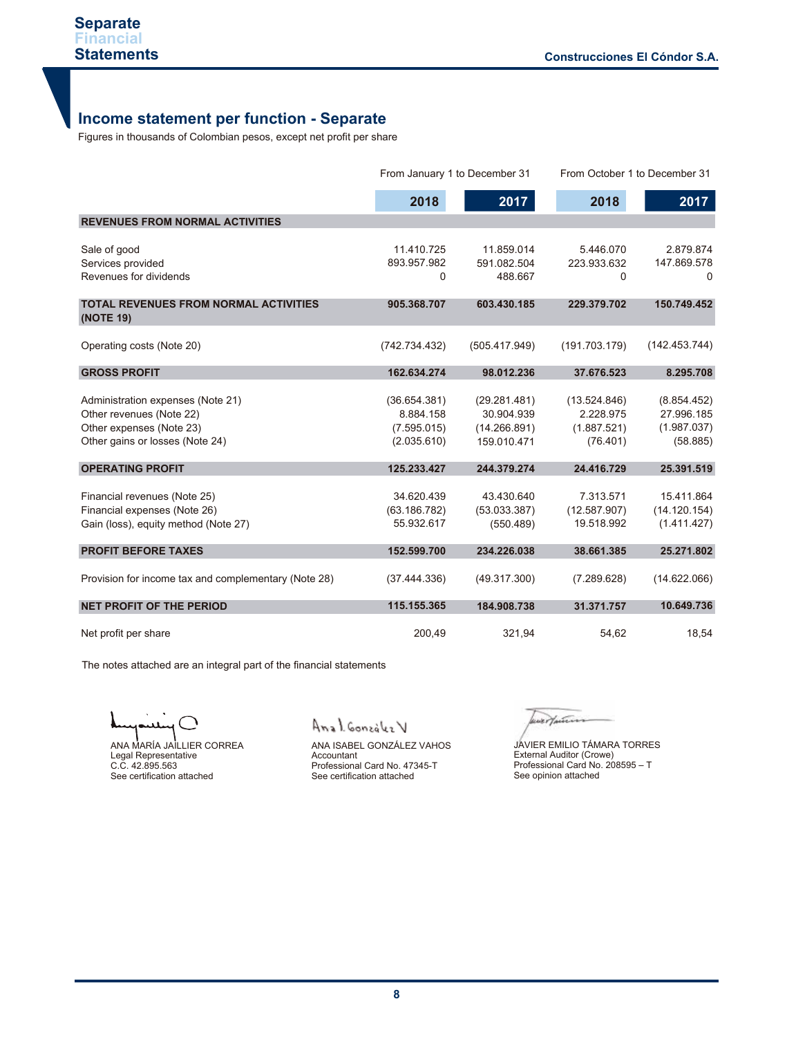## Income statement per function - Separate

Figures in thousands of Colombian pesos, except net profit per share

| | From January 1 to December 31 | | From October 1 to December 31 | |
|---|---|---|---|---|
| | **2018** | **2017** | **2018** | **2017** |
| **REVENUES FROM NORMAL ACTIVITIES** | | | | |
| Sale of good | 11.410.725 | 11.859.014 | 5.446.070 | 2.879.874 |
| Services provided | 893.957.982 | 591.082.504 | 223.933.632 | 147.869.578 |
| Revenues for dividends | 0 | 488.667 | 0 | 0 |
| **TOTAL REVENUES FROM NORMAL ACTIVITIES (NOTE 19)** | **905.368.707** | **603.430.185** | **229.379.702** | **150.749.452** |
| Operating costs (Note 20) | (742.734.432) | (505.417.949) | (191.703.179) | (142.453.744) |
| **GROSS PROFIT** | **162.634.274** | **98.012.236** | **37.676.523** | **8.295.708** |
| Administration expenses (Note 21) | (36.654.381) | (29.281.481) | (13.524.846) | (8.854.452) |
| Other revenues (Note 22) | 8.884.158 | 30.904.939 | 2.228.975 | 27.996.185 |
| Other expenses (Note 23) | (7.595.015) | (14.266.891) | (1.887.521) | (1.987.037) |
| Other gains or losses (Note 24) | (2.035.610) | 159.010.471 | (76.401) | (58.885) |
| **OPERATING PROFIT** | **125.233.427** | **244.379.274** | **24.416.729** | **25.391.519** |
| Financial revenues (Note 25) | 34.620.439 | 43.430.640 | 7.313.571 | 15.411.864 |
| Financial expenses (Note 26) | (63.186.782) | (53.033.387) | (12.587.907) | (14.120.154) |
| Gain (loss), equity method (Note 27) | 55.932.617 | (550.489) | 19.518.992 | (1.411.427) |
| **PROFIT BEFORE TAXES** | **152.599.700** | **234.226.038** | **38.661.385** | **25.271.802** |
| Provision for income tax and complementary (Note 28) | (37.444.336) | (49.317.300) | (7.289.628) | (14.622.066) |
| **NET PROFIT OF THE PERIOD** | **115.155.365** | **184.908.738** | **31.371.757** | **10.649.736** |
| Net profit per share | 200,49 | 321,94 | 54,62 | 18,54 |

The notes attached are an integral part of the financial statements

ANA MARÍA JAILLIER CORREA
Legal Representative
C.C. 42.895.563
See certification attached

ANA ISABEL GONZÁLEZ VAHOS
Accountant
Professional Card No. 47345-T
See certification attached

JAVIER EMILIO TÁMARA TORRES
External Auditor (Crowe)
Professional Card No. 208595 – T
See opinion attached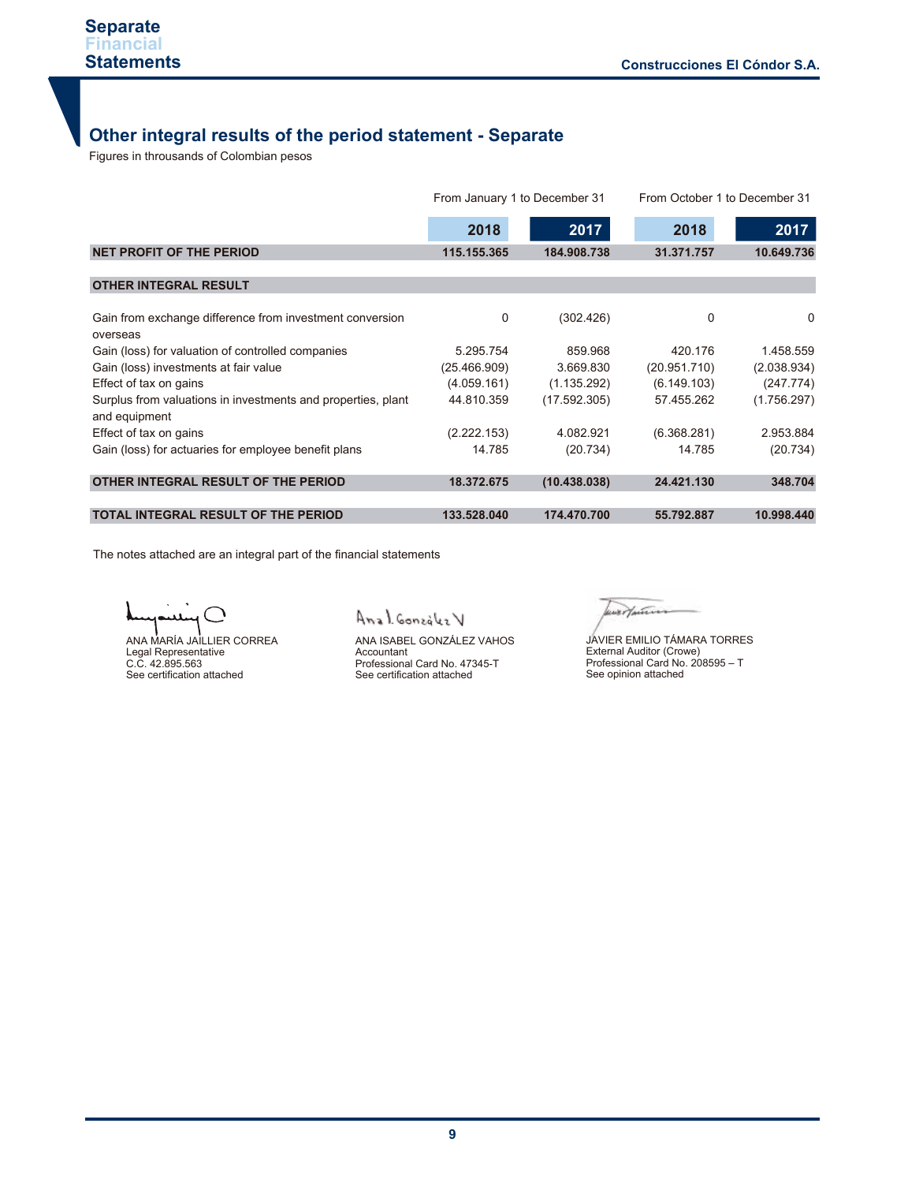## Other integral results of the period statement - Separate

Figures in throusands of Colombian pesos

| | From January 1 to December 31 | | From October 1 to December 31 | |
|---|---|---|---|---|
| | **2018** | **2017** | **2018** | **2017** |
| **NET PROFIT OF THE PERIOD** | **115.155.365** | **184.908.738** | **31.371.757** | **10.649.736** |
| **OTHER INTEGRAL RESULT** | | | | |
| Gain from exchange difference from investment conversion overseas | 0 | (302.426) | 0 | 0 |
| Gain (loss) for valuation of controlled companies | 5.295.754 | 859.968 | 420.176 | 1.458.559 |
| Gain (loss) investments at fair value | (25.466.909) | 3.669.830 | (20.951.710) | (2.038.934) |
| Effect of tax on gains | (4.059.161) | (1.135.292) | (6.149.103) | (247.774) |
| Surplus from valuations in investments and properties, plant and equipment | 44.810.359 | (17.592.305) | 57.455.262 | (1.756.297) |
| Effect of tax on gains | (2.222.153) | 4.082.921 | (6.368.281) | 2.953.884 |
| Gain (loss) for actuaries for employee benefit plans | 14.785 | (20.734) | 14.785 | (20.734) |
| **OTHER INTEGRAL RESULT OF THE PERIOD** | **18.372.675** | **(10.438.038)** | **24.421.130** | **348.704** |
| **TOTAL INTEGRAL RESULT OF THE PERIOD** | **133.528.040** | **174.470.700** | **55.792.887** | **10.998.440** |

The notes attached are an integral part of the financial statements

ANA MARÍA JAILLIER CORREA
Legal Representative
C.C. 42.895.563
See certification attached

ANA ISABEL GONZÁLEZ VAHOS
Accountant
Professional Card No. 47345-T
See certification attached

JAVIER EMILIO TÁMARA TORRES
External Auditor (Crowe)
Professional Card No. 208595 – T
See opinion attached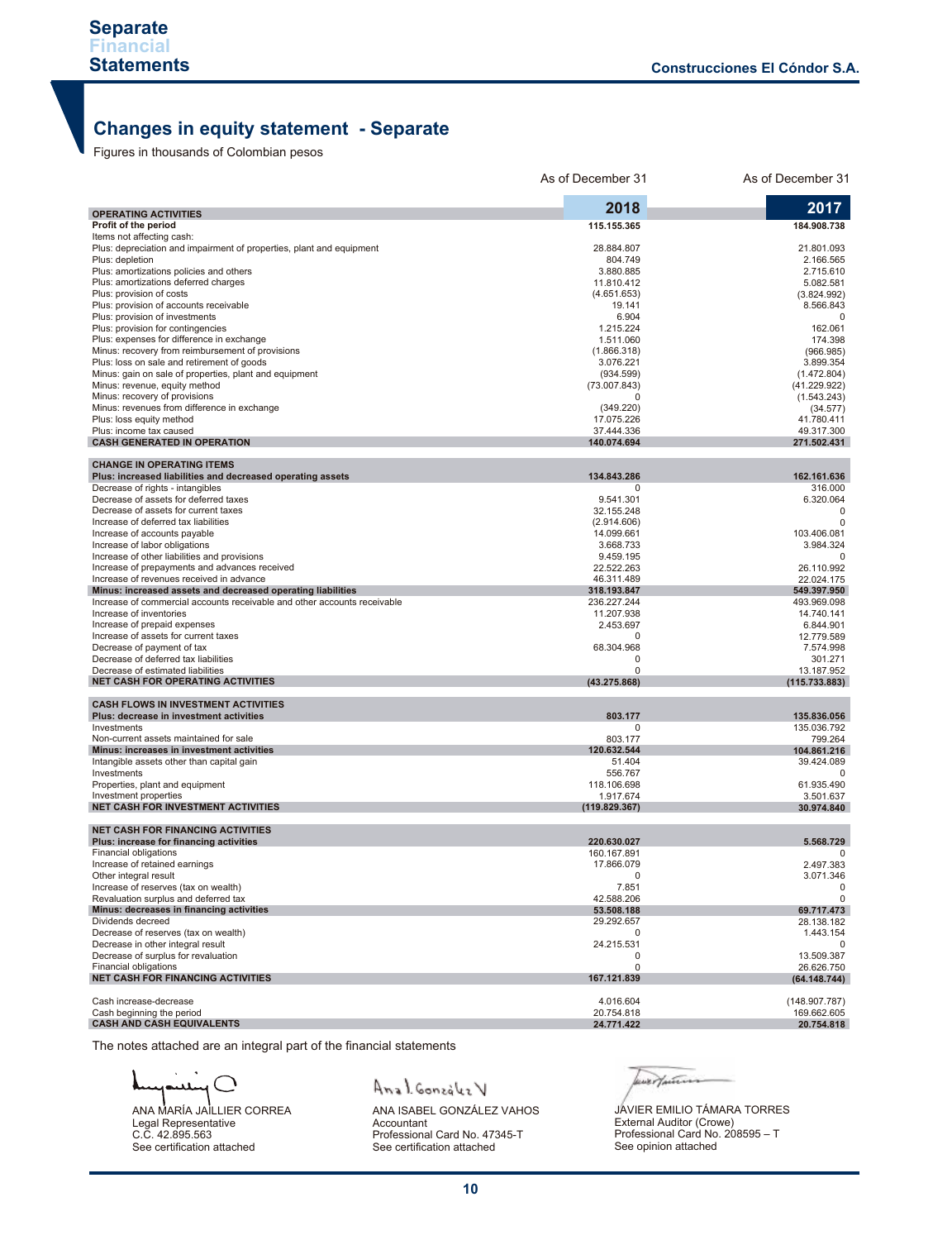# Changes in equity statement - Separate

Figures in thousands of Colombian pesos

| | As of December 31 **2018** | As of December 31 **2017** |
|---|---|---|
| **OPERATING ACTIVITIES** | | |
| **Profit of the period** | **115.155.365** | **184.908.738** |
| Items not affecting cash: | | |
| Plus: depreciation and impairment of properties, plant and equipment | 28.884.807 | 21.801.093 |
| Plus: depletion | 804.749 | 2.166.565 |
| Plus: amortizations policies and others | 3.880.885 | 2.715.610 |
| Plus: amortizations deferred charges | 11.810.412 | 5.082.581 |
| Plus: provision of costs | (4.651.653) | (3.824.992) |
| Plus: provision of accounts receivable | 19.141 | 8.566.843 |
| Plus: provision of investments | 6.904 | 0 |
| Plus: provision for contingencies | 1.215.224 | 162.061 |
| Plus: expenses for difference in exchange | 1.511.060 | 174.398 |
| Minus: recovery from reimbursement of provisions | (1.866.318) | (966.985) |
| Plus: loss on sale and retirement of goods | 3.076.221 | 3.899.354 |
| Minus: gain on sale of properties, plant and equipment | (934.599) | (1.472.804) |
| Minus: revenue, equity method | (73.007.843) | (41.229.922) |
| Minus: recovery of provisions | 0 | (1.543.243) |
| Minus: revenues from difference in exchange | (349.220) | (34.577) |
| Plus: loss equity method | 17.075.226 | 41.780.411 |
| Plus: income tax caused | 37.444.336 | 49.317.300 |
| **CASH GENERATED IN OPERATION** | **140.074.694** | **271.502.431** |
| | | |
| **CHANGE IN OPERATING ITEMS** | | |
| **Plus: increased liabilities and decreased operating assets** | **134.843.286** | **162.161.636** |
| Decrease of rights - intangibles | 0 | 316.000 |
| Decrease of assets for deferred taxes | 9.541.301 | 6.320.064 |
| Decrease of assets for current taxes | 32.155.248 | 0 |
| Increase of deferred tax liabilities | (2.914.606) | 0 |
| Increase of accounts payable | 14.099.661 | 103.406.081 |
| Increase of labor obligations | 3.668.733 | 3.984.324 |
| Increase of other liabilities and provisions | 9.459.195 | 0 |
| Increase of prepayments and advances received | 22.522.263 | 26.110.992 |
| Increase of revenues received in advance | 46.311.489 | 22.024.175 |
| **Minus: increased assets and decreased operating liabilities** | **318.193.847** | **549.397.950** |
| Increase of commercial accounts receivable and other accounts receivable | 236.227.244 | 493.969.098 |
| Increase of inventories | 11.207.938 | 14.740.141 |
| Increase of prepaid expenses | 2.453.697 | 6.844.901 |
| Increase of assets for current taxes | 0 | 12.779.589 |
| Decrease of payment of tax | 68.304.968 | 7.574.998 |
| Decrease of deferred tax liabilities | 0 | 301.271 |
| Decrease of estimated liabilities | 0 | 13.187.952 |
| **NET CASH FOR OPERATING ACTIVITIES** | **(43.275.868)** | **(115.733.883)** |
| | | |
| **CASH FLOWS IN INVESTMENT ACTIVITIES** | | |
| **Plus: decrease in investment activities** | **803.177** | **135.836.056** |
| Investments | 0 | 135.036.792 |
| Non-current assets maintained for sale | 803.177 | 799.264 |
| **Minus: increases in investment activities** | **120.632.544** | **104.861.216** |
| Intangible assets other than capital gain | 51.404 | 39.424.089 |
| Investments | 556.767 | 0 |
| Properties, plant and equipment | 118.106.698 | 61.935.490 |
| Investment properties | 1.917.674 | 3.501.637 |
| **NET CASH FOR INVESTMENT ACTIVITIES** | **(119.829.367)** | **30.974.840** |
| | | |
| **NET CASH FOR FINANCING ACTIVITIES** | | |
| **Plus: increase for financing activities** | **220.630.027** | **5.568.729** |
| Financial obligations | 160.167.891 | 0 |
| Increase of retained earnings | 17.866.079 | 2.497.383 |
| Other integral result | 0 | 3.071.346 |
| Increase of reserves (tax on wealth) | 7.851 | 0 |
| Revaluation surplus and deferred tax | 42.588.206 | 0 |
| **Minus: decreases in financing activities** | **53.508.188** | **69.717.473** |
| Dividends decreed | 29.292.657 | 28.138.182 |
| Decrease of reserves (tax on wealth) | 0 | 1.443.154 |
| Decrease in other integral result | 24.215.531 | 0 |
| Decrease of surplus for revaluation | 0 | 13.509.387 |
| Financial obligations | 0 | 26.626.750 |
| **NET CASH FOR FINANCING ACTIVITIES** | **167.121.839** | **(64.148.744)** |
| | | |
| Cash increase-decrease | 4.016.604 | (148.907.787) |
| Cash beginning the period | 20.754.818 | 169.662.605 |
| **CASH AND CASH EQUIVALENTS** | **24.771.422** | **20.754.818** |

The notes attached are an integral part of the financial statements

ANA MARÍA JAILLIER CORREA
Legal Representative
C.C. 42.895.563
See certification attached

ANA ISABEL GONZÁLEZ VAHOS
Accountant
Professional Card No. 47345-T
See certification attached

JAVIER EMILIO TÁMARA TORRES
External Auditor (Crowe)
Professional Card No. 208595 – T
See opinion attached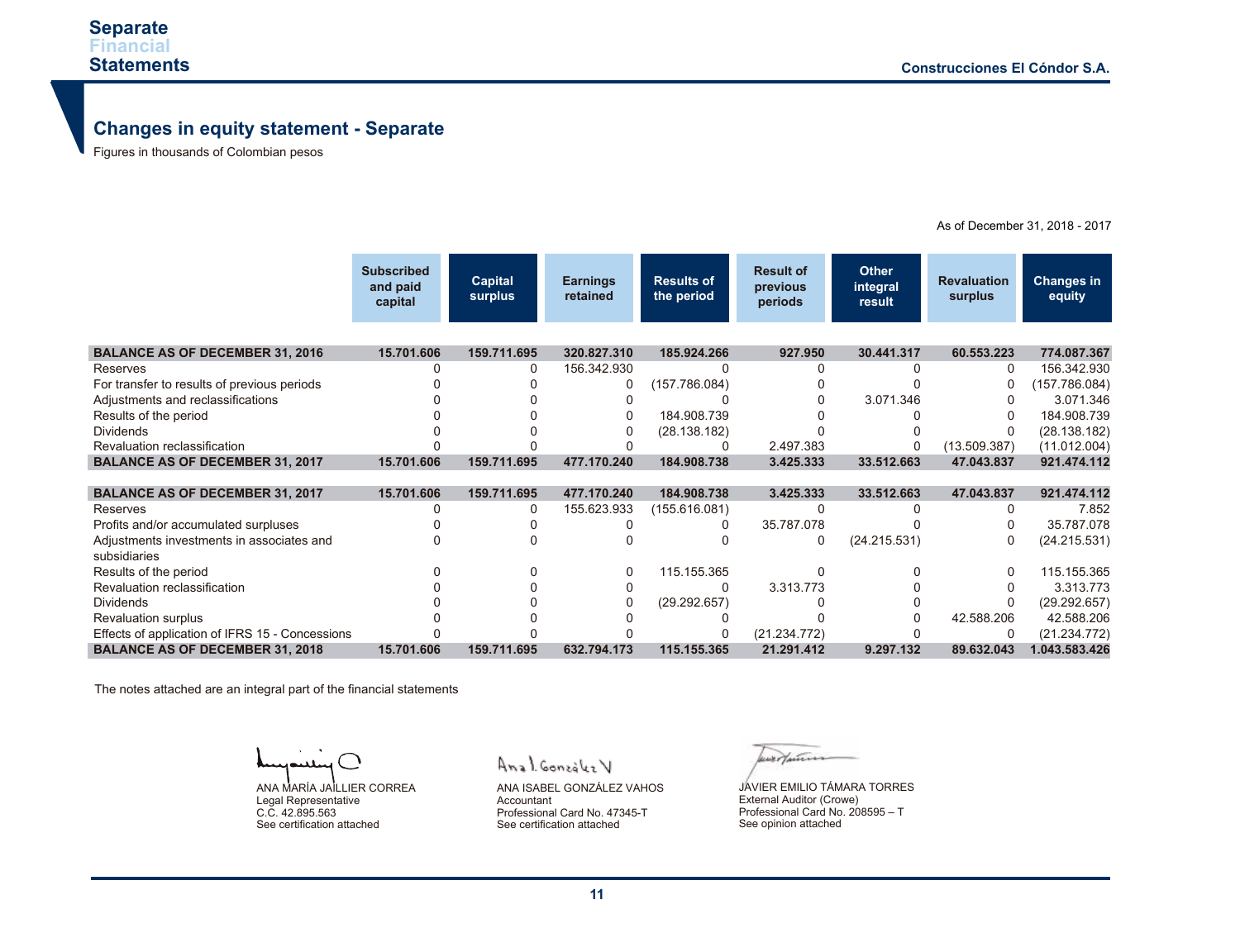## Changes in equity statement - Separate

Figures in thousands of Colombian pesos

As of December 31, 2018 - 2017

| | Subscribed and paid capital | Capital surplus | Earnings retained | Results of the period | Result of previous periods | Other integral result | Revaluation surplus | Changes in equity |
|---|---|---|---|---|---|---|---|---|
| **BALANCE AS OF DECEMBER 31, 2016** | **15.701.606** | **159.711.695** | **320.827.310** | **185.924.266** | **927.950** | **30.441.317** | **60.553.223** | **774.087.367** |
| Reserves | 0 | 0 | 156.342.930 | 0 | 0 | 0 | 0 | 156.342.930 |
| For transfer to results of previous periods | 0 | 0 | 0 | (157.786.084) | 0 | 0 | 0 | (157.786.084) |
| Adjustments and reclassifications | 0 | 0 | 0 | 0 | 0 | 3.071.346 | 0 | 3.071.346 |
| Results of the period | 0 | 0 | 0 | 184.908.739 | 0 | 0 | 0 | 184.908.739 |
| Dividends | 0 | 0 | 0 | (28.138.182) | 0 | 0 | 0 | (28.138.182) |
| Revaluation reclassification | 0 | 0 | 0 | 0 | 2.497.383 | 0 | (13.509.387) | (11.012.004) |
| **BALANCE AS OF DECEMBER 31, 2017** | **15.701.606** | **159.711.695** | **477.170.240** | **184.908.738** | **3.425.333** | **33.512.663** | **47.043.837** | **921.474.112** |
| | | | | | | | | |
| **BALANCE AS OF DECEMBER 31, 2017** | **15.701.606** | **159.711.695** | **477.170.240** | **184.908.738** | **3.425.333** | **33.512.663** | **47.043.837** | **921.474.112** |
| Reserves | 0 | 0 | 155.623.933 | (155.616.081) | 0 | 0 | 0 | 7.852 |
| Profits and/or accumulated surpluses | 0 | 0 | 0 | 0 | 35.787.078 | 0 | 0 | 35.787.078 |
| Adjustments investments in associates and subsidiaries | 0 | 0 | 0 | 0 | 0 | (24.215.531) | 0 | (24.215.531) |
| Results of the period | 0 | 0 | 0 | 115.155.365 | 0 | 0 | 0 | 115.155.365 |
| Revaluation reclassification | 0 | 0 | 0 | 0 | 3.313.773 | 0 | 0 | 3.313.773 |
| Dividends | 0 | 0 | 0 | (29.292.657) | 0 | 0 | 0 | (29.292.657) |
| Revaluation surplus | 0 | 0 | 0 | 0 | 0 | 0 | 42.588.206 | 42.588.206 |
| Effects of application of IFRS 15 - Concessions | 0 | 0 | 0 | 0 | (21.234.772) | 0 | 0 | (21.234.772) |
| **BALANCE AS OF DECEMBER 31, 2018** | **15.701.606** | **159.711.695** | **632.794.173** | **115.155.365** | **21.291.412** | **9.297.132** | **89.632.043** | **1.043.583.426** |

The notes attached are an integral part of the financial statements

ANA MARÍA JAILLIER CORREA
Legal Representative
C.C. 42.895.563
See certification attached

ANA ISABEL GONZÁLEZ VAHOS
Accountant
Professional Card No. 47345-T
See certification attached

JAVIER EMILIO TÁMARA TORRES
External Auditor (Crowe)
Professional Card No. 208595 – T
See opinion attached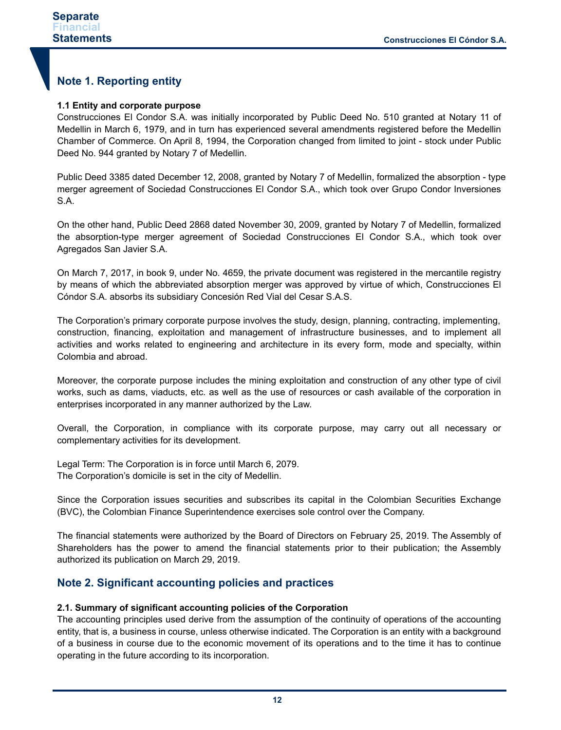## Note 1. Reporting entity

**1.1 Entity and corporate purpose**

Construcciones El Condor S.A. was initially incorporated by Public Deed No. 510 granted at Notary 11 of Medellin in March 6, 1979, and in turn has experienced several amendments registered before the Medellin Chamber of Commerce. On April 8, 1994, the Corporation changed from limited to joint - stock under Public Deed No. 944 granted by Notary 7 of Medellin.

Public Deed 3385 dated December 12, 2008, granted by Notary 7 of Medellin, formalized the absorption - type merger agreement of Sociedad Construcciones El Condor S.A., which took over Grupo Condor Inversiones S.A.

On the other hand, Public Deed 2868 dated November 30, 2009, granted by Notary 7 of Medellin, formalized the absorption-type merger agreement of Sociedad Construcciones El Condor S.A., which took over Agregados San Javier S.A.

On March 7, 2017, in book 9, under No. 4659, the private document was registered in the mercantile registry by means of which the abbreviated absorption merger was approved by virtue of which, Construcciones El Cóndor S.A. absorbs its subsidiary Concesión Red Vial del Cesar S.A.S.

The Corporation's primary corporate purpose involves the study, design, planning, contracting, implementing, construction, financing, exploitation and management of infrastructure businesses, and to implement all activities and works related to engineering and architecture in its every form, mode and specialty, within Colombia and abroad.

Moreover, the corporate purpose includes the mining exploitation and construction of any other type of civil works, such as dams, viaducts, etc. as well as the use of resources or cash available of the corporation in enterprises incorporated in any manner authorized by the Law.

Overall, the Corporation, in compliance with its corporate purpose, may carry out all necessary or complementary activities for its development.

Legal Term: The Corporation is in force until March 6, 2079.
The Corporation's domicile is set in the city of Medellin.

Since the Corporation issues securities and subscribes its capital in the Colombian Securities Exchange (BVC), the Colombian Finance Superintendence exercises sole control over the Company.

The financial statements were authorized by the Board of Directors on February 25, 2019. The Assembly of Shareholders has the power to amend the financial statements prior to their publication; the Assembly authorized its publication on March 29, 2019.

## Note 2. Significant accounting policies and practices

**2.1. Summary of significant accounting policies of the Corporation**

The accounting principles used derive from the assumption of the continuity of operations of the accounting entity, that is, a business in course, unless otherwise indicated. The Corporation is an entity with a background of a business in course due to the economic movement of its operations and to the time it has to continue operating in the future according to its incorporation.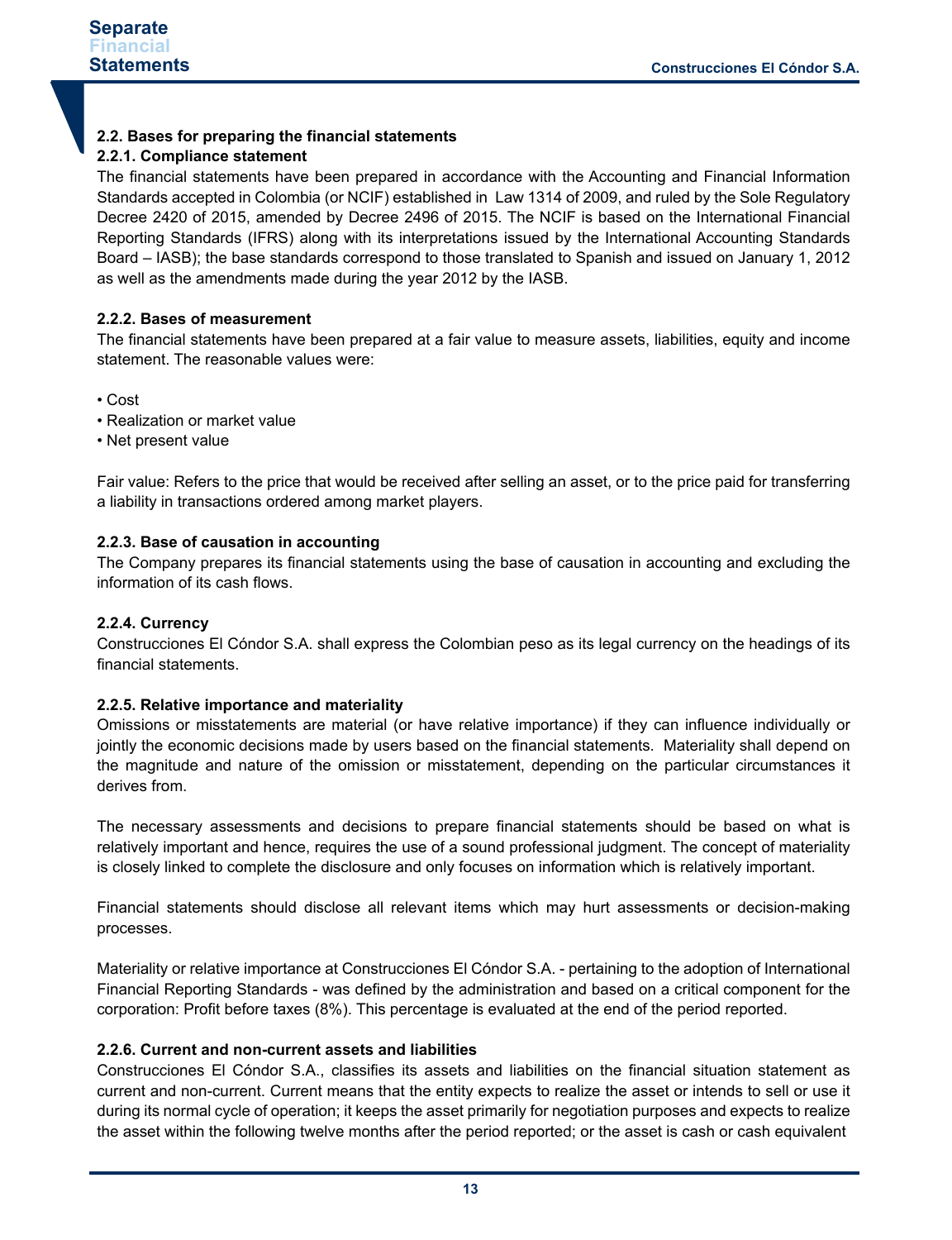### 2.2. Bases for preparing the financial statements

#### 2.2.1. Compliance statement

The financial statements have been prepared in accordance with the Accounting and Financial Information Standards accepted in Colombia (or NCIF) established in Law 1314 of 2009, and ruled by the Sole Regulatory Decree 2420 of 2015, amended by Decree 2496 of 2015. The NCIF is based on the International Financial Reporting Standards (IFRS) along with its interpretations issued by the International Accounting Standards Board – IASB); the base standards correspond to those translated to Spanish and issued on January 1, 2012 as well as the amendments made during the year 2012 by the IASB.

#### 2.2.2. Bases of measurement

The financial statements have been prepared at a fair value to measure assets, liabilities, equity and income statement. The reasonable values were:

- Cost
- Realization or market value
- Net present value

Fair value: Refers to the price that would be received after selling an asset, or to the price paid for transferring a liability in transactions ordered among market players.

#### 2.2.3. Base of causation in accounting

The Company prepares its financial statements using the base of causation in accounting and excluding the information of its cash flows.

#### 2.2.4. Currency

Construcciones El Cóndor S.A. shall express the Colombian peso as its legal currency on the headings of its financial statements.

#### 2.2.5. Relative importance and materiality

Omissions or misstatements are material (or have relative importance) if they can influence individually or jointly the economic decisions made by users based on the financial statements. Materiality shall depend on the magnitude and nature of the omission or misstatement, depending on the particular circumstances it derives from.

The necessary assessments and decisions to prepare financial statements should be based on what is relatively important and hence, requires the use of a sound professional judgment. The concept of materiality is closely linked to complete the disclosure and only focuses on information which is relatively important.

Financial statements should disclose all relevant items which may hurt assessments or decision-making processes.

Materiality or relative importance at Construcciones El Cóndor S.A. - pertaining to the adoption of International Financial Reporting Standards - was defined by the administration and based on a critical component for the corporation: Profit before taxes (8%). This percentage is evaluated at the end of the period reported.

#### 2.2.6. Current and non-current assets and liabilities

Construcciones El Cóndor S.A., classifies its assets and liabilities on the financial situation statement as current and non-current. Current means that the entity expects to realize the asset or intends to sell or use it during its normal cycle of operation; it keeps the asset primarily for negotiation purposes and expects to realize the asset within the following twelve months after the period reported; or the asset is cash or cash equivalent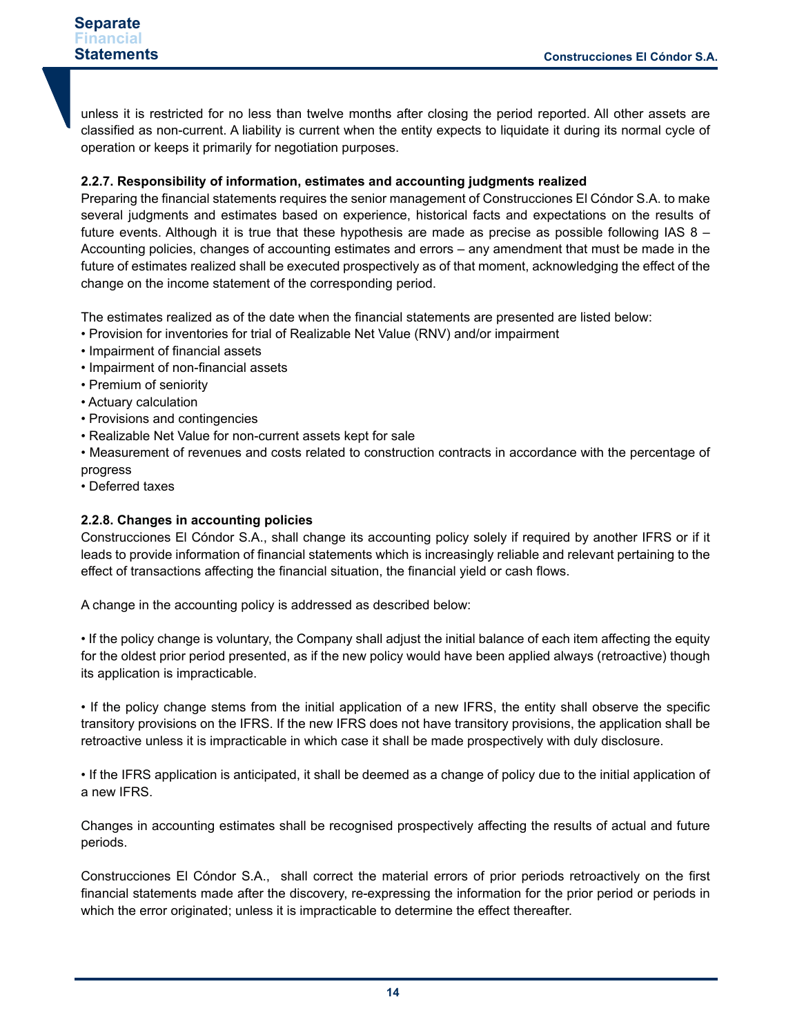unless it is restricted for no less than twelve months after closing the period reported. All other assets are classified as non-current. A liability is current when the entity expects to liquidate it during its normal cycle of operation or keeps it primarily for negotiation purposes.

#### 2.2.7. Responsibility of information, estimates and accounting judgments realized

Preparing the financial statements requires the senior management of Construcciones El Cóndor S.A. to make several judgments and estimates based on experience, historical facts and expectations on the results of future events. Although it is true that these hypothesis are made as precise as possible following IAS 8 – Accounting policies, changes of accounting estimates and errors – any amendment that must be made in the future of estimates realized shall be executed prospectively as of that moment, acknowledging the effect of the change on the income statement of the corresponding period.

The estimates realized as of the date when the financial statements are presented are listed below:

- Provision for inventories for trial of Realizable Net Value (RNV) and/or impairment
- Impairment of financial assets
- Impairment of non-financial assets
- Premium of seniority
- Actuary calculation
- Provisions and contingencies
- Realizable Net Value for non-current assets kept for sale
- Measurement of revenues and costs related to construction contracts in accordance with the percentage of progress
- Deferred taxes

#### 2.2.8. Changes in accounting policies

Construcciones El Cóndor S.A., shall change its accounting policy solely if required by another IFRS or if it leads to provide information of financial statements which is increasingly reliable and relevant pertaining to the effect of transactions affecting the financial situation, the financial yield or cash flows.

A change in the accounting policy is addressed as described below:

- If the policy change is voluntary, the Company shall adjust the initial balance of each item affecting the equity for the oldest prior period presented, as if the new policy would have been applied always (retroactive) though its application is impracticable.

- If the policy change stems from the initial application of a new IFRS, the entity shall observe the specific transitory provisions on the IFRS. If the new IFRS does not have transitory provisions, the application shall be retroactive unless it is impracticable in which case it shall be made prospectively with duly disclosure.

- If the IFRS application is anticipated, it shall be deemed as a change of policy due to the initial application of a new IFRS.

Changes in accounting estimates shall be recognised prospectively affecting the results of actual and future periods.

Construcciones El Cóndor S.A., shall correct the material errors of prior periods retroactively on the first financial statements made after the discovery, re-expressing the information for the prior period or periods in which the error originated; unless it is impracticable to determine the effect thereafter.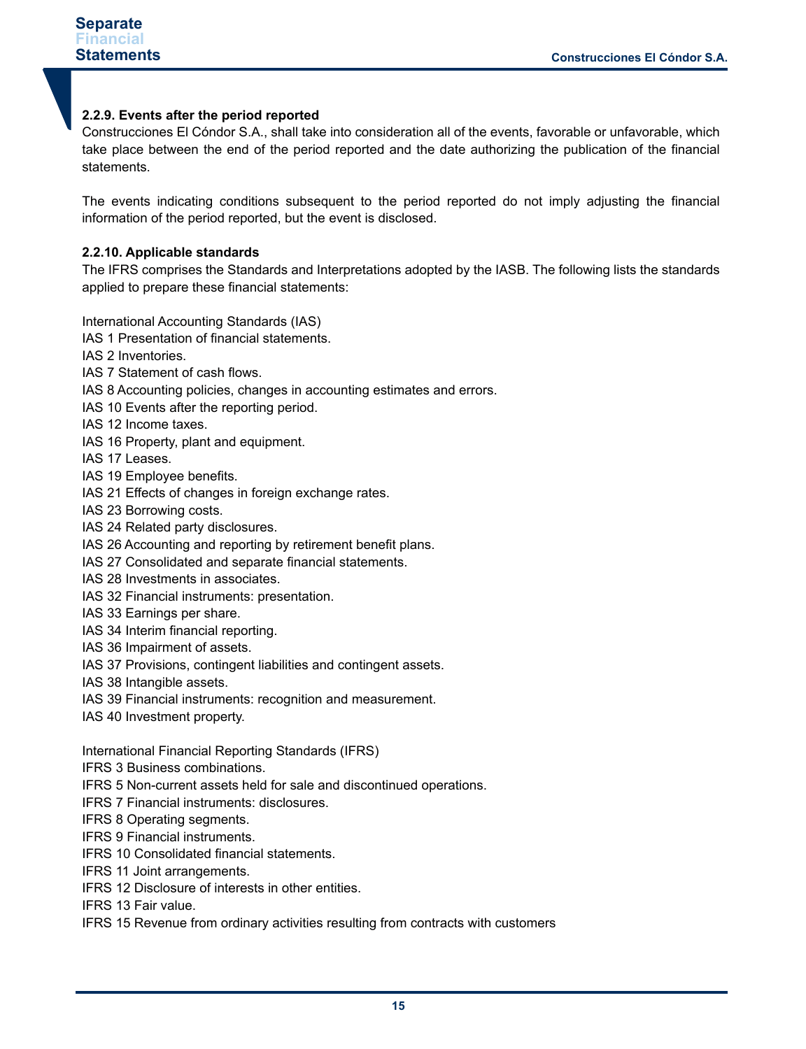### 2.2.9. Events after the period reported

Construcciones El Cóndor S.A., shall take into consideration all of the events, favorable or unfavorable, which take place between the end of the period reported and the date authorizing the publication of the financial statements.

The events indicating conditions subsequent to the period reported do not imply adjusting the financial information of the period reported, but the event is disclosed.

### 2.2.10. Applicable standards

The IFRS comprises the Standards and Interpretations adopted by the IASB. The following lists the standards applied to prepare these financial statements:

International Accounting Standards (IAS)
IAS 1 Presentation of financial statements.
IAS 2 Inventories.
IAS 7 Statement of cash flows.
IAS 8 Accounting policies, changes in accounting estimates and errors.
IAS 10 Events after the reporting period.
IAS 12 Income taxes.
IAS 16 Property, plant and equipment.
IAS 17 Leases.
IAS 19 Employee benefits.
IAS 21 Effects of changes in foreign exchange rates.
IAS 23 Borrowing costs.
IAS 24 Related party disclosures.
IAS 26 Accounting and reporting by retirement benefit plans.
IAS 27 Consolidated and separate financial statements.
IAS 28 Investments in associates.
IAS 32 Financial instruments: presentation.
IAS 33 Earnings per share.
IAS 34 Interim financial reporting.
IAS 36 Impairment of assets.
IAS 37 Provisions, contingent liabilities and contingent assets.
IAS 38 Intangible assets.
IAS 39 Financial instruments: recognition and measurement.
IAS 40 Investment property.

International Financial Reporting Standards (IFRS)
IFRS 3 Business combinations.
IFRS 5 Non-current assets held for sale and discontinued operations.
IFRS 7 Financial instruments: disclosures.
IFRS 8 Operating segments.
IFRS 9 Financial instruments.
IFRS 10 Consolidated financial statements.
IFRS 11 Joint arrangements.
IFRS 12 Disclosure of interests in other entities.
IFRS 13 Fair value.
IFRS 15 Revenue from ordinary activities resulting from contracts with customers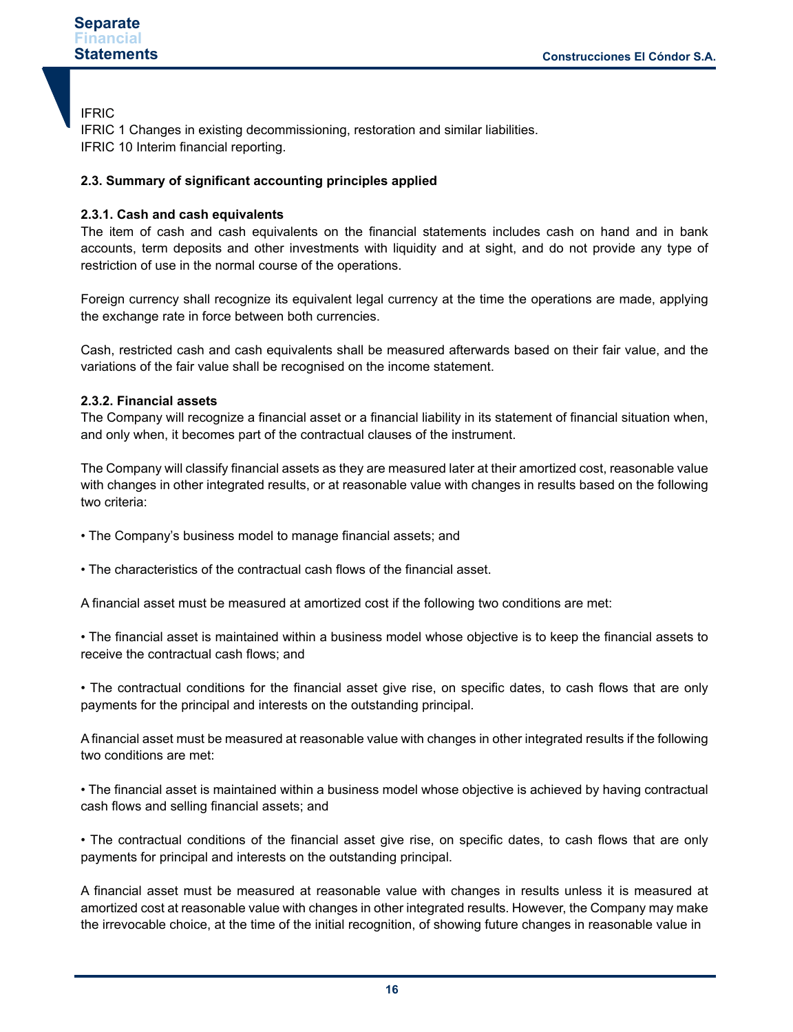IFRIC
IFRIC 1 Changes in existing decommissioning, restoration and similar liabilities.
IFRIC 10 Interim financial reporting.

### 2.3. Summary of significant accounting principles applied

#### 2.3.1. Cash and cash equivalents

The item of cash and cash equivalents on the financial statements includes cash on hand and in bank accounts, term deposits and other investments with liquidity and at sight, and do not provide any type of restriction of use in the normal course of the operations.

Foreign currency shall recognize its equivalent legal currency at the time the operations are made, applying the exchange rate in force between both currencies.

Cash, restricted cash and cash equivalents shall be measured afterwards based on their fair value, and the variations of the fair value shall be recognised on the income statement.

#### 2.3.2. Financial assets

The Company will recognize a financial asset or a financial liability in its statement of financial situation when, and only when, it becomes part of the contractual clauses of the instrument.

The Company will classify financial assets as they are measured later at their amortized cost, reasonable value with changes in other integrated results, or at reasonable value with changes in results based on the following two criteria:

• The Company's business model to manage financial assets; and

• The characteristics of the contractual cash flows of the financial asset.

A financial asset must be measured at amortized cost if the following two conditions are met:

• The financial asset is maintained within a business model whose objective is to keep the financial assets to receive the contractual cash flows; and

• The contractual conditions for the financial asset give rise, on specific dates, to cash flows that are only payments for the principal and interests on the outstanding principal.

A financial asset must be measured at reasonable value with changes in other integrated results if the following two conditions are met:

• The financial asset is maintained within a business model whose objective is achieved by having contractual cash flows and selling financial assets; and

• The contractual conditions of the financial asset give rise, on specific dates, to cash flows that are only payments for principal and interests on the outstanding principal.

A financial asset must be measured at reasonable value with changes in results unless it is measured at amortized cost at reasonable value with changes in other integrated results. However, the Company may make the irrevocable choice, at the time of the initial recognition, of showing future changes in reasonable value in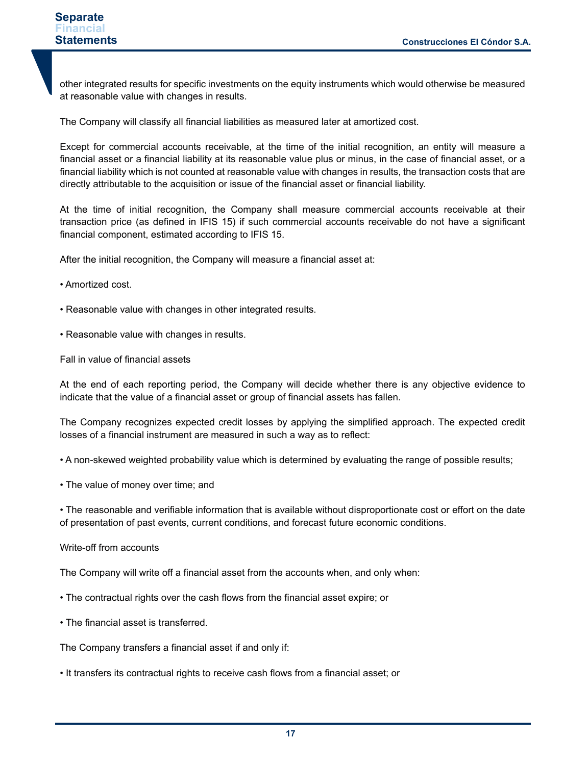other integrated results for specific investments on the equity instruments which would otherwise be measured at reasonable value with changes in results.

The Company will classify all financial liabilities as measured later at amortized cost.

Except for commercial accounts receivable, at the time of the initial recognition, an entity will measure a financial asset or a financial liability at its reasonable value plus or minus, in the case of financial asset, or a financial liability which is not counted at reasonable value with changes in results, the transaction costs that are directly attributable to the acquisition or issue of the financial asset or financial liability.

At the time of initial recognition, the Company shall measure commercial accounts receivable at their transaction price (as defined in IFIS 15) if such commercial accounts receivable do not have a significant financial component, estimated according to IFIS 15.

After the initial recognition, the Company will measure a financial asset at:

• Amortized cost.

• Reasonable value with changes in other integrated results.

• Reasonable value with changes in results.

Fall in value of financial assets

At the end of each reporting period, the Company will decide whether there is any objective evidence to indicate that the value of a financial asset or group of financial assets has fallen.

The Company recognizes expected credit losses by applying the simplified approach. The expected credit losses of a financial instrument are measured in such a way as to reflect:

• A non-skewed weighted probability value which is determined by evaluating the range of possible results;

• The value of money over time; and

• The reasonable and verifiable information that is available without disproportionate cost or effort on the date of presentation of past events, current conditions, and forecast future economic conditions.

Write-off from accounts

The Company will write off a financial asset from the accounts when, and only when:

• The contractual rights over the cash flows from the financial asset expire; or

• The financial asset is transferred.

The Company transfers a financial asset if and only if:

• It transfers its contractual rights to receive cash flows from a financial asset; or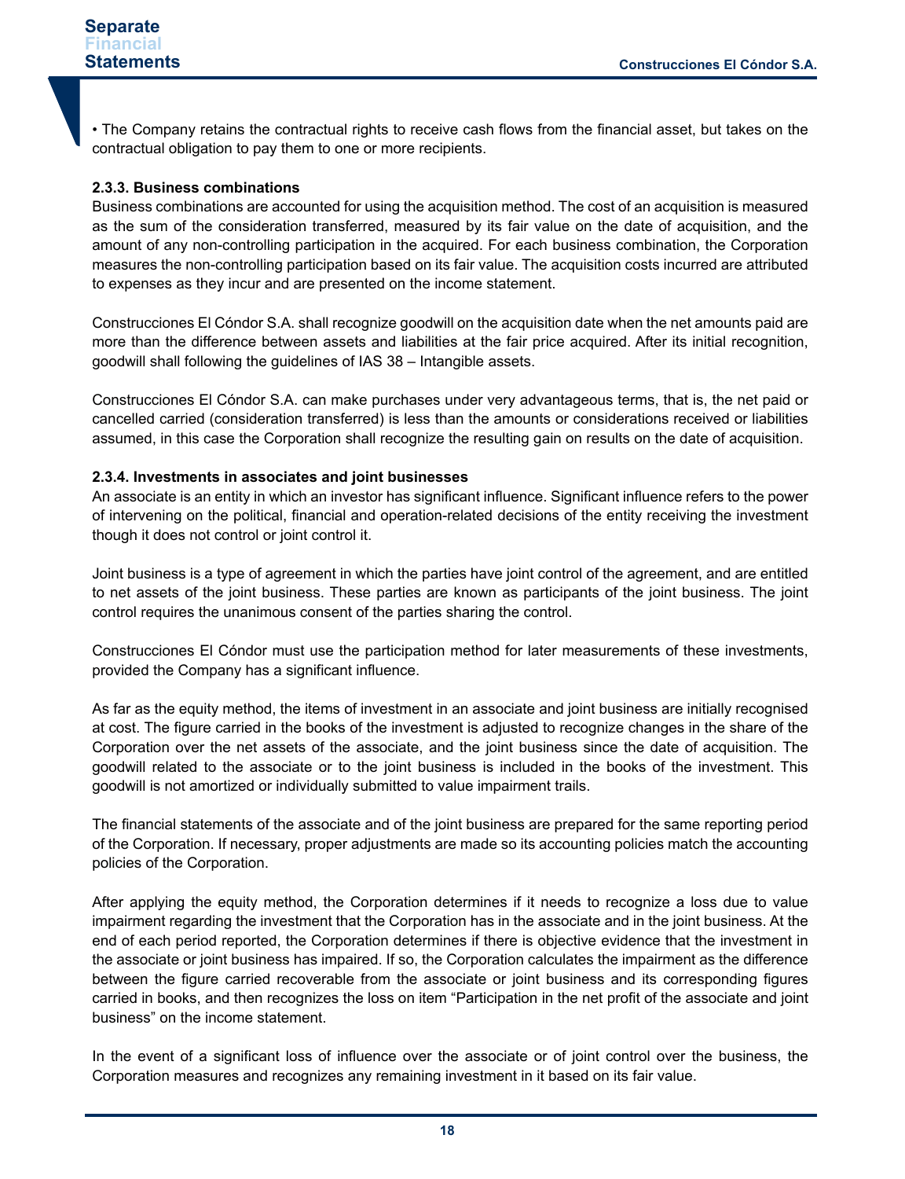• The Company retains the contractual rights to receive cash flows from the financial asset, but takes on the contractual obligation to pay them to one or more recipients.

**2.3.3. Business combinations**

Business combinations are accounted for using the acquisition method. The cost of an acquisition is measured as the sum of the consideration transferred, measured by its fair value on the date of acquisition, and the amount of any non-controlling participation in the acquired. For each business combination, the Corporation measures the non-controlling participation based on its fair value. The acquisition costs incurred are attributed to expenses as they incur and are presented on the income statement.

Construcciones El Cóndor S.A. shall recognize goodwill on the acquisition date when the net amounts paid are more than the difference between assets and liabilities at the fair price acquired. After its initial recognition, goodwill shall following the guidelines of IAS 38 – Intangible assets.

Construcciones El Cóndor S.A. can make purchases under very advantageous terms, that is, the net paid or cancelled carried (consideration transferred) is less than the amounts or considerations received or liabilities assumed, in this case the Corporation shall recognize the resulting gain on results on the date of acquisition.

**2.3.4. Investments in associates and joint businesses**

An associate is an entity in which an investor has significant influence. Significant influence refers to the power of intervening on the political, financial and operation-related decisions of the entity receiving the investment though it does not control or joint control it.

Joint business is a type of agreement in which the parties have joint control of the agreement, and are entitled to net assets of the joint business. These parties are known as participants of the joint business. The joint control requires the unanimous consent of the parties sharing the control.

Construcciones El Cóndor must use the participation method for later measurements of these investments, provided the Company has a significant influence.

As far as the equity method, the items of investment in an associate and joint business are initially recognised at cost. The figure carried in the books of the investment is adjusted to recognize changes in the share of the Corporation over the net assets of the associate, and the joint business since the date of acquisition. The goodwill related to the associate or to the joint business is included in the books of the investment. This goodwill is not amortized or individually submitted to value impairment trails.

The financial statements of the associate and of the joint business are prepared for the same reporting period of the Corporation. If necessary, proper adjustments are made so its accounting policies match the accounting policies of the Corporation.

After applying the equity method, the Corporation determines if it needs to recognize a loss due to value impairment regarding the investment that the Corporation has in the associate and in the joint business. At the end of each period reported, the Corporation determines if there is objective evidence that the investment in the associate or joint business has impaired. If so, the Corporation calculates the impairment as the difference between the figure carried recoverable from the associate or joint business and its corresponding figures carried in books, and then recognizes the loss on item "Participation in the net profit of the associate and joint business" on the income statement.

In the event of a significant loss of influence over the associate or of joint control over the business, the Corporation measures and recognizes any remaining investment in it based on its fair value.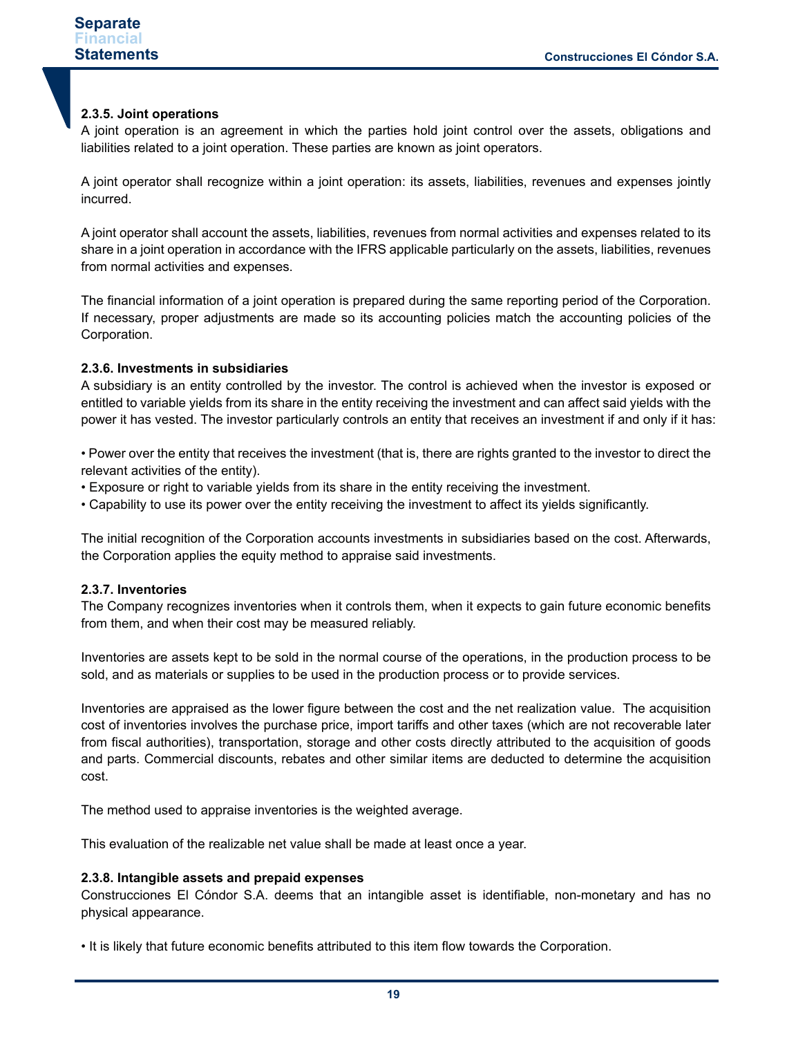#### 2.3.5. Joint operations

A joint operation is an agreement in which the parties hold joint control over the assets, obligations and liabilities related to a joint operation. These parties are known as joint operators.

A joint operator shall recognize within a joint operation: its assets, liabilities, revenues and expenses jointly incurred.

A joint operator shall account the assets, liabilities, revenues from normal activities and expenses related to its share in a joint operation in accordance with the IFRS applicable particularly on the assets, liabilities, revenues from normal activities and expenses.

The financial information of a joint operation is prepared during the same reporting period of the Corporation. If necessary, proper adjustments are made so its accounting policies match the accounting policies of the Corporation.

#### 2.3.6. Investments in subsidiaries

A subsidiary is an entity controlled by the investor. The control is achieved when the investor is exposed or entitled to variable yields from its share in the entity receiving the investment and can affect said yields with the power it has vested. The investor particularly controls an entity that receives an investment if and only if it has:

- Power over the entity that receives the investment (that is, there are rights granted to the investor to direct the relevant activities of the entity).
- Exposure or right to variable yields from its share in the entity receiving the investment.
- Capability to use its power over the entity receiving the investment to affect its yields significantly.

The initial recognition of the Corporation accounts investments in subsidiaries based on the cost. Afterwards, the Corporation applies the equity method to appraise said investments.

#### 2.3.7. Inventories

The Company recognizes inventories when it controls them, when it expects to gain future economic benefits from them, and when their cost may be measured reliably.

Inventories are assets kept to be sold in the normal course of the operations, in the production process to be sold, and as materials or supplies to be used in the production process or to provide services.

Inventories are appraised as the lower figure between the cost and the net realization value. The acquisition cost of inventories involves the purchase price, import tariffs and other taxes (which are not recoverable later from fiscal authorities), transportation, storage and other costs directly attributed to the acquisition of goods and parts. Commercial discounts, rebates and other similar items are deducted to determine the acquisition cost.

The method used to appraise inventories is the weighted average.

This evaluation of the realizable net value shall be made at least once a year.

#### 2.3.8. Intangible assets and prepaid expenses

Construcciones El Cóndor S.A. deems that an intangible asset is identifiable, non-monetary and has no physical appearance.

- It is likely that future economic benefits attributed to this item flow towards the Corporation.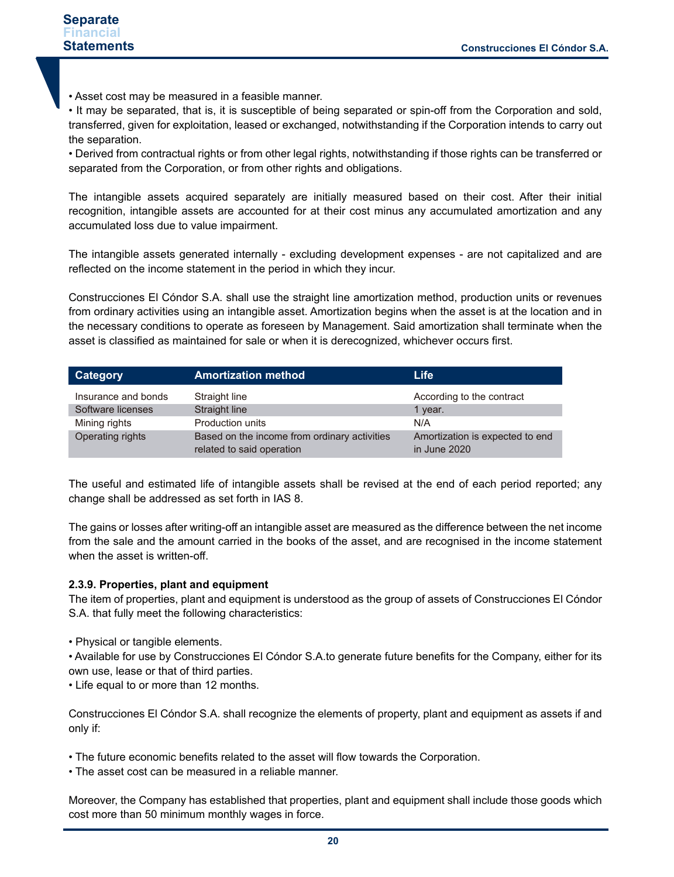• Asset cost may be measured in a feasible manner.
• It may be separated, that is, it is susceptible of being separated or spin-off from the Corporation and sold, transferred, given for exploitation, leased or exchanged, notwithstanding if the Corporation intends to carry out the separation.
• Derived from contractual rights or from other legal rights, notwithstanding if those rights can be transferred or separated from the Corporation, or from other rights and obligations.

The intangible assets acquired separately are initially measured based on their cost. After their initial recognition, intangible assets are accounted for at their cost minus any accumulated amortization and any accumulated loss due to value impairment.

The intangible assets generated internally - excluding development expenses - are not capitalized and are reflected on the income statement in the period in which they incur.

Construcciones El Cóndor S.A. shall use the straight line amortization method, production units or revenues from ordinary activities using an intangible asset. Amortization begins when the asset is at the location and in the necessary conditions to operate as foreseen by Management. Said amortization shall terminate when the asset is classified as maintained for sale or when it is derecognized, whichever occurs first.

| Category | Amortization method | Life |
|---|---|---|
| Insurance and bonds | Straight line | According to the contract |
| Software licenses | Straight line | 1 year. |
| Mining rights | Production units | N/A |
| Operating rights | Based on the income from ordinary activities related to said operation | Amortization is expected to end in June 2020 |

The useful and estimated life of intangible assets shall be revised at the end of each period reported; any change shall be addressed as set forth in IAS 8.

The gains or losses after writing-off an intangible asset are measured as the difference between the net income from the sale and the amount carried in the books of the asset, and are recognised in the income statement when the asset is written-off.

**2.3.9. Properties, plant and equipment**

The item of properties, plant and equipment is understood as the group of assets of Construcciones El Cóndor S.A. that fully meet the following characteristics:

• Physical or tangible elements.
• Available for use by Construcciones El Cóndor S.A.to generate future benefits for the Company, either for its own use, lease or that of third parties.
• Life equal to or more than 12 months.

Construcciones El Cóndor S.A. shall recognize the elements of property, plant and equipment as assets if and only if:

• The future economic benefits related to the asset will flow towards the Corporation.
• The asset cost can be measured in a reliable manner.

Moreover, the Company has established that properties, plant and equipment shall include those goods which cost more than 50 minimum monthly wages in force.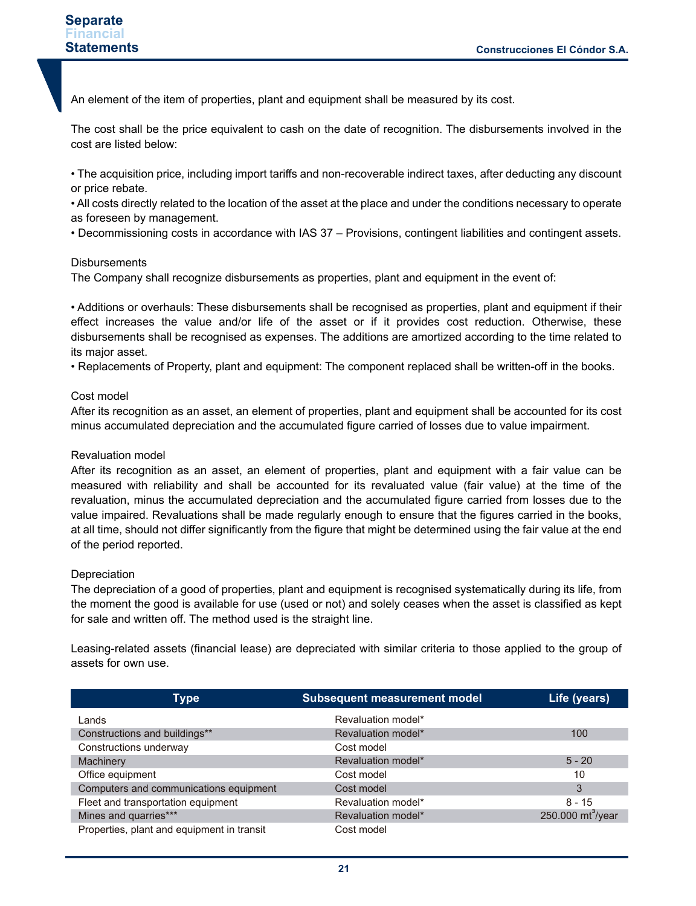An element of the item of properties, plant and equipment shall be measured by its cost.

The cost shall be the price equivalent to cash on the date of recognition. The disbursements involved in the cost are listed below:

• The acquisition price, including import tariffs and non-recoverable indirect taxes, after deducting any discount or price rebate.
• All costs directly related to the location of the asset at the place and under the conditions necessary to operate as foreseen by management.
• Decommissioning costs in accordance with IAS 37 – Provisions, contingent liabilities and contingent assets.

Disbursements

The Company shall recognize disbursements as properties, plant and equipment in the event of:

• Additions or overhauls: These disbursements shall be recognised as properties, plant and equipment if their effect increases the value and/or life of the asset or if it provides cost reduction. Otherwise, these disbursements shall be recognised as expenses. The additions are amortized according to the time related to its major asset.
• Replacements of Property, plant and equipment: The component replaced shall be written-off in the books.

Cost model

After its recognition as an asset, an element of properties, plant and equipment shall be accounted for its cost minus accumulated depreciation and the accumulated figure carried of losses due to value impairment.

Revaluation model

After its recognition as an asset, an element of properties, plant and equipment with a fair value can be measured with reliability and shall be accounted for its revaluated value (fair value) at the time of the revaluation, minus the accumulated depreciation and the accumulated figure carried from losses due to the value impaired. Revaluations shall be made regularly enough to ensure that the figures carried in the books, at all time, should not differ significantly from the figure that might be determined using the fair value at the end of the period reported.

Depreciation

The depreciation of a good of properties, plant and equipment is recognised systematically during its life, from the moment the good is available for use (used or not) and solely ceases when the asset is classified as kept for sale and written off. The method used is the straight line.

Leasing-related assets (financial lease) are depreciated with similar criteria to those applied to the group of assets for own use.

| Type | Subsequent measurement model | Life (years) |
|---|---|---|
| Lands | Revaluation model* | |
| Constructions and buildings** | Revaluation model* | 100 |
| Constructions underway | Cost model | |
| Machinery | Revaluation model* | 5 - 20 |
| Office equipment | Cost model | 10 |
| Computers and communications equipment | Cost model | 3 |
| Fleet and transportation equipment | Revaluation model* | 8 - 15 |
| Mines and quarries*** | Revaluation model* | 250.000 $mt^3$/year |
| Properties, plant and equipment in transit | Cost model | |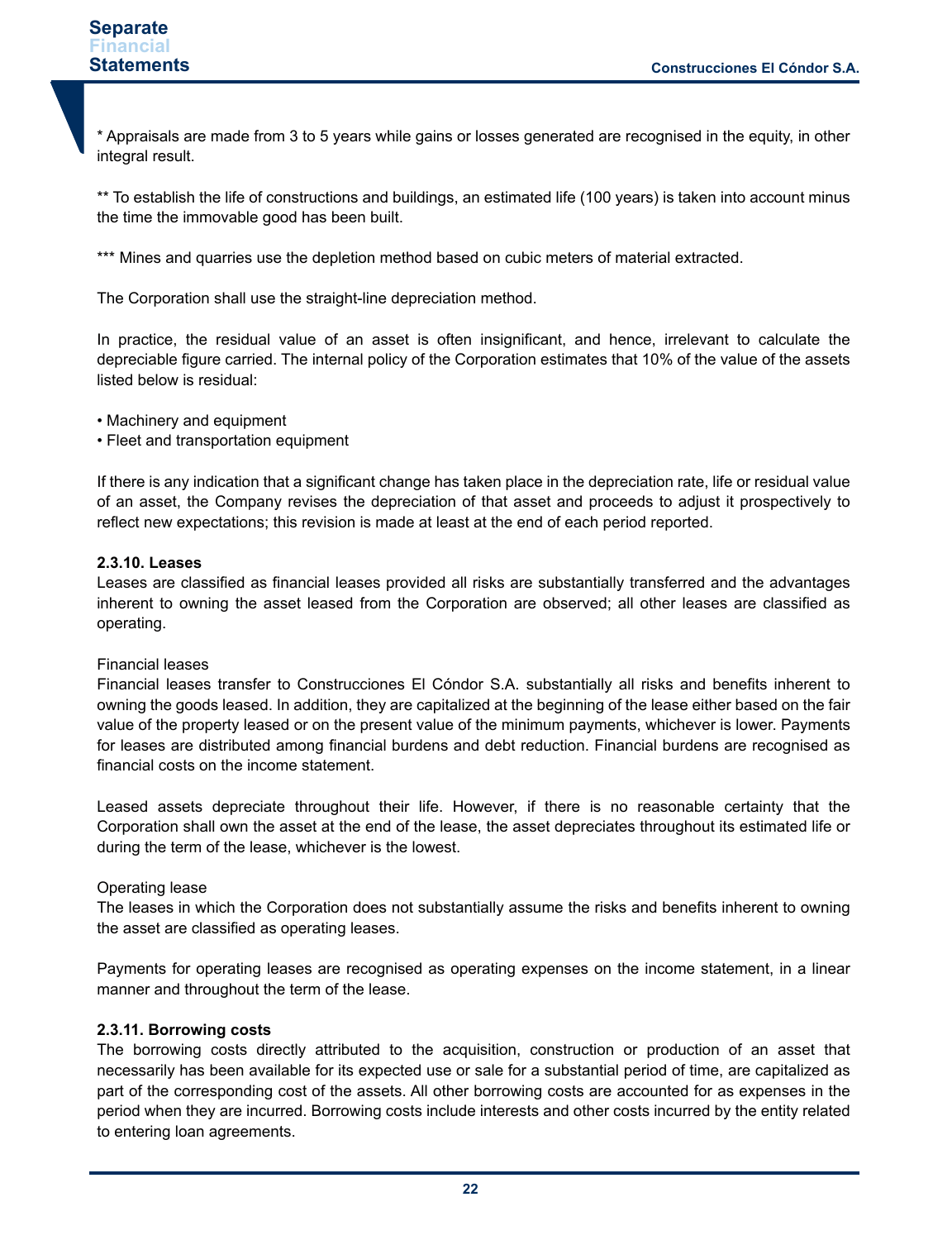\* Appraisals are made from 3 to 5 years while gains or losses generated are recognised in the equity, in other integral result.

\** To establish the life of constructions and buildings, an estimated life (100 years) is taken into account minus the time the immovable good has been built.

\*** Mines and quarries use the depletion method based on cubic meters of material extracted.

The Corporation shall use the straight-line depreciation method.

In practice, the residual value of an asset is often insignificant, and hence, irrelevant to calculate the depreciable figure carried. The internal policy of the Corporation estimates that 10% of the value of the assets listed below is residual:

- Machinery and equipment
- Fleet and transportation equipment

If there is any indication that a significant change has taken place in the depreciation rate, life or residual value of an asset, the Company revises the depreciation of that asset and proceeds to adjust it prospectively to reflect new expectations; this revision is made at least at the end of each period reported.

**2.3.10. Leases**

Leases are classified as financial leases provided all risks are substantially transferred and the advantages inherent to owning the asset leased from the Corporation are observed; all other leases are classified as operating.

Financial leases

Financial leases transfer to Construcciones El Cóndor S.A. substantially all risks and benefits inherent to owning the goods leased. In addition, they are capitalized at the beginning of the lease either based on the fair value of the property leased or on the present value of the minimum payments, whichever is lower. Payments for leases are distributed among financial burdens and debt reduction. Financial burdens are recognised as financial costs on the income statement.

Leased assets depreciate throughout their life. However, if there is no reasonable certainty that the Corporation shall own the asset at the end of the lease, the asset depreciates throughout its estimated life or during the term of the lease, whichever is the lowest.

Operating lease

The leases in which the Corporation does not substantially assume the risks and benefits inherent to owning the asset are classified as operating leases.

Payments for operating leases are recognised as operating expenses on the income statement, in a linear manner and throughout the term of the lease.

**2.3.11. Borrowing costs**

The borrowing costs directly attributed to the acquisition, construction or production of an asset that necessarily has been available for its expected use or sale for a substantial period of time, are capitalized as part of the corresponding cost of the assets. All other borrowing costs are accounted for as expenses in the period when they are incurred. Borrowing costs include interests and other costs incurred by the entity related to entering loan agreements.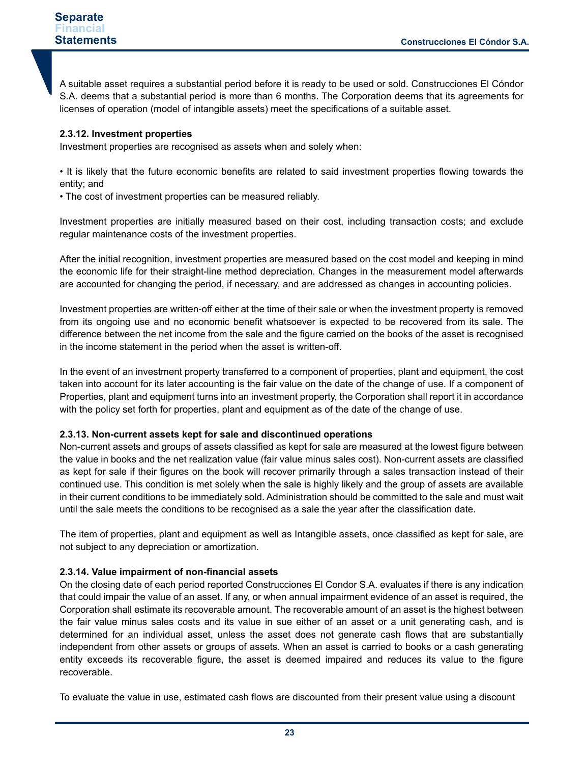A suitable asset requires a substantial period before it is ready to be used or sold. Construcciones El Cóndor S.A. deems that a substantial period is more than 6 months. The Corporation deems that its agreements for licenses of operation (model of intangible assets) meet the specifications of a suitable asset.

**2.3.12. Investment properties**

Investment properties are recognised as assets when and solely when:

• It is likely that the future economic benefits are related to said investment properties flowing towards the entity; and
• The cost of investment properties can be measured reliably.

Investment properties are initially measured based on their cost, including transaction costs; and exclude regular maintenance costs of the investment properties.

After the initial recognition, investment properties are measured based on the cost model and keeping in mind the economic life for their straight-line method depreciation. Changes in the measurement model afterwards are accounted for changing the period, if necessary, and are addressed as changes in accounting policies.

Investment properties are written-off either at the time of their sale or when the investment property is removed from its ongoing use and no economic benefit whatsoever is expected to be recovered from its sale. The difference between the net income from the sale and the figure carried on the books of the asset is recognised in the income statement in the period when the asset is written-off.

In the event of an investment property transferred to a component of properties, plant and equipment, the cost taken into account for its later accounting is the fair value on the date of the change of use. If a component of Properties, plant and equipment turns into an investment property, the Corporation shall report it in accordance with the policy set forth for properties, plant and equipment as of the date of the change of use.

**2.3.13. Non-current assets kept for sale and discontinued operations**

Non-current assets and groups of assets classified as kept for sale are measured at the lowest figure between the value in books and the net realization value (fair value minus sales cost). Non-current assets are classified as kept for sale if their figures on the book will recover primarily through a sales transaction instead of their continued use. This condition is met solely when the sale is highly likely and the group of assets are available in their current conditions to be immediately sold. Administration should be committed to the sale and must wait until the sale meets the conditions to be recognised as a sale the year after the classification date.

The item of properties, plant and equipment as well as Intangible assets, once classified as kept for sale, are not subject to any depreciation or amortization.

**2.3.14. Value impairment of non-financial assets**

On the closing date of each period reported Construcciones El Condor S.A. evaluates if there is any indication that could impair the value of an asset. If any, or when annual impairment evidence of an asset is required, the Corporation shall estimate its recoverable amount. The recoverable amount of an asset is the highest between the fair value minus sales costs and its value in sue either of an asset or a unit generating cash, and is determined for an individual asset, unless the asset does not generate cash flows that are substantially independent from other assets or groups of assets. When an asset is carried to books or a cash generating entity exceeds its recoverable figure, the asset is deemed impaired and reduces its value to the figure recoverable.

To evaluate the value in use, estimated cash flows are discounted from their present value using a discount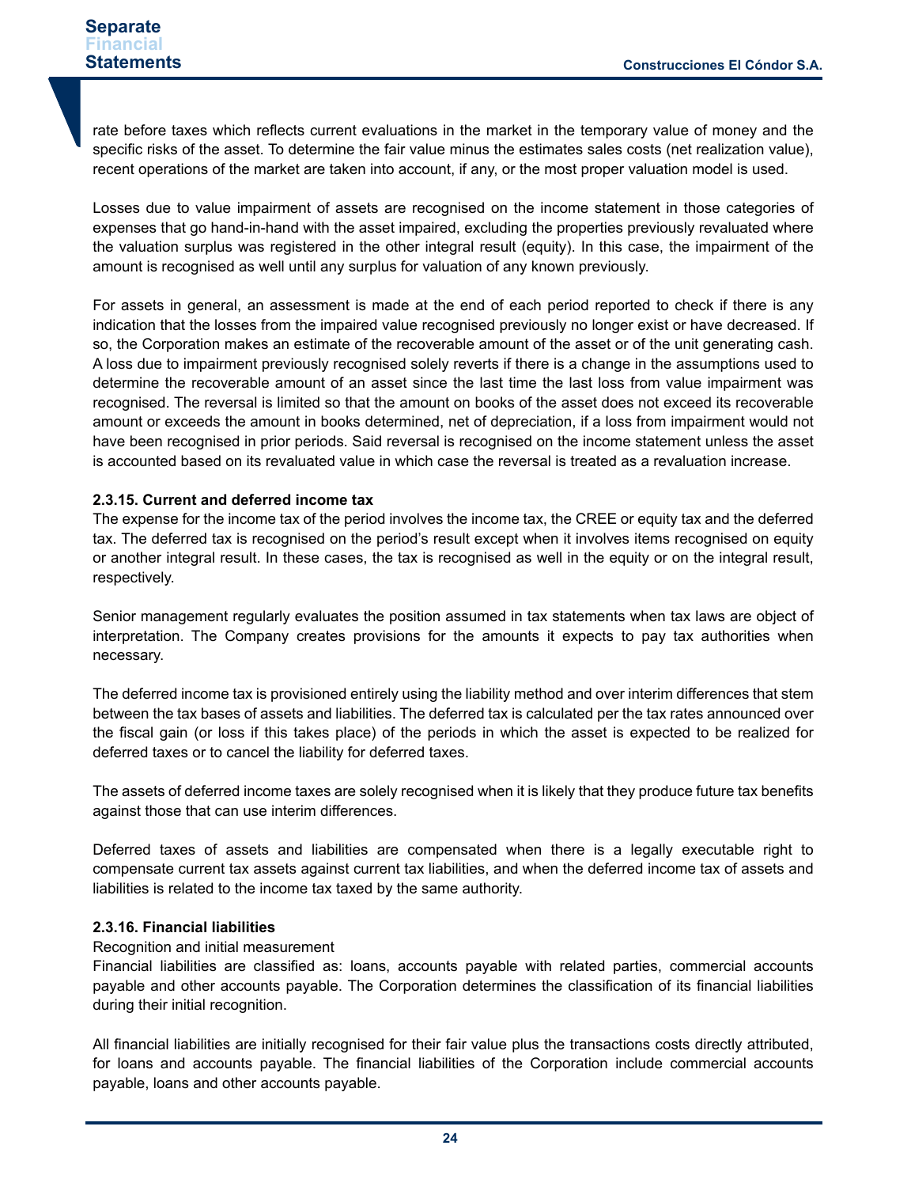rate before taxes which reflects current evaluations in the market in the temporary value of money and the specific risks of the asset. To determine the fair value minus the estimates sales costs (net realization value), recent operations of the market are taken into account, if any, or the most proper valuation model is used.

Losses due to value impairment of assets are recognised on the income statement in those categories of expenses that go hand-in-hand with the asset impaired, excluding the properties previously revaluated where the valuation surplus was registered in the other integral result (equity). In this case, the impairment of the amount is recognised as well until any surplus for valuation of any known previously.

For assets in general, an assessment is made at the end of each period reported to check if there is any indication that the losses from the impaired value recognised previously no longer exist or have decreased. If so, the Corporation makes an estimate of the recoverable amount of the asset or of the unit generating cash. A loss due to impairment previously recognised solely reverts if there is a change in the assumptions used to determine the recoverable amount of an asset since the last time the last loss from value impairment was recognised. The reversal is limited so that the amount on books of the asset does not exceed its recoverable amount or exceeds the amount in books determined, net of depreciation, if a loss from impairment would not have been recognised in prior periods. Said reversal is recognised on the income statement unless the asset is accounted based on its revaluated value in which case the reversal is treated as a revaluation increase.

**2.3.15. Current and deferred income tax**

The expense for the income tax of the period involves the income tax, the CREE or equity tax and the deferred tax. The deferred tax is recognised on the period's result except when it involves items recognised on equity or another integral result. In these cases, the tax is recognised as well in the equity or on the integral result, respectively.

Senior management regularly evaluates the position assumed in tax statements when tax laws are object of interpretation. The Company creates provisions for the amounts it expects to pay tax authorities when necessary.

The deferred income tax is provisioned entirely using the liability method and over interim differences that stem between the tax bases of assets and liabilities. The deferred tax is calculated per the tax rates announced over the fiscal gain (or loss if this takes place) of the periods in which the asset is expected to be realized for deferred taxes or to cancel the liability for deferred taxes.

The assets of deferred income taxes are solely recognised when it is likely that they produce future tax benefits against those that can use interim differences.

Deferred taxes of assets and liabilities are compensated when there is a legally executable right to compensate current tax assets against current tax liabilities, and when the deferred income tax of assets and liabilities is related to the income tax taxed by the same authority.

**2.3.16. Financial liabilities**

Recognition and initial measurement

Financial liabilities are classified as: loans, accounts payable with related parties, commercial accounts payable and other accounts payable. The Corporation determines the classification of its financial liabilities during their initial recognition.

All financial liabilities are initially recognised for their fair value plus the transactions costs directly attributed, for loans and accounts payable. The financial liabilities of the Corporation include commercial accounts payable, loans and other accounts payable.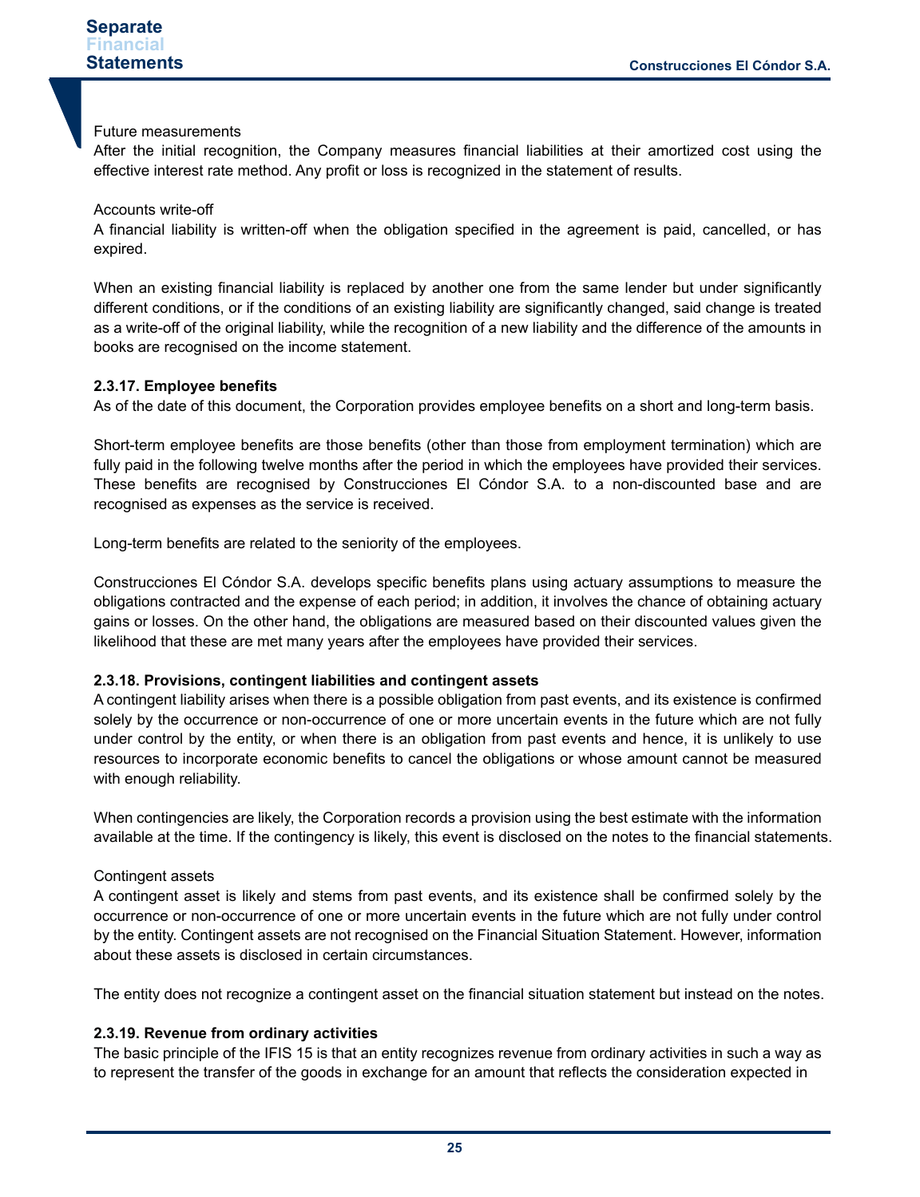Future measurements

After the initial recognition, the Company measures financial liabilities at their amortized cost using the effective interest rate method. Any profit or loss is recognized in the statement of results.

Accounts write-off

A financial liability is written-off when the obligation specified in the agreement is paid, cancelled, or has expired.

When an existing financial liability is replaced by another one from the same lender but under significantly different conditions, or if the conditions of an existing liability are significantly changed, said change is treated as a write-off of the original liability, while the recognition of a new liability and the difference of the amounts in books are recognised on the income statement.

**2.3.17. Employee benefits**

As of the date of this document, the Corporation provides employee benefits on a short and long-term basis.

Short-term employee benefits are those benefits (other than those from employment termination) which are fully paid in the following twelve months after the period in which the employees have provided their services. These benefits are recognised by Construcciones El Cóndor S.A. to a non-discounted base and are recognised as expenses as the service is received.

Long-term benefits are related to the seniority of the employees.

Construcciones El Cóndor S.A. develops specific benefits plans using actuary assumptions to measure the obligations contracted and the expense of each period; in addition, it involves the chance of obtaining actuary gains or losses. On the other hand, the obligations are measured based on their discounted values given the likelihood that these are met many years after the employees have provided their services.

**2.3.18. Provisions, contingent liabilities and contingent assets**

A contingent liability arises when there is a possible obligation from past events, and its existence is confirmed solely by the occurrence or non-occurrence of one or more uncertain events in the future which are not fully under control by the entity, or when there is an obligation from past events and hence, it is unlikely to use resources to incorporate economic benefits to cancel the obligations or whose amount cannot be measured with enough reliability.

When contingencies are likely, the Corporation records a provision using the best estimate with the information available at the time. If the contingency is likely, this event is disclosed on the notes to the financial statements.

Contingent assets

A contingent asset is likely and stems from past events, and its existence shall be confirmed solely by the occurrence or non-occurrence of one or more uncertain events in the future which are not fully under control by the entity. Contingent assets are not recognised on the Financial Situation Statement. However, information about these assets is disclosed in certain circumstances.

The entity does not recognize a contingent asset on the financial situation statement but instead on the notes.

**2.3.19. Revenue from ordinary activities**

The basic principle of the IFIS 15 is that an entity recognizes revenue from ordinary activities in such a way as to represent the transfer of the goods in exchange for an amount that reflects the consideration expected in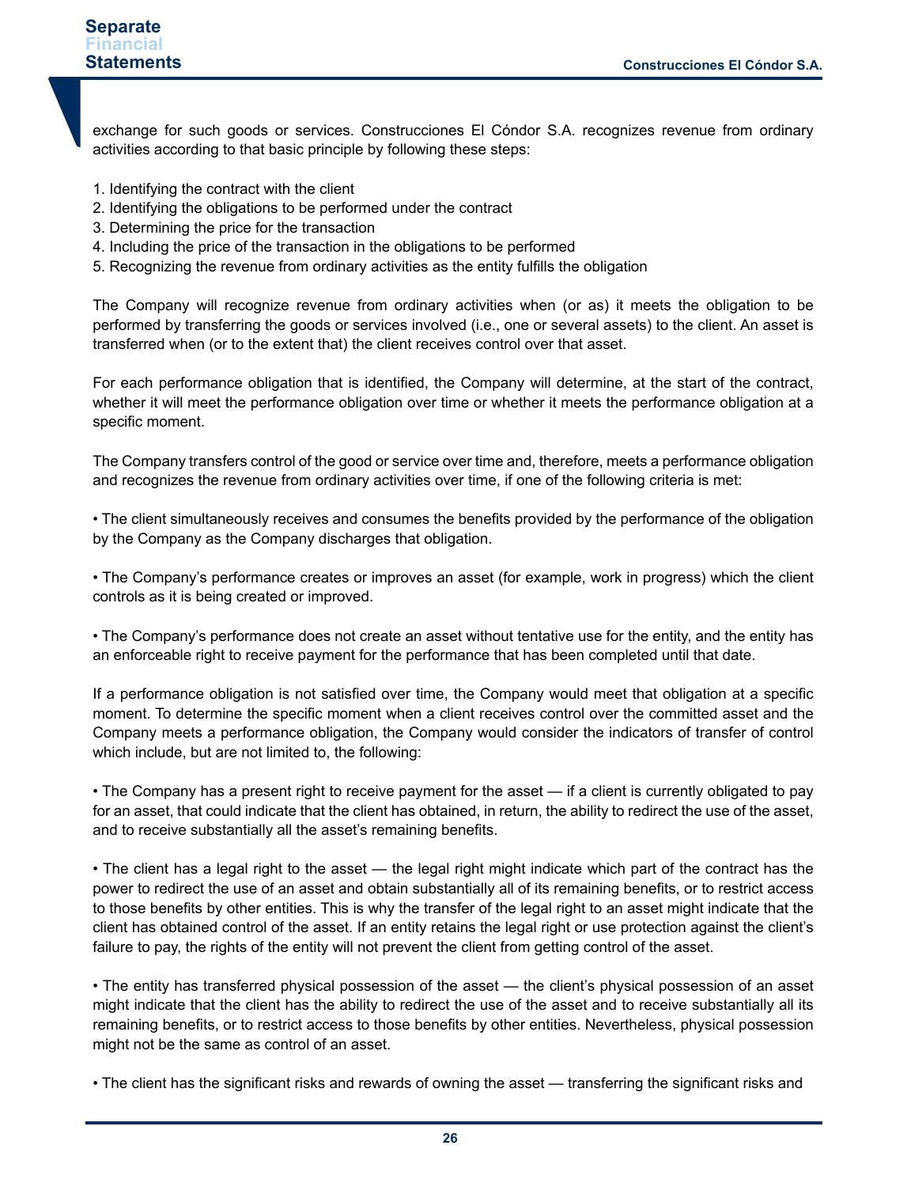exchange for such goods or services. Construcciones El Cóndor S.A. recognizes revenue from ordinary activities according to that basic principle by following these steps:

1. Identifying the contract with the client
2. Identifying the obligations to be performed under the contract
3. Determining the price for the transaction
4. Including the price of the transaction in the obligations to be performed
5. Recognizing the revenue from ordinary activities as the entity fulfills the obligation

The Company will recognize revenue from ordinary activities when (or as) it meets the obligation to be performed by transferring the goods or services involved (i.e., one or several assets) to the client. An asset is transferred when (or to the extent that) the client receives control over that asset.

For each performance obligation that is identified, the Company will determine, at the start of the contract, whether it will meet the performance obligation over time or whether it meets the performance obligation at a specific moment.

The Company transfers control of the good or service over time and, therefore, meets a performance obligation and recognizes the revenue from ordinary activities over time, if one of the following criteria is met:

• The client simultaneously receives and consumes the benefits provided by the performance of the obligation by the Company as the Company discharges that obligation.

• The Company's performance creates or improves an asset (for example, work in progress) which the client controls as it is being created or improved.

• The Company's performance does not create an asset without tentative use for the entity, and the entity has an enforceable right to receive payment for the performance that has been completed until that date.

If a performance obligation is not satisfied over time, the Company would meet that obligation at a specific moment. To determine the specific moment when a client receives control over the committed asset and the Company meets a performance obligation, the Company would consider the indicators of transfer of control which include, but are not limited to, the following:

• The Company has a present right to receive payment for the asset — if a client is currently obligated to pay for an asset, that could indicate that the client has obtained, in return, the ability to redirect the use of the asset, and to receive substantially all the asset's remaining benefits.

• The client has a legal right to the asset — the legal right might indicate which part of the contract has the power to redirect the use of an asset and obtain substantially all of its remaining benefits, or to restrict access to those benefits by other entities. This is why the transfer of the legal right to an asset might indicate that the client has obtained control of the asset. If an entity retains the legal right or use protection against the client's failure to pay, the rights of the entity will not prevent the client from getting control of the asset.

• The entity has transferred physical possession of the asset — the client's physical possession of an asset might indicate that the client has the ability to redirect the use of the asset and to receive substantially all its remaining benefits, or to restrict access to those benefits by other entities. Nevertheless, physical possession might not be the same as control of an asset.

• The client has the significant risks and rewards of owning the asset — transferring the significant risks and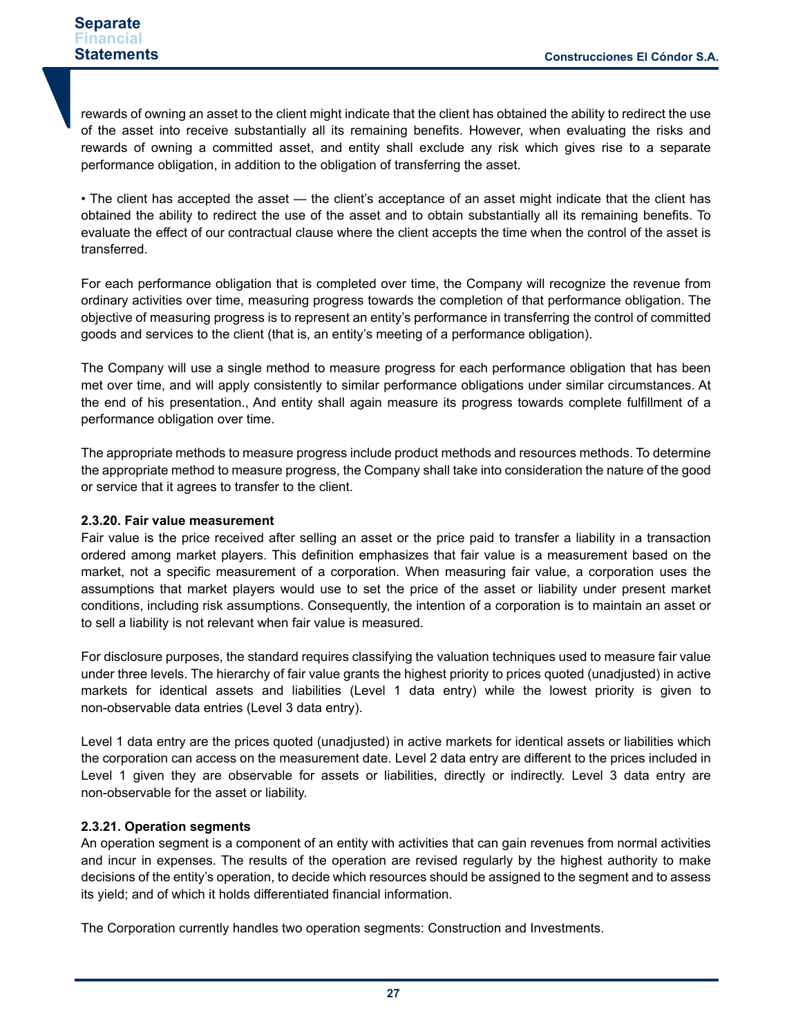rewards of owning an asset to the client might indicate that the client has obtained the ability to redirect the use of the asset into receive substantially all its remaining benefits. However, when evaluating the risks and rewards of owning a committed asset, and entity shall exclude any risk which gives rise to a separate performance obligation, in addition to the obligation of transferring the asset.

• The client has accepted the asset — the client's acceptance of an asset might indicate that the client has obtained the ability to redirect the use of the asset and to obtain substantially all its remaining benefits. To evaluate the effect of our contractual clause where the client accepts the time when the control of the asset is transferred.

For each performance obligation that is completed over time, the Company will recognize the revenue from ordinary activities over time, measuring progress towards the completion of that performance obligation. The objective of measuring progress is to represent an entity's performance in transferring the control of committed goods and services to the client (that is, an entity's meeting of a performance obligation).

The Company will use a single method to measure progress for each performance obligation that has been met over time, and will apply consistently to similar performance obligations under similar circumstances. At the end of his presentation., And entity shall again measure its progress towards complete fulfillment of a performance obligation over time.

The appropriate methods to measure progress include product methods and resources methods. To determine the appropriate method to measure progress, the Company shall take into consideration the nature of the good or service that it agrees to transfer to the client.

**2.3.20. Fair value measurement**

Fair value is the price received after selling an asset or the price paid to transfer a liability in a transaction ordered among market players. This definition emphasizes that fair value is a measurement based on the market, not a specific measurement of a corporation. When measuring fair value, a corporation uses the assumptions that market players would use to set the price of the asset or liability under present market conditions, including risk assumptions. Consequently, the intention of a corporation is to maintain an asset or to sell a liability is not relevant when fair value is measured.

For disclosure purposes, the standard requires classifying the valuation techniques used to measure fair value under three levels. The hierarchy of fair value grants the highest priority to prices quoted (unadjusted) in active markets for identical assets and liabilities (Level 1 data entry) while the lowest priority is given to non-observable data entries (Level 3 data entry).

Level 1 data entry are the prices quoted (unadjusted) in active markets for identical assets or liabilities which the corporation can access on the measurement date. Level 2 data entry are different to the prices included in Level 1 given they are observable for assets or liabilities, directly or indirectly. Level 3 data entry are non-observable for the asset or liability.

**2.3.21. Operation segments**

An operation segment is a component of an entity with activities that can gain revenues from normal activities and incur in expenses. The results of the operation are revised regularly by the highest authority to make decisions of the entity's operation, to decide which resources should be assigned to the segment and to assess its yield; and of which it holds differentiated financial information.

The Corporation currently handles two operation segments: Construction and Investments.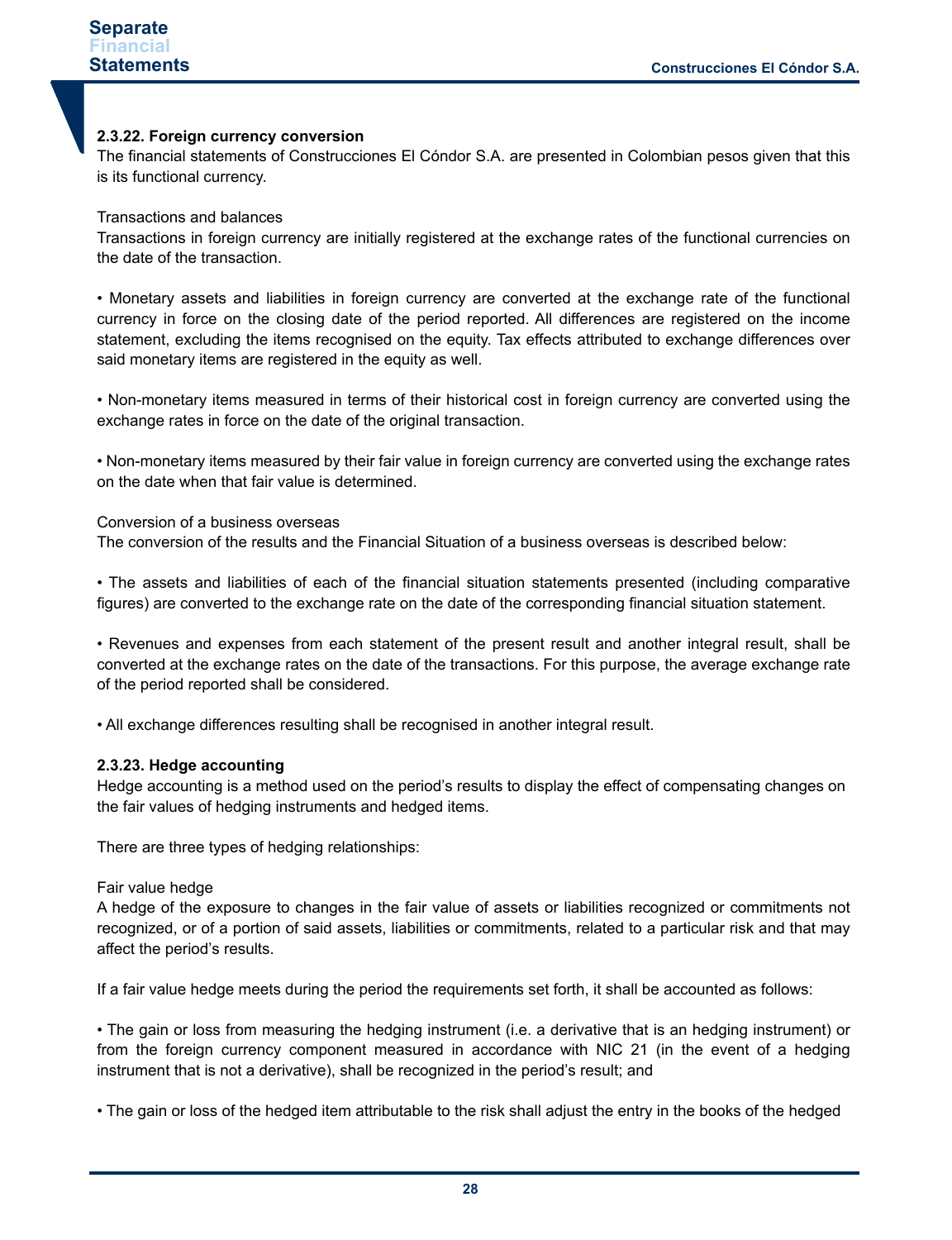#### 2.3.22. Foreign currency conversion

The financial statements of Construcciones El Cóndor S.A. are presented in Colombian pesos given that this is its functional currency.

Transactions and balances

Transactions in foreign currency are initially registered at the exchange rates of the functional currencies on the date of the transaction.

• Monetary assets and liabilities in foreign currency are converted at the exchange rate of the functional currency in force on the closing date of the period reported. All differences are registered on the income statement, excluding the items recognised on the equity. Tax effects attributed to exchange differences over said monetary items are registered in the equity as well.

• Non-monetary items measured in terms of their historical cost in foreign currency are converted using the exchange rates in force on the date of the original transaction.

• Non-monetary items measured by their fair value in foreign currency are converted using the exchange rates on the date when that fair value is determined.

Conversion of a business overseas

The conversion of the results and the Financial Situation of a business overseas is described below:

• The assets and liabilities of each of the financial situation statements presented (including comparative figures) are converted to the exchange rate on the date of the corresponding financial situation statement.

• Revenues and expenses from each statement of the present result and another integral result, shall be converted at the exchange rates on the date of the transactions. For this purpose, the average exchange rate of the period reported shall be considered.

• All exchange differences resulting shall be recognised in another integral result.

#### 2.3.23. Hedge accounting

Hedge accounting is a method used on the period's results to display the effect of compensating changes on the fair values of hedging instruments and hedged items.

There are three types of hedging relationships:

Fair value hedge

A hedge of the exposure to changes in the fair value of assets or liabilities recognized or commitments not recognized, or of a portion of said assets, liabilities or commitments, related to a particular risk and that may affect the period's results.

If a fair value hedge meets during the period the requirements set forth, it shall be accounted as follows:

• The gain or loss from measuring the hedging instrument (i.e. a derivative that is an hedging instrument) or from the foreign currency component measured in accordance with NIC 21 (in the event of a hedging instrument that is not a derivative), shall be recognized in the period's result; and

• The gain or loss of the hedged item attributable to the risk shall adjust the entry in the books of the hedged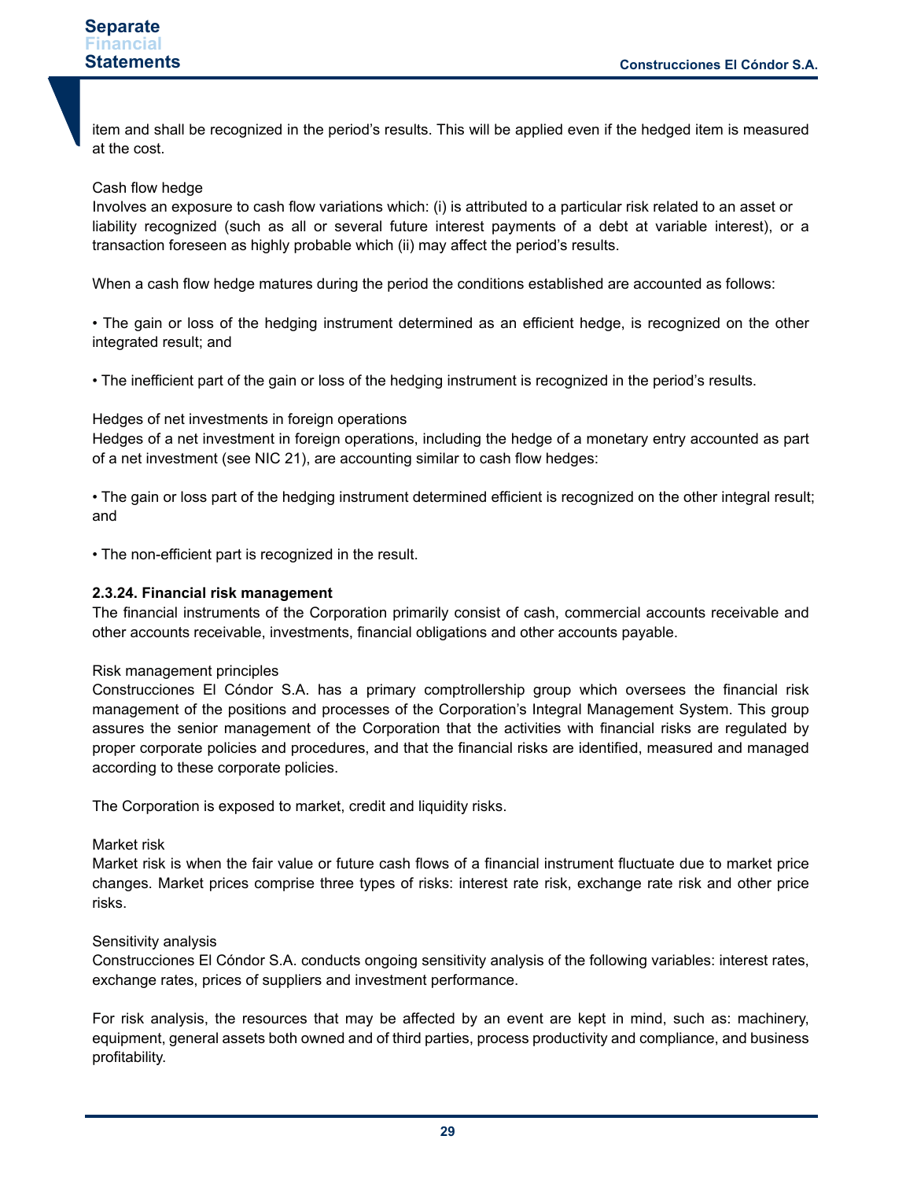item and shall be recognized in the period's results. This will be applied even if the hedged item is measured at the cost.

Cash flow hedge
Involves an exposure to cash flow variations which: (i) is attributed to a particular risk related to an asset or liability recognized (such as all or several future interest payments of a debt at variable interest), or a transaction foreseen as highly probable which (ii) may affect the period's results.

When a cash flow hedge matures during the period the conditions established are accounted as follows:

• The gain or loss of the hedging instrument determined as an efficient hedge, is recognized on the other integrated result; and

• The inefficient part of the gain or loss of the hedging instrument is recognized in the period's results.

Hedges of net investments in foreign operations
Hedges of a net investment in foreign operations, including the hedge of a monetary entry accounted as part of a net investment (see NIC 21), are accounting similar to cash flow hedges:

• The gain or loss part of the hedging instrument determined efficient is recognized on the other integral result; and

• The non-efficient part is recognized in the result.

**2.3.24. Financial risk management**
The financial instruments of the Corporation primarily consist of cash, commercial accounts receivable and other accounts receivable, investments, financial obligations and other accounts payable.

Risk management principles
Construcciones El Cóndor S.A. has a primary comptrollership group which oversees the financial risk management of the positions and processes of the Corporation's Integral Management System. This group assures the senior management of the Corporation that the activities with financial risks are regulated by proper corporate policies and procedures, and that the financial risks are identified, measured and managed according to these corporate policies.

The Corporation is exposed to market, credit and liquidity risks.

Market risk
Market risk is when the fair value or future cash flows of a financial instrument fluctuate due to market price changes. Market prices comprise three types of risks: interest rate risk, exchange rate risk and other price risks.

Sensitivity analysis
Construcciones El Cóndor S.A. conducts ongoing sensitivity analysis of the following variables: interest rates, exchange rates, prices of suppliers and investment performance.

For risk analysis, the resources that may be affected by an event are kept in mind, such as: machinery, equipment, general assets both owned and of third parties, process productivity and compliance, and business profitability.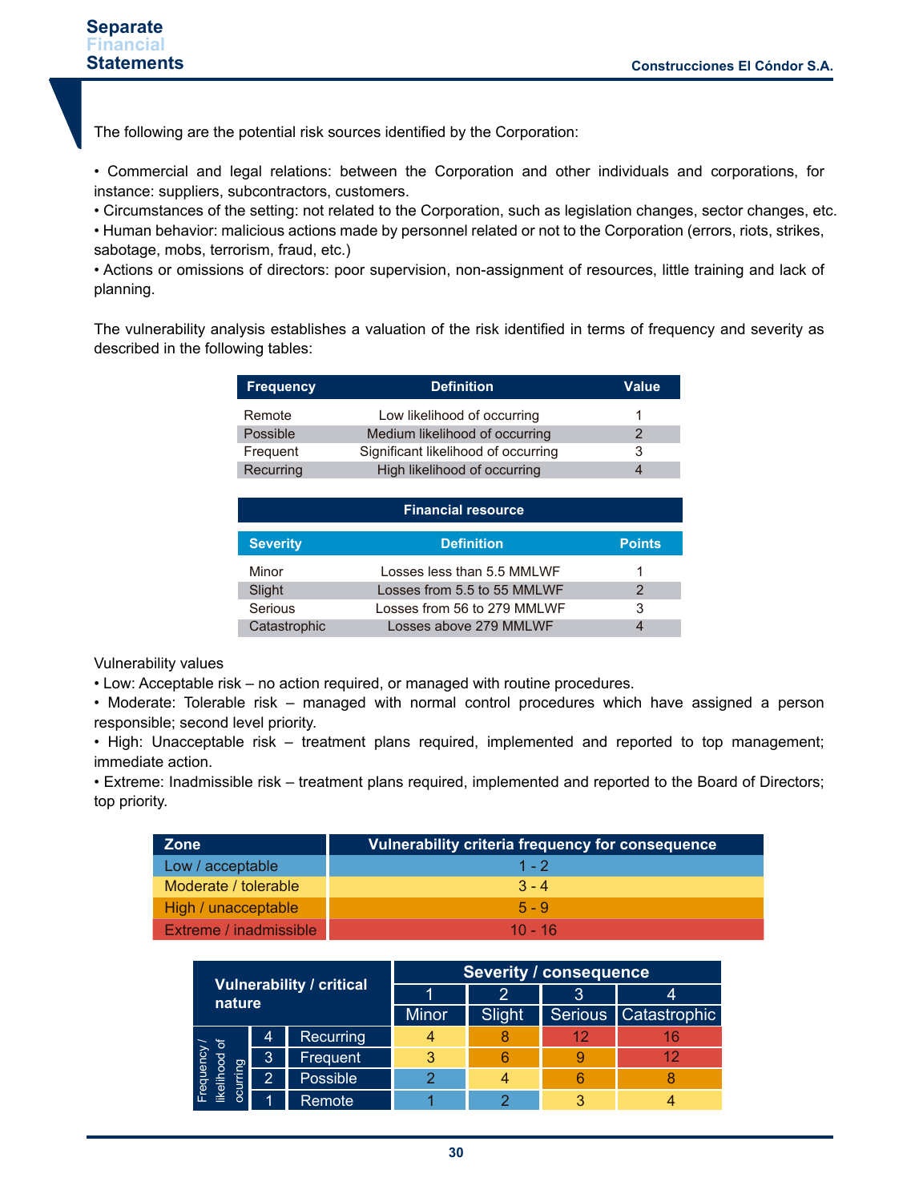The following are the potential risk sources identified by the Corporation:

- Commercial and legal relations: between the Corporation and other individuals and corporations, for instance: suppliers, subcontractors, customers.
- Circumstances of the setting: not related to the Corporation, such as legislation changes, sector changes, etc.
- Human behavior: malicious actions made by personnel related or not to the Corporation (errors, riots, strikes, sabotage, mobs, terrorism, fraud, etc.)
- Actions or omissions of directors: poor supervision, non-assignment of resources, little training and lack of planning.

The vulnerability analysis establishes a valuation of the risk identified in terms of frequency and severity as described in the following tables:

| Frequency | Definition | Value |
|---|---|---|
| Remote | Low likelihood of occurring | 1 |
| Possible | Medium likelihood of occurring | 2 |
| Frequent | Significant likelihood of occurring | 3 |
| Recurring | High likelihood of occurring | 4 |

| Financial resource | | |
|---|---|---|
| **Severity** | **Definition** | **Points** |
| Minor | Losses less than 5.5 MMLWF | 1 |
| Slight | Losses from 5.5 to 55 MMLWF | 2 |
| Serious | Losses from 56 to 279 MMLWF | 3 |
| Catastrophic | Losses above 279 MMLWF | 4 |

Vulnerability values

- Low: Acceptable risk – no action required, or managed with routine procedures.
- Moderate: Tolerable risk – managed with normal control procedures which have assigned a person responsible; second level priority.
- High: Unacceptable risk – treatment plans required, implemented and reported to top management; immediate action.
- Extreme: Inadmissible risk – treatment plans required, implemented and reported to the Board of Directors; top priority.

| Zone | Vulnerability criteria frequency for consequence |
|---|---|
| Low / acceptable | 1 - 2 |
| Moderate / tolerable | 3 - 4 |
| High / unacceptable | 5 - 9 |
| Extreme / inadmissible | 10 - 16 |

| Vulnerability / critical nature | | | Severity / consequence | | | |
|---|---|---|---|---|---|---|
| | | | 1 | 2 | 3 | 4 |
| | | | Minor | Slight | Serious | Catastrophic |
| Frequency / likelihood of ocurring | 4 | Recurring | 4 | 8 | 12 | 16 |
| | 3 | Frequent | 3 | 6 | 9 | 12 |
| | 2 | Possible | 2 | 4 | 6 | 8 |
| | 1 | Remote | 1 | 2 | 3 | 4 |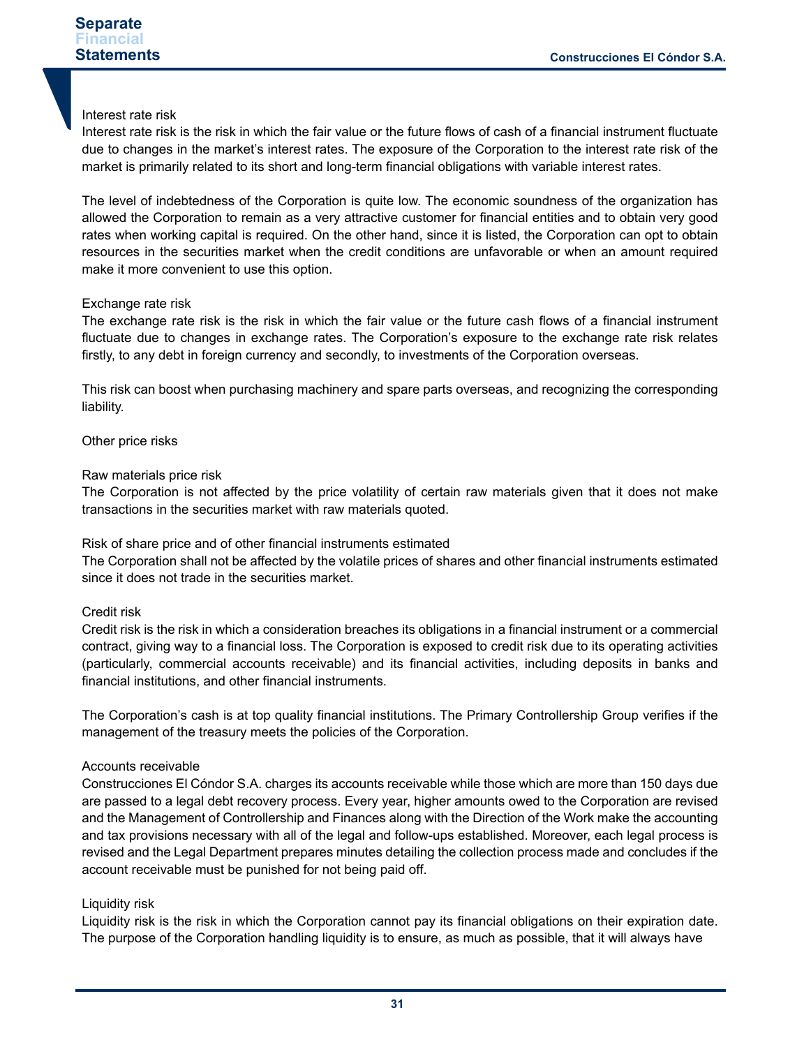### Interest rate risk

Interest rate risk is the risk in which the fair value or the future flows of cash of a financial instrument fluctuate due to changes in the market's interest rates. The exposure of the Corporation to the interest rate risk of the market is primarily related to its short and long-term financial obligations with variable interest rates.

The level of indebtedness of the Corporation is quite low. The economic soundness of the organization has allowed the Corporation to remain as a very attractive customer for financial entities and to obtain very good rates when working capital is required. On the other hand, since it is listed, the Corporation can opt to obtain resources in the securities market when the credit conditions are unfavorable or when an amount required make it more convenient to use this option.

### Exchange rate risk

The exchange rate risk is the risk in which the fair value or the future cash flows of a financial instrument fluctuate due to changes in exchange rates. The Corporation's exposure to the exchange rate risk relates firstly, to any debt in foreign currency and secondly, to investments of the Corporation overseas.

This risk can boost when purchasing machinery and spare parts overseas, and recognizing the corresponding liability.

### Other price risks

#### Raw materials price risk

The Corporation is not affected by the price volatility of certain raw materials given that it does not make transactions in the securities market with raw materials quoted.

#### Risk of share price and of other financial instruments estimated

The Corporation shall not be affected by the volatile prices of shares and other financial instruments estimated since it does not trade in the securities market.

### Credit risk

Credit risk is the risk in which a consideration breaches its obligations in a financial instrument or a commercial contract, giving way to a financial loss. The Corporation is exposed to credit risk due to its operating activities (particularly, commercial accounts receivable) and its financial activities, including deposits in banks and financial institutions, and other financial instruments.

The Corporation's cash is at top quality financial institutions. The Primary Controllership Group verifies if the management of the treasury meets the policies of the Corporation.

### Accounts receivable

Construcciones El Cóndor S.A. charges its accounts receivable while those which are more than 150 days due are passed to a legal debt recovery process. Every year, higher amounts owed to the Corporation are revised and the Management of Controllership and Finances along with the Direction of the Work make the accounting and tax provisions necessary with all of the legal and follow-ups established. Moreover, each legal process is revised and the Legal Department prepares minutes detailing the collection process made and concludes if the account receivable must be punished for not being paid off.

### Liquidity risk

Liquidity risk is the risk in which the Corporation cannot pay its financial obligations on their expiration date. The purpose of the Corporation handling liquidity is to ensure, as much as possible, that it will always have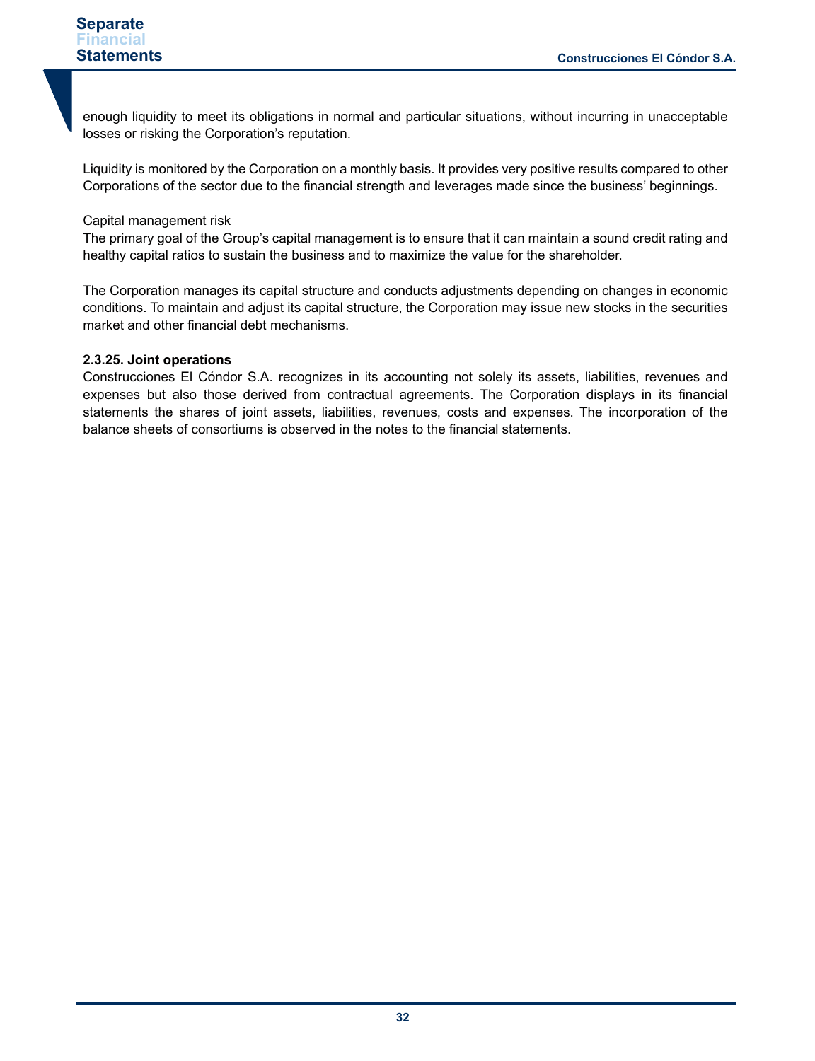enough liquidity to meet its obligations in normal and particular situations, without incurring in unacceptable losses or risking the Corporation's reputation.

Liquidity is monitored by the Corporation on a monthly basis. It provides very positive results compared to other Corporations of the sector due to the financial strength and leverages made since the business' beginnings.

Capital management risk

The primary goal of the Group's capital management is to ensure that it can maintain a sound credit rating and healthy capital ratios to sustain the business and to maximize the value for the shareholder.

The Corporation manages its capital structure and conducts adjustments depending on changes in economic conditions. To maintain and adjust its capital structure, the Corporation may issue new stocks in the securities market and other financial debt mechanisms.

**2.3.25. Joint operations**

Construcciones El Cóndor S.A. recognizes in its accounting not solely its assets, liabilities, revenues and expenses but also those derived from contractual agreements. The Corporation displays in its financial statements the shares of joint assets, liabilities, revenues, costs and expenses. The incorporation of the balance sheets of consortiums is observed in the notes to the financial statements.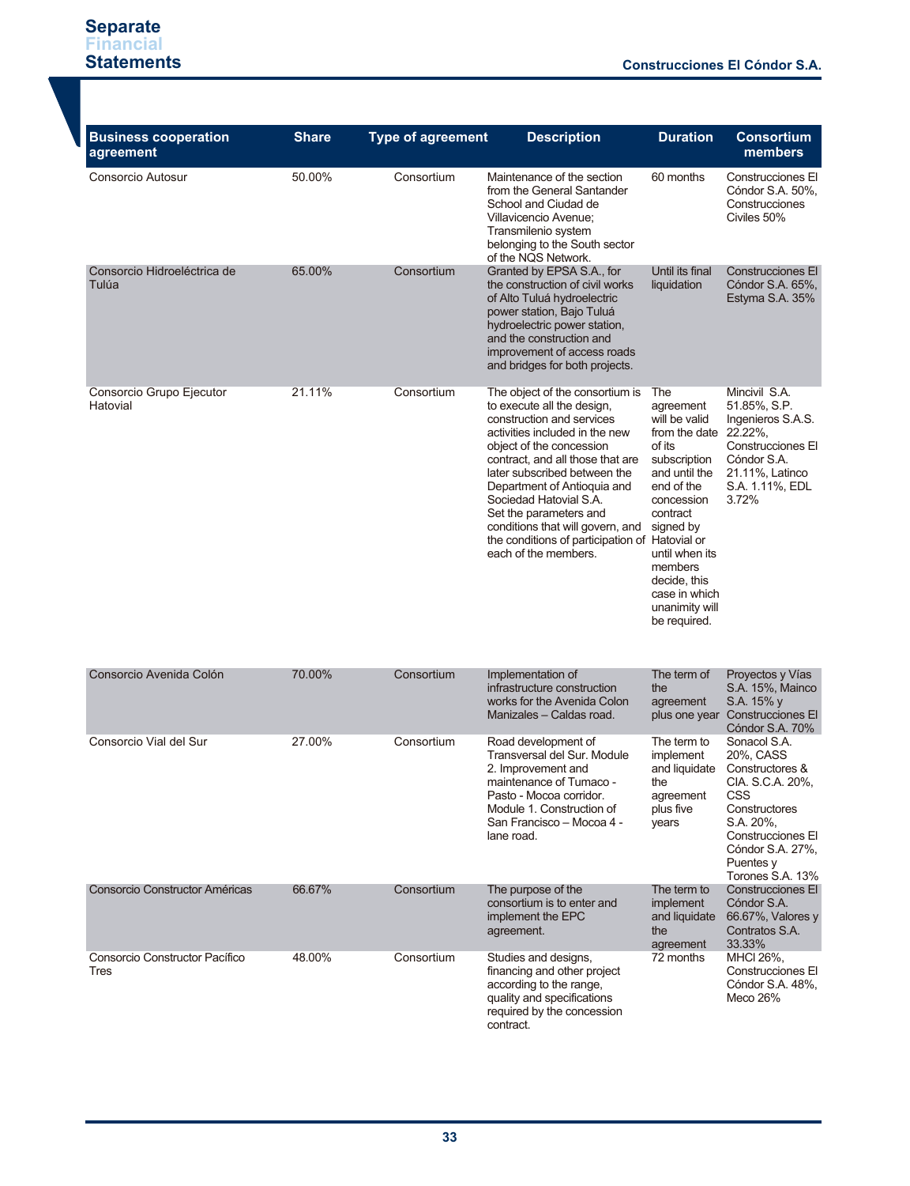| Business cooperation agreement | Share | Type of agreement | Description | Duration | Consortium members |
|---|---|---|---|---|---|
| Consorcio Autosur | 50.00% | Consortium | Maintenance of the section from the General Santander School and Ciudad de Villavicencio Avenue; Transmilenio system belonging to the South sector of the NQS Network. | 60 months | Construcciones El Cóndor S.A. 50%, Construcciones Civiles 50% |
| Consorcio Hidroeléctrica de Tulúa | 65.00% | Consortium | Granted by EPSA S.A., for the construction of civil works of Alto Tuluá hydroelectric power station, Bajo Tuluá hydroelectric power station, and the construction and improvement of access roads and bridges for both projects. | Until its final liquidation | Construcciones El Cóndor S.A. 65%, Estyma S.A. 35% |
| Consorcio Grupo Ejecutor Hatovial | 21.11% | Consortium | The object of the consortium is to execute all the design, construction and services activities included in the new object of the concession contract, and all those that are later subscribed between the Department of Antioquia and Sociedad Hatovial S.A. Set the parameters and conditions that will govern, and the conditions of participation of each of the members. | The agreement will be valid from the date of its subscription and until the end of the concession contract signed by Hatovial or until when its members decide, this case in which unanimity will be required. | Mincivil S.A. 51.85%, S.P. Ingenieros S.A.S. 22.22%, Construcciones El Cóndor S.A. 21.11%, Latinco S.A. 1.11%, EDL 3.72% |
| Consorcio Avenida Colón | 70.00% | Consortium | Implementation of infrastructure construction works for the Avenida Colon Manizales – Caldas road. | The term of the agreement plus one year | Proyectos y Vías S.A. 15%, Mainco S.A. 15% y Construcciones El Cóndor S.A. 70% |
| Consorcio Vial del Sur | 27.00% | Consortium | Road development of Transversal del Sur. Module 2. Improvement and maintenance of Tumaco - Pasto - Mocoa corridor. Module 1. Construction of San Francisco – Mocoa 4 - lane road. | The term to implement and liquidate the agreement plus five years | Sonacol S.A. 20%, CASS Constructores & CIA. S.C.A. 20%, CSS Constructores S.A. 20%, Construcciones El Cóndor S.A. 27%, Puentes y Torones S.A. 13% |
| Consorcio Constructor Américas | 66.67% | Consortium | The purpose of the consortium is to enter and implement the EPC agreement. | The term to implement and liquidate the agreement | Construcciones El Cóndor S.A. 66.67%, Valores y Contratos S.A. 33.33% |
| Consorcio Constructor Pacífico Tres | 48.00% | Consortium | Studies and designs, financing and other project according to the range, quality and specifications required by the concession contract. | 72 months | MHCI 26%, Construcciones El Cóndor S.A. 48%, Meco 26% |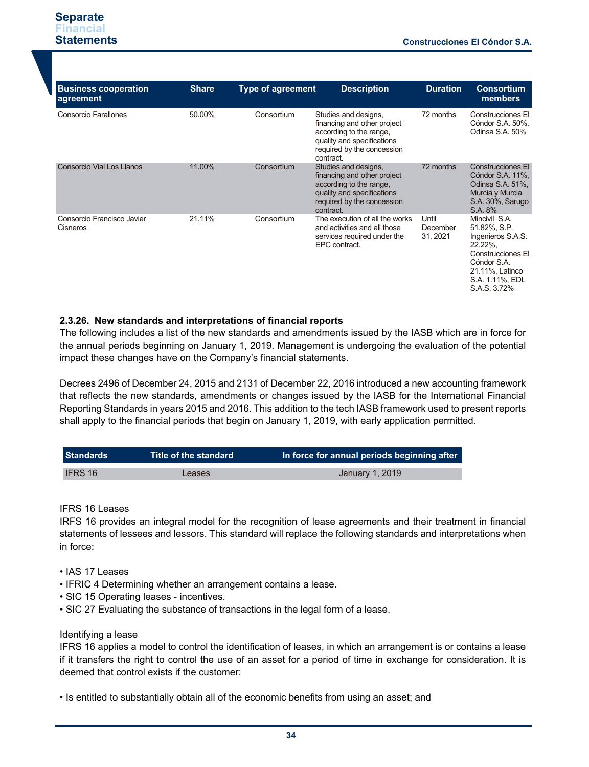| Business cooperation agreement | Share | Type of agreement | Description | Duration | Consortium members |
|---|---|---|---|---|---|
| Consorcio Farallones | 50.00% | Consortium | Studies and designs, financing and other project according to the range, quality and specifications required by the concession contract. | 72 months | Construcciones El Cóndor S.A. 50%, Odinsa S.A. 50% |
| Consorcio Vial Los Llanos | 11.00% | Consortium | Studies and designs, financing and other project according to the range, quality and specifications required by the concession contract. | 72 months | Construcciones El Cóndor S.A. 11%, Odinsa S.A. 51%, Murcia y Murcia S.A. 30%, Sarugo S.A. 8% |
| Consorcio Francisco Javier Cisneros | 21.11% | Consortium | The execution of all the works and activities and all those services required under the EPC contract. | Until December 31, 2021 | Mincivil S.A. 51.82%, S.P. Ingenieros S.A.S. 22.22%, Construcciones El Cóndor S.A. 21.11%, Latinco S.A. 1.11%, EDL S.A.S. 3.72% |

### 2.3.26. New standards and interpretations of financial reports

The following includes a list of the new standards and amendments issued by the IASB which are in force for the annual periods beginning on January 1, 2019. Management is undergoing the evaluation of the potential impact these changes have on the Company's financial statements.

Decrees 2496 of December 24, 2015 and 2131 of December 22, 2016 introduced a new accounting framework that reflects the new standards, amendments or changes issued by the IASB for the International Financial Reporting Standards in years 2015 and 2016. This addition to the tech IASB framework used to present reports shall apply to the financial periods that begin on January 1, 2019, with early application permitted.

| Standards | Title of the standard | In force for annual periods beginning after |
|---|---|---|
| IFRS 16 | Leases | January 1, 2019 |

IFRS 16 Leases

IRFS 16 provides an integral model for the recognition of lease agreements and their treatment in financial statements of lessees and lessors. This standard will replace the following standards and interpretations when in force:

- IAS 17 Leases
- IFRIC 4 Determining whether an arrangement contains a lease.
- SIC 15 Operating leases - incentives.
- SIC 27 Evaluating the substance of transactions in the legal form of a lease.

Identifying a lease

IFRS 16 applies a model to control the identification of leases, in which an arrangement is or contains a lease if it transfers the right to control the use of an asset for a period of time in exchange for consideration. It is deemed that control exists if the customer:

- Is entitled to substantially obtain all of the economic benefits from using an asset; and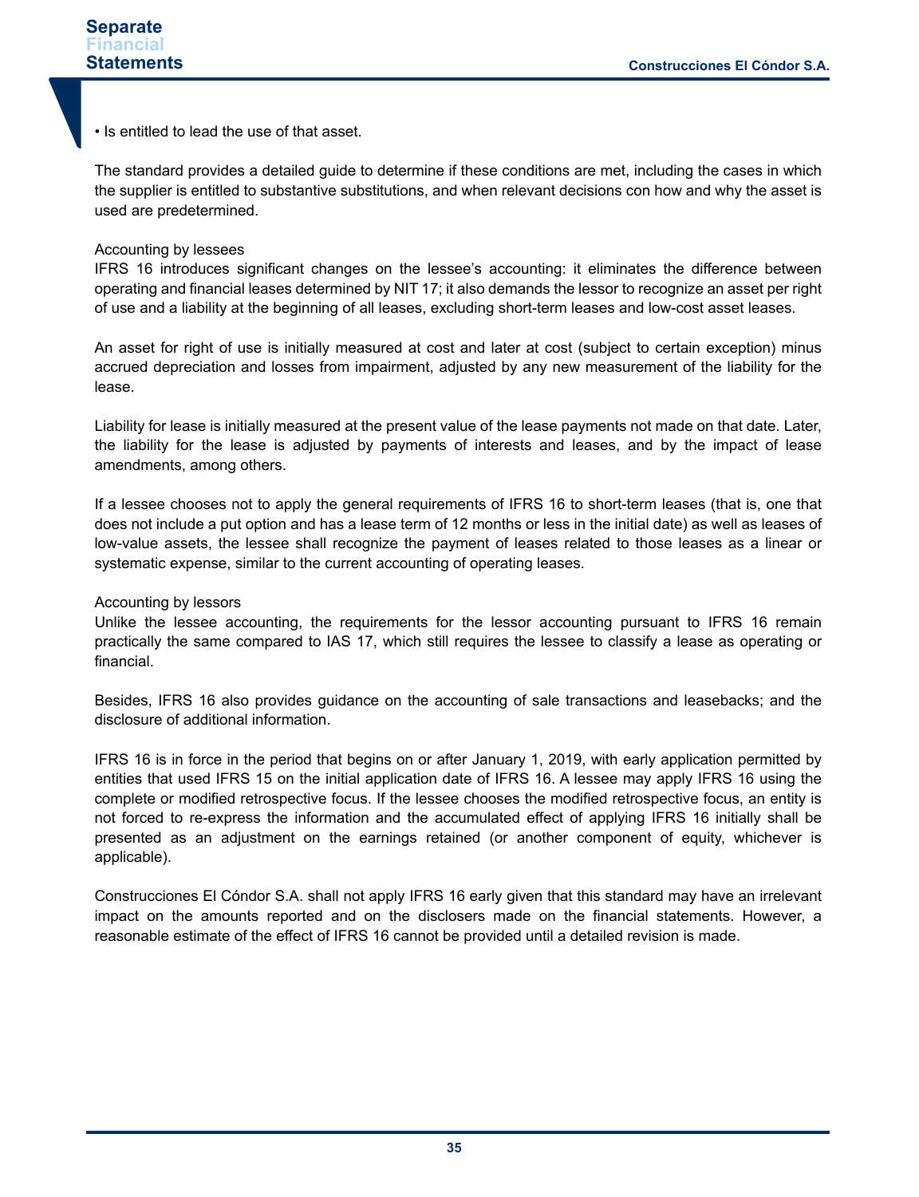• Is entitled to lead the use of that asset.

The standard provides a detailed guide to determine if these conditions are met, including the cases in which the supplier is entitled to substantive substitutions, and when relevant decisions con how and why the asset is used are predetermined.

Accounting by lessees

IFRS 16 introduces significant changes on the lessee's accounting: it eliminates the difference between operating and financial leases determined by NIT 17; it also demands the lessor to recognize an asset per right of use and a liability at the beginning of all leases, excluding short-term leases and low-cost asset leases.

An asset for right of use is initially measured at cost and later at cost (subject to certain exception) minus accrued depreciation and losses from impairment, adjusted by any new measurement of the liability for the lease.

Liability for lease is initially measured at the present value of the lease payments not made on that date. Later, the liability for the lease is adjusted by payments of interests and leases, and by the impact of lease amendments, among others.

If a lessee chooses not to apply the general requirements of IFRS 16 to short-term leases (that is, one that does not include a put option and has a lease term of 12 months or less in the initial date) as well as leases of low-value assets, the lessee shall recognize the payment of leases related to those leases as a linear or systematic expense, similar to the current accounting of operating leases.

Accounting by lessors

Unlike the lessee accounting, the requirements for the lessor accounting pursuant to IFRS 16 remain practically the same compared to IAS 17, which still requires the lessee to classify a lease as operating or financial.

Besides, IFRS 16 also provides guidance on the accounting of sale transactions and leasebacks; and the disclosure of additional information.

IFRS 16 is in force in the period that begins on or after January 1, 2019, with early application permitted by entities that used IFRS 15 on the initial application date of IFRS 16. A lessee may apply IFRS 16 using the complete or modified retrospective focus. If the lessee chooses the modified retrospective focus, an entity is not forced to re-express the information and the accumulated effect of applying IFRS 16 initially shall be presented as an adjustment on the earnings retained (or another component of equity, whichever is applicable).

Construcciones El Cóndor S.A. shall not apply IFRS 16 early given that this standard may have an irrelevant impact on the amounts reported and on the disclosers made on the financial statements. However, a reasonable estimate of the effect of IFRS 16 cannot be provided until a detailed revision is made.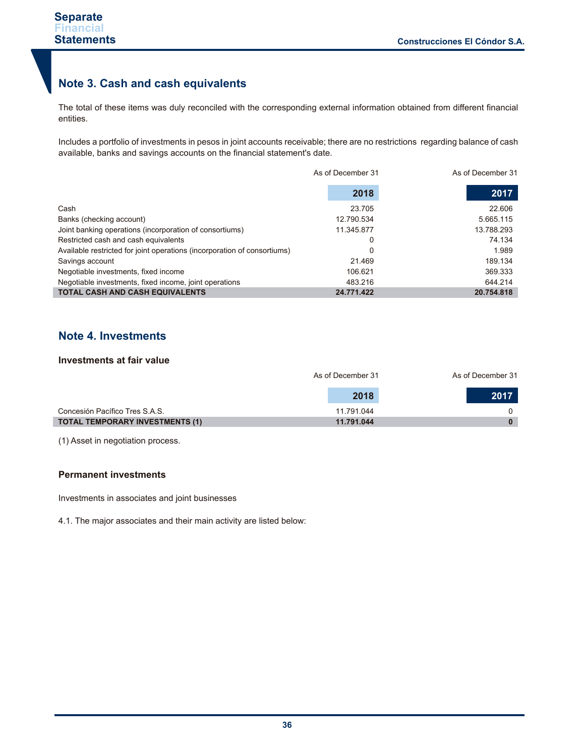## Note 3. Cash and cash equivalents

The total of these items was duly reconciled with the corresponding external information obtained from different financial entities.

Includes a portfolio of investments in pesos in joint accounts receivable; there are no restrictions regarding balance of cash available, banks and savings accounts on the financial statement's date.

| | As of December 31 2018 | As of December 31 2017 |
|---|---|---|
| Cash | 23.705 | 22.606 |
| Banks (checking account) | 12.790.534 | 5.665.115 |
| Joint banking operations (incorporation of consortiums) | 11.345.877 | 13.788.293 |
| Restricted cash and cash equivalents | 0 | 74.134 |
| Available restricted for joint operations (incorporation of consortiums) | 0 | 1.989 |
| Savings account | 21.469 | 189.134 |
| Negotiable investments, fixed income | 106.621 | 369.333 |
| Negotiable investments, fixed income, joint operations | 483.216 | 644.214 |
| **TOTAL CASH AND CASH EQUIVALENTS** | **24.771.422** | **20.754.818** |

## Note 4. Investments

### Investments at fair value

| | As of December 31 2018 | As of December 31 2017 |
|---|---|---|
| Concesión Pacífico Tres S.A.S. | 11.791.044 | 0 |
| **TOTAL TEMPORARY INVESTMENTS (1)** | **11.791.044** | **0** |

(1) Asset in negotiation process.

### Permanent investments

Investments in associates and joint businesses

4.1. The major associates and their main activity are listed below: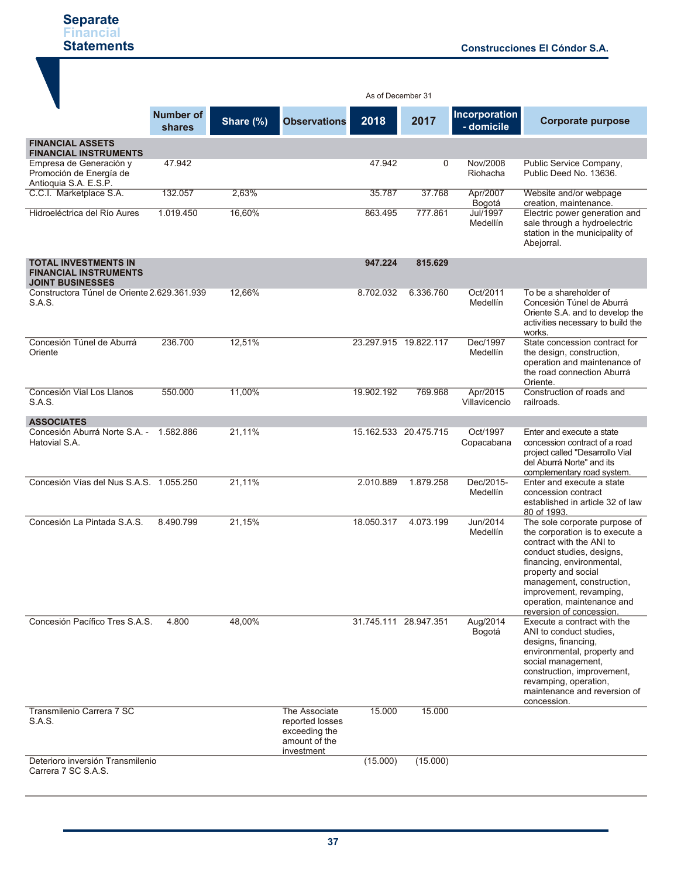As of December 31

| | Number of shares | Share (%) | Observations | 2018 | 2017 | Incorporation - domicile | Corporate purpose |
|---|---|---|---|---|---|---|---|
| **FINANCIAL ASSETS FINANCIAL INSTRUMENTS** | | | | | | | |
| Empresa de Generación y Promoción de Energía de Antioquia S.A. E.S.P. | 47.942 | | | 47.942 | 0 | Nov/2008 Riohacha | Public Service Company, Public Deed No. 13636. |
| C.C.I. Marketplace S.A. | 132.057 | 2,63% | | 35.787 | 37.768 | Apr/2007 Bogotá | Website and/or webpage creation, maintenance. |
| Hidroeléctrica del Río Aures | 1.019.450 | 16,60% | | 863.495 | 777.861 | Jul/1997 Medellín | Electric power generation and sale through a hydroelectric station in the municipality of Abejorral. |
| **TOTAL INVESTMENTS IN FINANCIAL INSTRUMENTS** | | | | **947.224** | **815.629** | | |
| **JOINT BUSINESSES** | | | | | | | |
| Constructora Túnel de Oriente S.A.S. | 2.629.361.939 | 12,66% | | 8.702.032 | 6.336.760 | Oct/2011 Medellín | To be a shareholder of Concesión Túnel de Aburrá Oriente S.A. and to develop the activities necessary to build the works. |
| Concesión Túnel de Aburrá Oriente | 236.700 | 12,51% | | 23.297.915 | 19.822.117 | Dec/1997 Medellín | State concession contract for the design, construction, operation and maintenance of the road connection Aburrá Oriente. |
| Concesión Vial Los Llanos S.A.S. | 550.000 | 11,00% | | 19.902.192 | 769.968 | Apr/2015 Villavicencio | Construction of roads and railroads. |
| **ASSOCIATES** | | | | | | | |
| Concesión Aburrá Norte S.A. - Hatovial S.A. | 1.582.886 | 21,11% | | 15.162.533 | 20.475.715 | Oct/1997 Copacabana | Enter and execute a state concession contract of a road project called "Desarrollo Vial del Aburrá Norte" and its complementary road system. |
| Concesión Vías del Nus S.A.S. | 1.055.250 | 21,11% | | 2.010.889 | 1.879.258 | Dec/2015- Medellín | Enter and execute a state concession contract established in article 32 of law 80 of 1993. |
| Concesión La Pintada S.A.S. | 8.490.799 | 21,15% | | 18.050.317 | 4.073.199 | Jun/2014 Medellín | The sole corporate purpose of the corporation is to execute a contract with the ANI to conduct studies, designs, financing, environmental, property and social management, construction, improvement, revamping, operation, maintenance and reversion of concession. |
| Concesión Pacífico Tres S.A.S. | 4.800 | 48,00% | | 31.745.111 | 28.947.351 | Aug/2014 Bogotá | Execute a contract with the ANI to conduct studies, designs, financing, environmental, property and social management, construction, improvement, revamping, operation, maintenance and reversion of concession. |
| Transmilenio Carrera 7 SC S.A.S. | | | The Associate reported losses exceeding the amount of the investment | 15.000 | 15.000 | | |
| Deterioro inversión Transmilenio Carrera 7 SC S.A.S. | | | | (15.000) | (15.000) | | |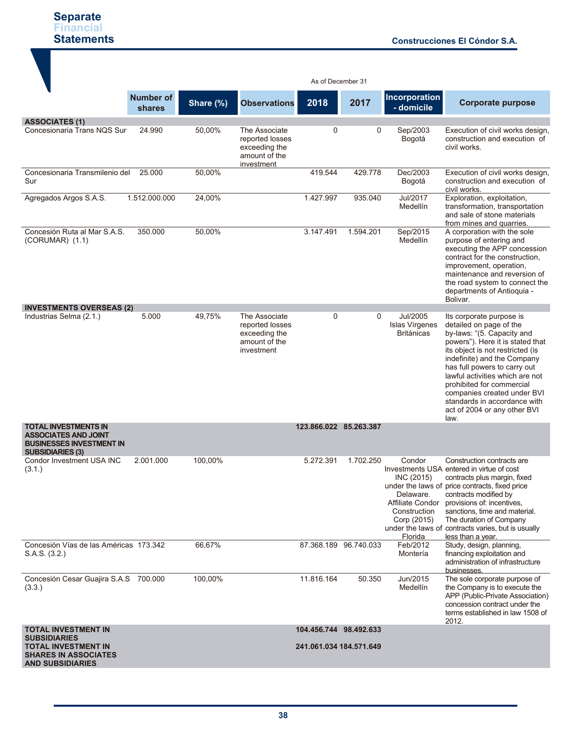| | Number of shares | Share (%) | Observations | 2018 | 2017 | Incorporation - domicile | Corporate purpose |
|---|---|---|---|---|---|---|---|
| | | | | As of December 31 | | | |
| **ASSOCIATES (1)** | | | | | | | |
| Concesionaria Trans NQS Sur | 24.990 | 50,00% | The Associate reported losses exceeding the amount of the investment | 0 | 0 | Sep/2003 Bogotá | Execution of civil works design, construction and execution of civil works. |
| Concesionaria Transmilenio del Sur | 25.000 | 50,00% | | 419.544 | 429.778 | Dec/2003 Bogotá | Execution of civil works design, construction and execution of civil works. |
| Agregados Argos S.A.S. | 1.512.000.000 | 24,00% | | 1.427.997 | 935.040 | Jul/2017 Medellín | Exploration, exploitation, transformation, transportation and sale of stone materials from mines and quarries. |
| Concesión Ruta al Mar S.A.S. (CORUMAR) (1.1) | 350.000 | 50,00% | | 3.147.491 | 1.594.201 | Sep/2015 Medellín | A corporation with the sole purpose of entering and executing the APP concession contract for the construction, improvement, operation, maintenance and reversion of the road system to connect the departments of Antioquia - Bolivar. |
| **INVESTMENTS OVERSEAS (2)** | | | | | | | |
| Industrias Selma (2.1.) | 5.000 | 49,75% | The Associate reported losses exceeding the amount of the investment | 0 | 0 | Jul/2005 Islas Vírgenes Británicas | Its corporate purpose is detailed on page of the by-laws: "(5. Capacity and powers"). Here it is stated that its object is not restricted (is indefinite) and the Company has full powers to carry out lawful activities which are not prohibited for commercial companies created under BVI standards in accordance with act of 2004 or any other BVI law. |
| **TOTAL INVESTMENTS IN ASSOCIATES AND JOINT BUSINESSES INVESTMENT IN SUBSIDIARIES (3)** | | | | **123.866.022** | **85.263.387** | | |
| Condor Investment USA INC (3.1.) | 2.001.000 | 100,00% | | 5.272.391 | 1.702.250 | Condor Investments USA INC (2015) under the laws of Delaware. Affiliate Condor Construction Corp (2015) under the laws of Florida | Construction contracts are entered in virtue of cost contracts plus margin, fixed price contracts, fixed price contracts modified by provisions of: incentives, sanctions, time and material. The duration of Company contracts varies, but is usually less than a year. |
| Concesión Vías de las Américas S.A.S. (3.2.) | 173.342 | 66,67% | | 87.368.189 | 96.740.033 | Feb/2012 Montería | Study, design, planning, financing exploitation and administration of infrastructure businesses. |
| Concesión Cesar Guajira S.A.S (3.3.) | 700.000 | 100,00% | | 11.816.164 | 50.350 | Jun/2015 Medellín | The sole corporate purpose of the Company is to execute the APP (Public-Private Association) concession contract under the terms established in law 1508 of 2012. |
| **TOTAL INVESTMENT IN SUBSIDIARIES** | | | | **104.456.744** | **98.492.633** | | |
| **TOTAL INVESTMENT IN SHARES IN ASSOCIATES AND SUBSIDIARIES** | | | | **241.061.034** | **184.571.649** | | |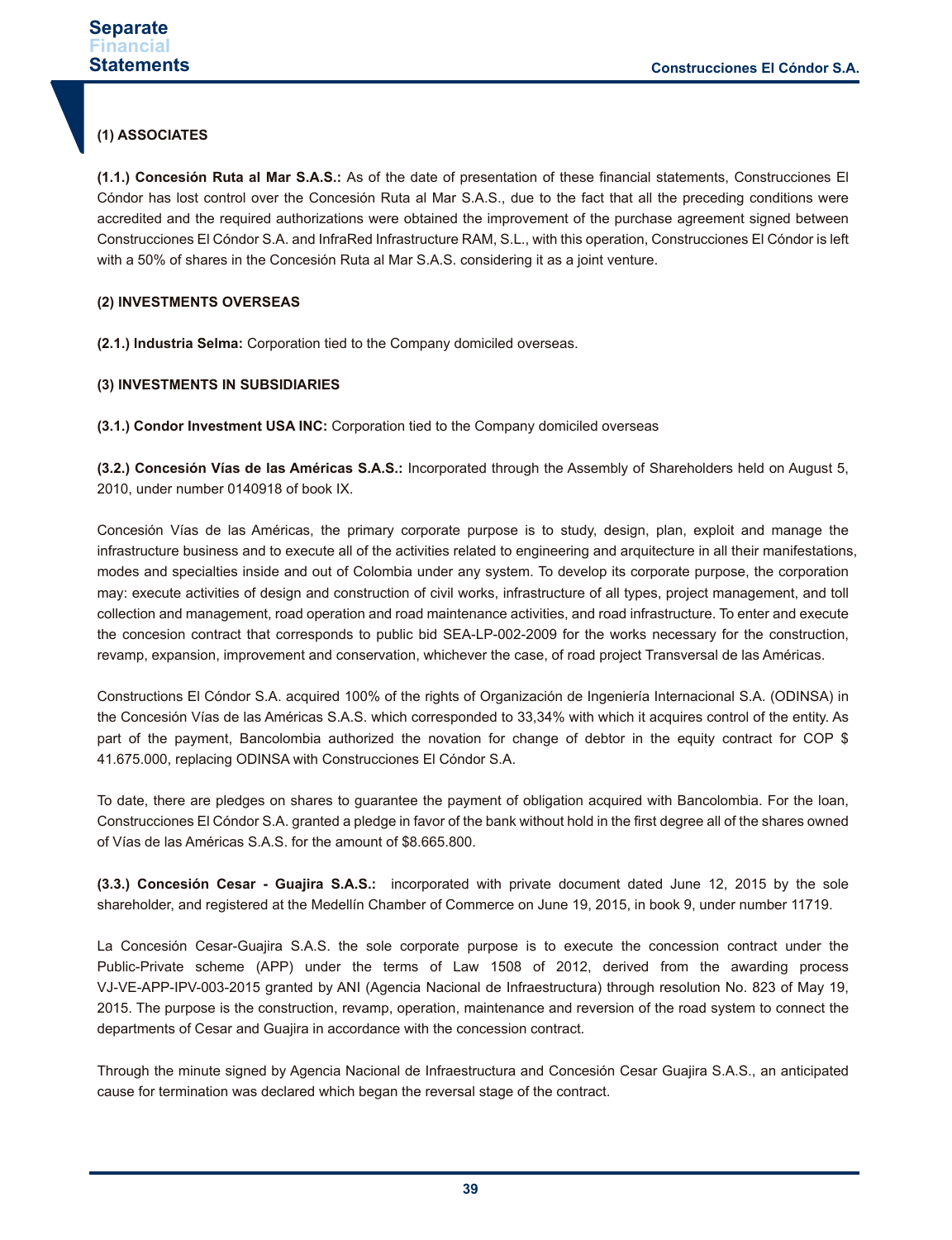**(1) ASSOCIATES**

**(1.1.) Concesión Ruta al Mar S.A.S.:** As of the date of presentation of these financial statements, Construcciones El Cóndor has lost control over the Concesión Ruta al Mar S.A.S., due to the fact that all the preceding conditions were accredited and the required authorizations were obtained the improvement of the purchase agreement signed between Construcciones El Cóndor S.A. and InfraRed Infrastructure RAM, S.L., with this operation, Construcciones El Cóndor is left with a 50% of shares in the Concesión Ruta al Mar S.A.S. considering it as a joint venture.

**(2) INVESTMENTS OVERSEAS**

**(2.1.) Industria Selma:** Corporation tied to the Company domiciled overseas.

**(3) INVESTMENTS IN SUBSIDIARIES**

**(3.1.) Condor Investment USA INC:** Corporation tied to the Company domiciled overseas

**(3.2.) Concesión Vías de las Américas S.A.S.:** Incorporated through the Assembly of Shareholders held on August 5, 2010, under number 0140918 of book IX.

Concesión Vías de las Américas, the primary corporate purpose is to study, design, plan, exploit and manage the infrastructure business and to execute all of the activities related to engineering and arquitecture in all their manifestations, modes and specialties inside and out of Colombia under any system. To develop its corporate purpose, the corporation may: execute activities of design and construction of civil works, infrastructure of all types, project management, and toll collection and management, road operation and road maintenance activities, and road infrastructure. To enter and execute the concesion contract that corresponds to public bid SEA-LP-002-2009 for the works necessary for the construction, revamp, expansion, improvement and conservation, whichever the case, of road project Transversal de las Américas.

Constructions El Cóndor S.A. acquired 100% of the rights of Organización de Ingeniería Internacional S.A. (ODINSA) in the Concesión Vías de las Américas S.A.S. which corresponded to 33,34% with which it acquires control of the entity. As part of the payment, Bancolombia authorized the novation for change of debtor in the equity contract for COP $ 41.675.000, replacing ODINSA with Construcciones El Cóndor S.A.

To date, there are pledges on shares to guarantee the payment of obligation acquired with Bancolombia. For the loan, Construcciones El Cóndor S.A. granted a pledge in favor of the bank without hold in the first degree all of the shares owned of Vías de las Américas S.A.S. for the amount of $8.665.800.

**(3.3.) Concesión Cesar - Guajira S.A.S.:** incorporated with private document dated June 12, 2015 by the sole shareholder, and registered at the Medellín Chamber of Commerce on June 19, 2015, in book 9, under number 11719.

La Concesión Cesar-Guajira S.A.S. the sole corporate purpose is to execute the concession contract under the Public-Private scheme (APP) under the terms of Law 1508 of 2012, derived from the awarding process VJ-VE-APP-IPV-003-2015 granted by ANI (Agencia Nacional de Infraestructura) through resolution No. 823 of May 19, 2015. The purpose is the construction, revamp, operation, maintenance and reversion of the road system to connect the departments of Cesar and Guajira in accordance with the concession contract.

Through the minute signed by Agencia Nacional de Infraestructura and Concesión Cesar Guajira S.A.S., an anticipated cause for termination was declared which began the reversal stage of the contract.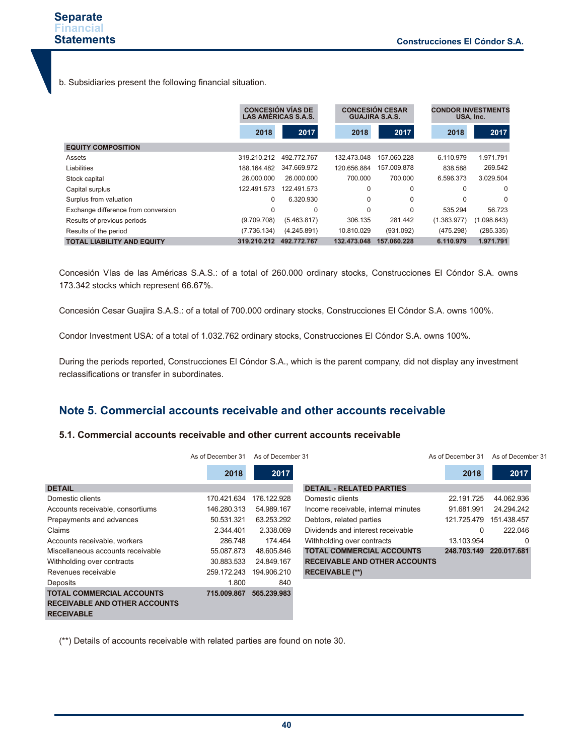b. Subsidiaries present the following financial situation.

| | CONCESIÓN VÍAS DE LAS AMÉRICAS S.A.S. | | CONCESIÓN CESAR GUAJIRA S.A.S. | | CONDOR INVESTMENTS USA, Inc. | |
|---|---|---|---|---|---|---|
| | 2018 | 2017 | 2018 | 2017 | 2018 | 2017 |
| **EQUITY COMPOSITION** | | | | | | |
| Assets | 319.210.212 | 492.772.767 | 132.473.048 | 157.060.228 | 6.110.979 | 1.971.791 |
| Liabilities | 188.164.482 | 347.669.972 | 120.656.884 | 157.009.878 | 838.588 | 269.542 |
| Stock capital | 26.000.000 | 26.000.000 | 700.000 | 700.000 | 6.596.373 | 3.029.504 |
| Capital surplus | 122.491.573 | 122.491.573 | 0 | 0 | 0 | 0 |
| Surplus from valuation | 0 | 6.320.930 | 0 | 0 | 0 | 0 |
| Exchange difference from conversion | 0 | 0 | 0 | 0 | 535.294 | 56.723 |
| Results of previous periods | (9.709.708) | (5.463.817) | 306.135 | 281.442 | (1.383.977) | (1.098.643) |
| Results of the period | (7.736.134) | (4.245.891) | 10.810.029 | (931.092) | (475.298) | (285.335) |
| **TOTAL LIABILITY AND EQUITY** | **319.210.212** | **492.772.767** | **132.473.048** | **157.060.228** | **6.110.979** | **1.971.791** |

Concesión Vías de las Américas S.A.S.: of a total of 260.000 ordinary stocks, Construcciones El Cóndor S.A. owns 173.342 stocks which represent 66.67%.

Concesión Cesar Guajira S.A.S.: of a total of 700.000 ordinary stocks, Construcciones El Cóndor S.A. owns 100%.

Condor Investment USA: of a total of 1.032.762 ordinary stocks, Construcciones El Cóndor S.A. owns 100%.

During the periods reported, Construcciones El Cóndor S.A., which is the parent company, did not display any investment reclassifications or transfer in subordinates.

## Note 5. Commercial accounts receivable and other accounts receivable

### 5.1. Commercial accounts receivable and other current accounts receivable

| | As of December 31 2018 | As of December 31 2017 |
|---|---|---|
| **DETAIL** | | |
| Domestic clients | 170.421.634 | 176.122.928 |
| Accounts receivable, consortiums | 146.280.313 | 54.989.167 |
| Prepayments and advances | 50.531.321 | 63.253.292 |
| Claims | 2.344.401 | 2.338.069 |
| Accounts receivable, workers | 286.748 | 174.464 |
| Miscellaneous accounts receivable | 55.087.873 | 48.605.846 |
| Withholding over contracts | 30.883.533 | 24.849.167 |
| Revenues receivable | 259.172.243 | 194.906.210 |
| Deposits | 1.800 | 840 |
| **TOTAL COMMERCIAL ACCOUNTS RECEIVABLE AND OTHER ACCOUNTS RECEIVABLE** | **715.009.867** | **565.239.983** |

| | As of December 31 2018 | As of December 31 2017 |
|---|---|---|
| **DETAIL - RELATED PARTIES** | | |
| Domestic clients | 22.191.725 | 44.062.936 |
| Income receivable, internal minutes | 91.681.991 | 24.294.242 |
| Debtors, related parties | 121.725.479 | 151.438.457 |
| Dividends and interest receivable | 0 | 222.046 |
| Withholding over contracts | 13.103.954 | 0 |
| **TOTAL COMMERCIAL ACCOUNTS RECEIVABLE AND OTHER ACCOUNTS RECEIVABLE (\*\*)** | **248.703.149** | **220.017.681** |

(**) Details of accounts receivable with related parties are found on note 30.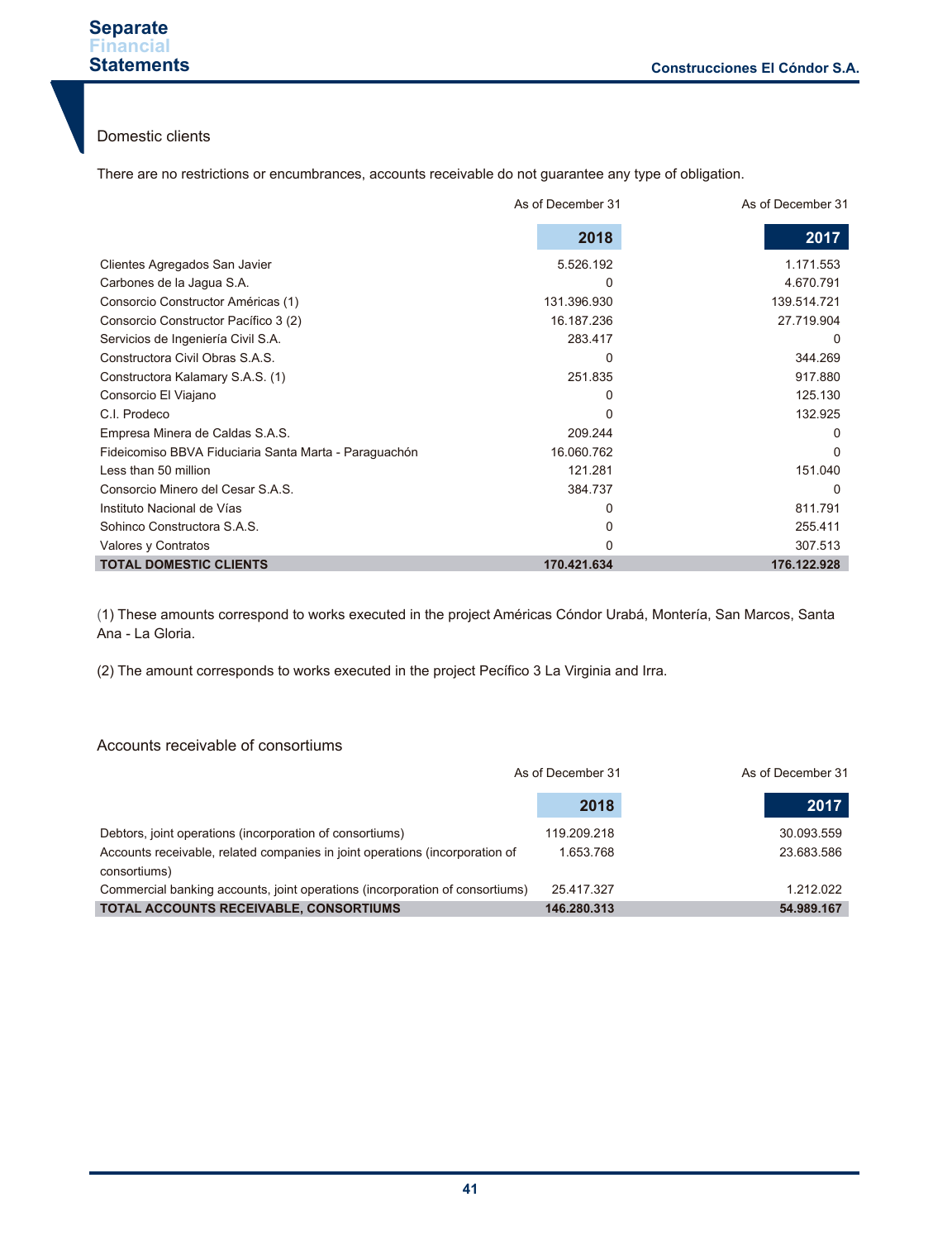### Domestic clients

There are no restrictions or encumbrances, accounts receivable do not guarantee any type of obligation.

| | As of December 31<br>2018 | As of December 31<br>2017 |
|---|---|---|
| Clientes Agregados San Javier | 5.526.192 | 1.171.553 |
| Carbones de la Jagua S.A. | 0 | 4.670.791 |
| Consorcio Constructor Américas (1) | 131.396.930 | 139.514.721 |
| Consorcio Constructor Pacífico 3 (2) | 16.187.236 | 27.719.904 |
| Servicios de Ingeniería Civil S.A. | 283.417 | 0 |
| Constructora Civil Obras S.A.S. | 0 | 344.269 |
| Constructora Kalamary S.A.S. (1) | 251.835 | 917.880 |
| Consorcio El Viajano | 0 | 125.130 |
| C.I. Prodeco | 0 | 132.925 |
| Empresa Minera de Caldas S.A.S. | 209.244 | 0 |
| Fideicomiso BBVA Fiduciaria Santa Marta - Paraguachón | 16.060.762 | 0 |
| Less than 50 million | 121.281 | 151.040 |
| Consorcio Minero del Cesar S.A.S. | 384.737 | 0 |
| Instituto Nacional de Vías | 0 | 811.791 |
| Sohinco Constructora S.A.S. | 0 | 255.411 |
| Valores y Contratos | 0 | 307.513 |
| **TOTAL DOMESTIC CLIENTS** | **170.421.634** | **176.122.928** |

(1) These amounts correspond to works executed in the project Américas Cóndor Urabá, Montería, San Marcos, Santa Ana - La Gloria.

(2) The amount corresponds to works executed in the project Pecífico 3 La Virginia and Irra.

### Accounts receivable of consortiums

| | As of December 31<br>2018 | As of December 31<br>2017 |
|---|---|---|
| Debtors, joint operations (incorporation of consortiums) | 119.209.218 | 30.093.559 |
| Accounts receivable, related companies in joint operations (incorporation of consortiums) | 1.653.768 | 23.683.586 |
| Commercial banking accounts, joint operations (incorporation of consortiums) | 25.417.327 | 1.212.022 |
| **TOTAL ACCOUNTS RECEIVABLE, CONSORTIUMS** | **146.280.313** | **54.989.167** |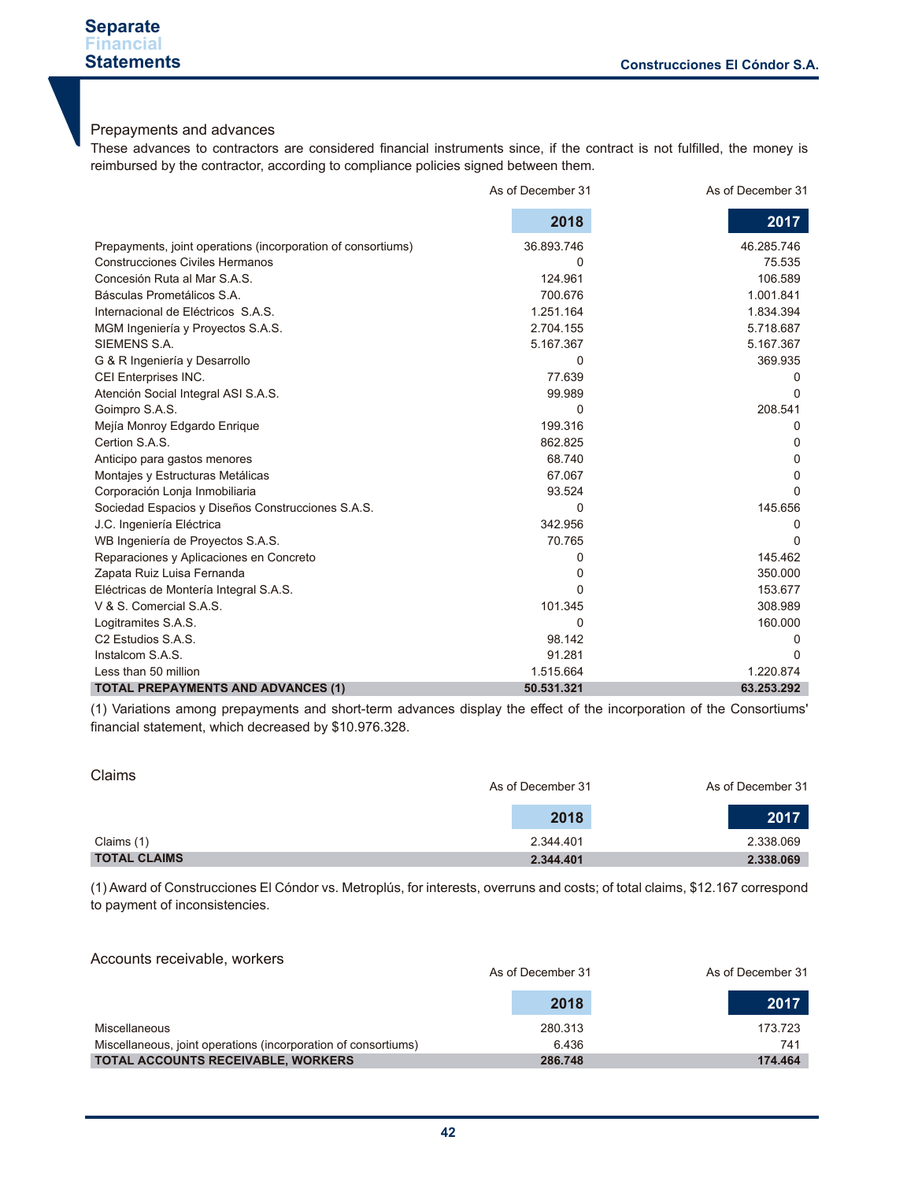## Prepayments and advances

These advances to contractors are considered financial instruments since, if the contract is not fulfilled, the money is reimbursed by the contractor, according to compliance policies signed between them.

| | As of December 31 2018 | As of December 31 2017 |
|---|---|---|
| Prepayments, joint operations (incorporation of consortiums) | 36.893.746 | 46.285.746 |
| Construcciones Civiles Hermanos | 0 | 75.535 |
| Concesión Ruta al Mar S.A.S. | 124.961 | 106.589 |
| Básculas Prometálicos S.A. | 700.676 | 1.001.841 |
| Internacional de Eléctricos S.A.S. | 1.251.164 | 1.834.394 |
| MGM Ingeniería y Proyectos S.A.S. | 2.704.155 | 5.718.687 |
| SIEMENS S.A. | 5.167.367 | 5.167.367 |
| G & R Ingeniería y Desarrollo | 0 | 369.935 |
| CEI Enterprises INC. | 77.639 | 0 |
| Atención Social Integral ASI S.A.S. | 99.989 | 0 |
| Goimpro S.A.S. | 0 | 208.541 |
| Mejía Monroy Edgardo Enrique | 199.316 | 0 |
| Certion S.A.S. | 862.825 | 0 |
| Anticipo para gastos menores | 68.740 | 0 |
| Montajes y Estructuras Metálicas | 67.067 | 0 |
| Corporación Lonja Inmobiliaria | 93.524 | 0 |
| Sociedad Espacios y Diseños Construcciones S.A.S. | 0 | 145.656 |
| J.C. Ingeniería Eléctrica | 342.956 | 0 |
| WB Ingeniería de Proyectos S.A.S. | 70.765 | 0 |
| Reparaciones y Aplicaciones en Concreto | 0 | 145.462 |
| Zapata Ruiz Luisa Fernanda | 0 | 350.000 |
| Eléctricas de Montería Integral S.A.S. | 0 | 153.677 |
| V & S. Comercial S.A.S. | 101.345 | 308.989 |
| Logitramites S.A.S. | 0 | 160.000 |
| C2 Estudios S.A.S. | 98.142 | 0 |
| Instalcom S.A.S. | 91.281 | 0 |
| Less than 50 million | 1.515.664 | 1.220.874 |
| **TOTAL PREPAYMENTS AND ADVANCES (1)** | **50.531.321** | **63.253.292** |

(1) Variations among prepayments and short-term advances display the effect of the incorporation of the Consortiums' financial statement, which decreased by $10.976.328.

## Claims

| | As of December 31 2018 | As of December 31 2017 |
|---|---|---|
| Claims (1) | 2.344.401 | 2.338.069 |
| **TOTAL CLAIMS** | **2.344.401** | **2.338.069** |

(1) Award of Construcciones El Cóndor vs. Metroplús, for interests, overruns and costs; of total claims, $12.167 correspond to payment of inconsistencies.

## Accounts receivable, workers

| | As of December 31 2018 | As of December 31 2017 |
|---|---|---|
| Miscellaneous | 280.313 | 173.723 |
| Miscellaneous, joint operations (incorporation of consortiums) | 6.436 | 741 |
| **TOTAL ACCOUNTS RECEIVABLE, WORKERS** | **286.748** | **174.464** |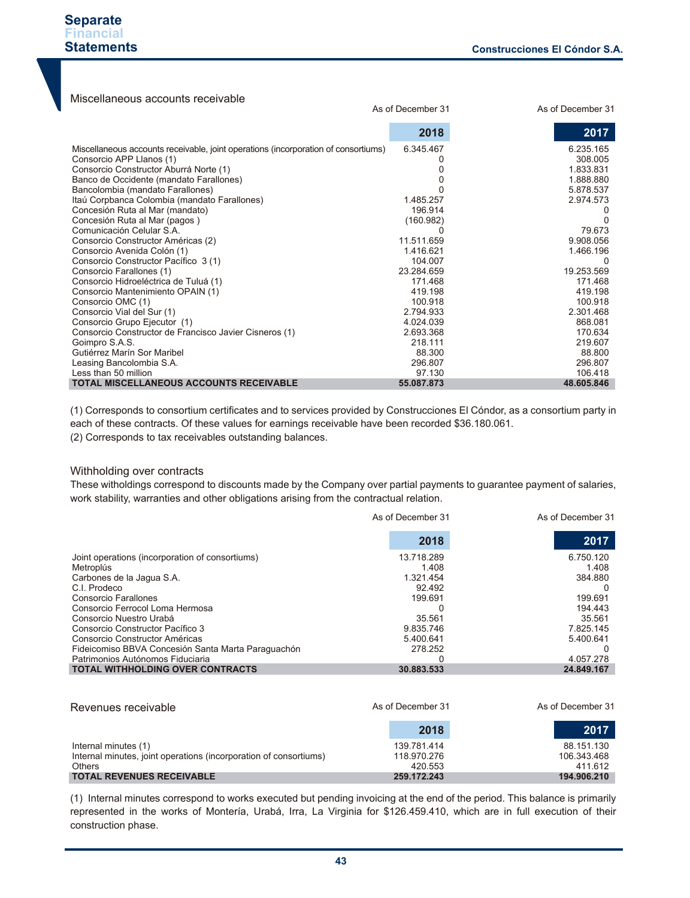## Miscellaneous accounts receivable

| | As of December 31 2018 | As of December 31 2017 |
|---|---|---|
| Miscellaneous accounts receivable, joint operations (incorporation of consortiums) | 6.345.467 | 6.235.165 |
| Consorcio APP Llanos (1) | 0 | 308.005 |
| Consorcio Constructor Aburrá Norte (1) | 0 | 1.833.831 |
| Banco de Occidente (mandato Farallones) | 0 | 1.888.880 |
| Bancolombia (mandato Farallones) | 0 | 5.878.537 |
| Itaú Corpbanca Colombia (mandato Farallones) | 1.485.257 | 2.974.573 |
| Concesión Ruta al Mar (mandato) | 196.914 | 0 |
| Concesión Ruta al Mar (pagos ) | (160.982) | 0 |
| Comunicación Celular S.A. | 0 | 79.673 |
| Consorcio Constructor Américas (2) | 11.511.659 | 9.908.056 |
| Consorcio Avenida Colón (1) | 1.416.621 | 1.466.196 |
| Consorcio Constructor Pacífico 3 (1) | 104.007 | 0 |
| Consorcio Farallones (1) | 23.284.659 | 19.253.569 |
| Consorcio Hidroeléctrica de Tuluá (1) | 171.468 | 171.468 |
| Consorcio Mantenimiento OPAIN (1) | 419.198 | 419.198 |
| Consorcio OMC (1) | 100.918 | 100.918 |
| Consorcio Vial del Sur (1) | 2.794.933 | 2.301.468 |
| Consorcio Grupo Ejecutor (1) | 4.024.039 | 868.081 |
| Consorcio Constructor de Francisco Javier Cisneros (1) | 2.693.368 | 170.634 |
| Goimpro S.A.S. | 218.111 | 219.607 |
| Gutiérrez Marín Sor Maribel | 88.300 | 88.800 |
| Leasing Bancolombia S.A. | 296.807 | 296.807 |
| Less than 50 million | 97.130 | 106.418 |
| **TOTAL MISCELLANEOUS ACCOUNTS RECEIVABLE** | **55.087.873** | **48.605.846** |

(1) Corresponds to consortium certificates and to services provided by Construcciones El Cóndor, as a consortium party in each of these contracts. Of these values for earnings receivable have been recorded $36.180.061.

(2) Corresponds to tax receivables outstanding balances.

## Withholding over contracts

These witholdings correspond to discounts made by the Company over partial payments to guarantee payment of salaries, work stability, warranties and other obligations arising from the contractual relation.

| | As of December 31 2018 | As of December 31 2017 |
|---|---|---|
| Joint operations (incorporation of consortiums) | 13.718.289 | 6.750.120 |
| Metroplús | 1.408 | 1.408 |
| Carbones de la Jagua S.A. | 1.321.454 | 384.880 |
| C.I. Prodeco | 92.492 | 0 |
| Consorcio Farallones | 199.691 | 199.691 |
| Consorcio Ferrocol Loma Hermosa | 0 | 194.443 |
| Consorcio Nuestro Urabá | 35.561 | 35.561 |
| Consorcio Constructor Pacífico 3 | 9.835.746 | 7.825.145 |
| Consorcio Constructor Américas | 5.400.641 | 5.400.641 |
| Fideicomiso BBVA Concesión Santa Marta Paraguachón | 278.252 | 0 |
| Patrimonios Autónomos Fiduciaria | 0 | 4.057.278 |
| **TOTAL WITHHOLDING OVER CONTRACTS** | **30.883.533** | **24.849.167** |

## Revenues receivable

| | As of December 31 2018 | As of December 31 2017 |
|---|---|---|
| Internal minutes (1) | 139.781.414 | 88.151.130 |
| Internal minutes, joint operations (incorporation of consortiums) | 118.970.276 | 106.343.468 |
| Others | 420.553 | 411.612 |
| **TOTAL REVENUES RECEIVABLE** | **259.172.243** | **194.906.210** |

(1) Internal minutes correspond to works executed but pending invoicing at the end of the period. This balance is primarily represented in the works of Montería, Urabá, Irra, La Virginia for $126.459.410, which are in full execution of their construction phase.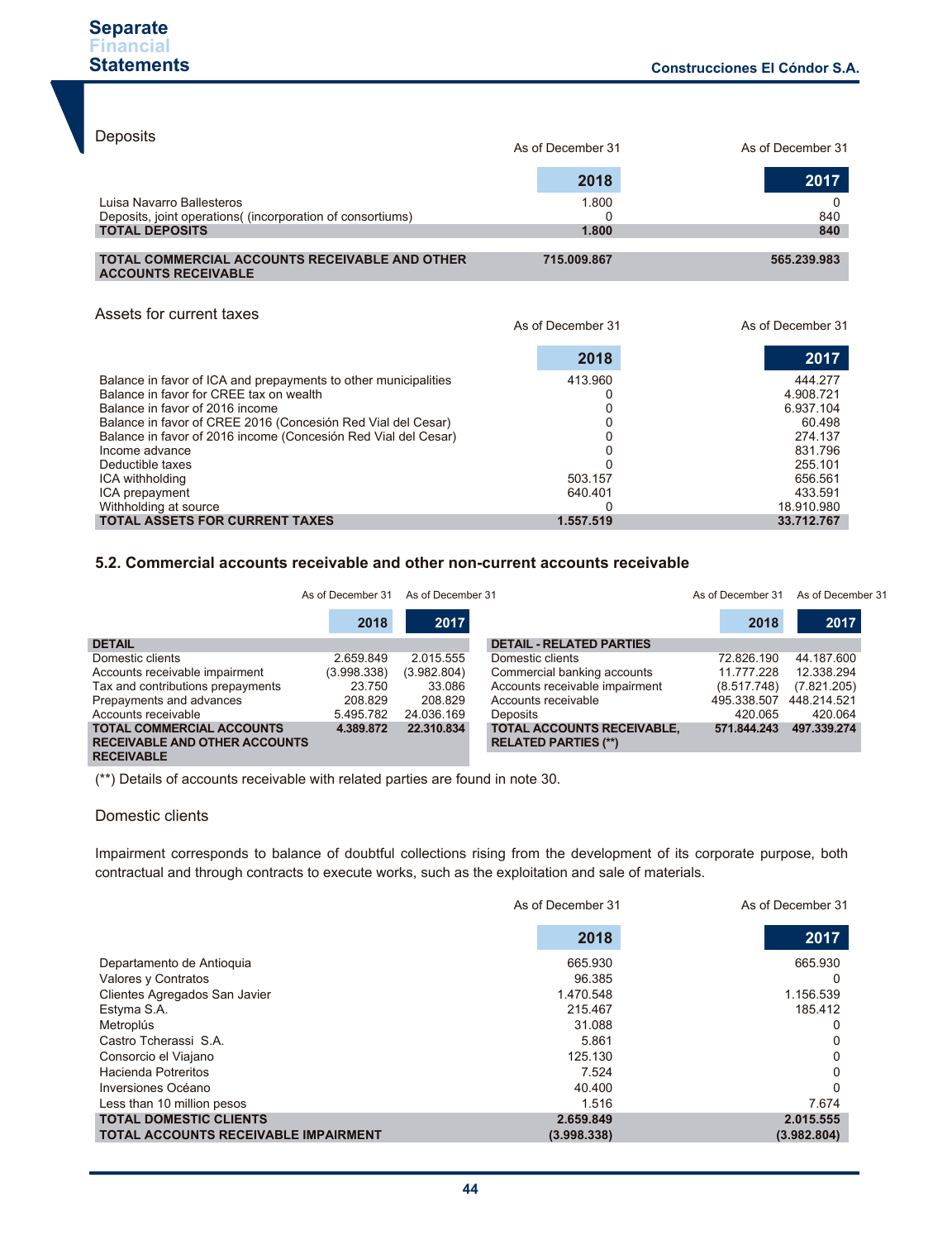Deposits

| | As of December 31 2018 | As of December 31 2017 |
|---|---|---|
| Luisa Navarro Ballesteros | 1.800 | 0 |
| Deposits, joint operations( (incorporation of consortiums) | 0 | 840 |
| **TOTAL DEPOSITS** | **1.800** | **840** |
| **TOTAL COMMERCIAL ACCOUNTS RECEIVABLE AND OTHER ACCOUNTS RECEIVABLE** | **715.009.867** | **565.239.983** |

Assets for current taxes

| | As of December 31 2018 | As of December 31 2017 |
|---|---|---|
| Balance in favor of ICA and prepayments to other municipalities | 413.960 | 444.277 |
| Balance in favor for CREE tax on wealth | 0 | 4.908.721 |
| Balance in favor of 2016 income | 0 | 6.937.104 |
| Balance in favor of CREE 2016 (Concesión Red Vial del Cesar) | 0 | 60.498 |
| Balance in favor of 2016 income (Concesión Red Vial del Cesar) | 0 | 274.137 |
| Income advance | 0 | 831.796 |
| Deductible taxes | 0 | 255.101 |
| ICA withholding | 503.157 | 656.561 |
| ICA prepayment | 640.401 | 433.591 |
| Withholding at source | 0 | 18.910.980 |
| **TOTAL ASSETS FOR CURRENT TAXES** | **1.557.519** | **33.712.767** |

## 5.2. Commercial accounts receivable and other non-current accounts receivable

| DETAIL | As of December 31 2018 | As of December 31 2017 |
|---|---|---|
| Domestic clients | 2.659.849 | 2.015.555 |
| Accounts receivable impairment | (3.998.338) | (3.982.804) |
| Tax and contributions prepayments | 23.750 | 33.086 |
| Prepayments and advances | 208.829 | 208.829 |
| Accounts receivable | 5.495.782 | 24.036.169 |
| **TOTAL COMMERCIAL ACCOUNTS RECEIVABLE AND OTHER ACCOUNTS RECEIVABLE** | **4.389.872** | **22.310.834** |

| DETAIL - RELATED PARTIES | As of December 31 2018 | As of December 31 2017 |
|---|---|---|
| Domestic clients | 72.826.190 | 44.187.600 |
| Commercial banking accounts | 11.777.228 | 12.338.294 |
| Accounts receivable impairment | (8.517.748) | (7.821.205) |
| Accounts receivable | 495.338.507 | 448.214.521 |
| Deposits | 420.065 | 420.064 |
| **TOTAL ACCOUNTS RECEIVABLE, RELATED PARTIES (\*\*)** | **571.844.243** | **497.339.274** |

(\*\*) Details of accounts receivable with related parties are found in note 30.

Domestic clients

Impairment corresponds to balance of doubtful collections rising from the development of its corporate purpose, both contractual and through contracts to execute works, such as the exploitation and sale of materials.

| | As of December 31 2018 | As of December 31 2017 |
|---|---|---|
| Departamento de Antioquia | 665.930 | 665.930 |
| Valores y Contratos | 96.385 | 0 |
| Clientes Agregados San Javier | 1.470.548 | 1.156.539 |
| Estyma S.A. | 215.467 | 185.412 |
| Metroplús | 31.088 | 0 |
| Castro Tcherassi S.A. | 5.861 | 0 |
| Consorcio el Viajano | 125.130 | 0 |
| Hacienda Potreritos | 7.524 | 0 |
| Inversiones Océano | 40.400 | 0 |
| Less than 10 million pesos | 1.516 | 7.674 |
| **TOTAL DOMESTIC CLIENTS** | **2.659.849** | **2.015.555** |
| **TOTAL ACCOUNTS RECEIVABLE IMPAIRMENT** | **(3.998.338)** | **(3.982.804)** |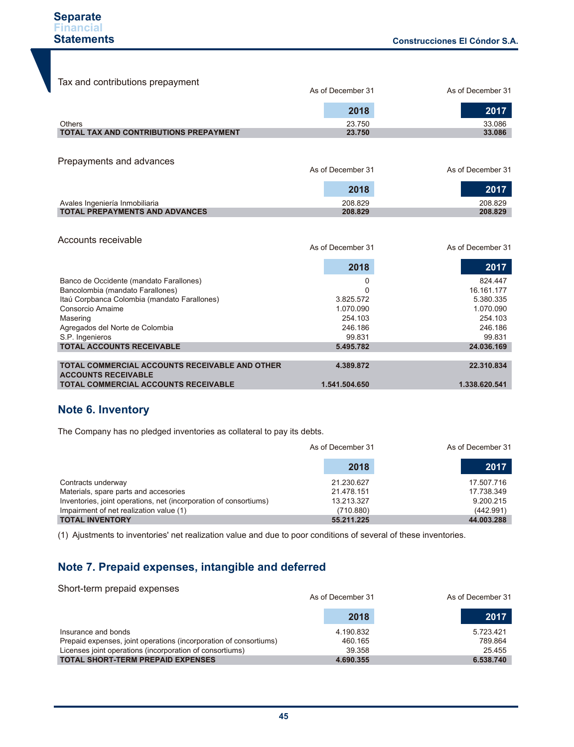Tax and contributions prepayment

| | As of December 31 2018 | As of December 31 2017 |
|---|---|---|
| Others | 23.750 | 33.086 |
| **TOTAL TAX AND CONTRIBUTIONS PREPAYMENT** | **23.750** | **33.086** |

Prepayments and advances

| | As of December 31 2018 | As of December 31 2017 |
|---|---|---|
| Avales Ingeniería Inmobiliaria | 208.829 | 208.829 |
| **TOTAL PREPAYMENTS AND ADVANCES** | **208.829** | **208.829** |

Accounts receivable

| | As of December 31 2018 | As of December 31 2017 |
|---|---|---|
| Banco de Occidente (mandato Farallones) | 0 | 824.447 |
| Bancolombia (mandato Farallones) | 0 | 16.161.177 |
| Itaú Corpbanca Colombia (mandato Farallones) | 3.825.572 | 5.380.335 |
| Consorcio Amaime | 1.070.090 | 1.070.090 |
| Masering | 254.103 | 254.103 |
| Agregados del Norte de Colombia | 246.186 | 246.186 |
| S.P. Ingenieros | 99.831 | 99.831 |
| **TOTAL ACCOUNTS RECEIVABLE** | **5.495.782** | **24.036.169** |
| **TOTAL COMMERCIAL ACCOUNTS RECEIVABLE AND OTHER ACCOUNTS RECEIVABLE** | **4.389.872** | **22.310.834** |
| **TOTAL COMMERCIAL ACCOUNTS RECEIVABLE** | **1.541.504.650** | **1.338.620.541** |

## Note 6. Inventory

The Company has no pledged inventories as collateral to pay its debts.

| | As of December 31 2018 | As of December 31 2017 |
|---|---|---|
| Contracts underway | 21.230.627 | 17.507.716 |
| Materials, spare parts and accesories | 21.478.151 | 17.738.349 |
| Inventories, joint operations, net (incorporation of consortiums) | 13.213.327 | 9.200.215 |
| Impairment of net realization value (1) | (710.880) | (442.991) |
| **TOTAL INVENTORY** | **55.211.225** | **44.003.288** |

(1) Ajustments to inventories' net realization value and due to poor conditions of several of these inventories.

## Note 7. Prepaid expenses, intangible and deferred

Short-term prepaid expenses

| | As of December 31 2018 | As of December 31 2017 |
|---|---|---|
| Insurance and bonds | 4.190.832 | 5.723.421 |
| Prepaid expenses, joint operations (incorporation of consortiums) | 460.165 | 789.864 |
| Licenses joint operations (incorporation of consortiums) | 39.358 | 25.455 |
| **TOTAL SHORT-TERM PREPAID EXPENSES** | **4.690.355** | **6.538.740** |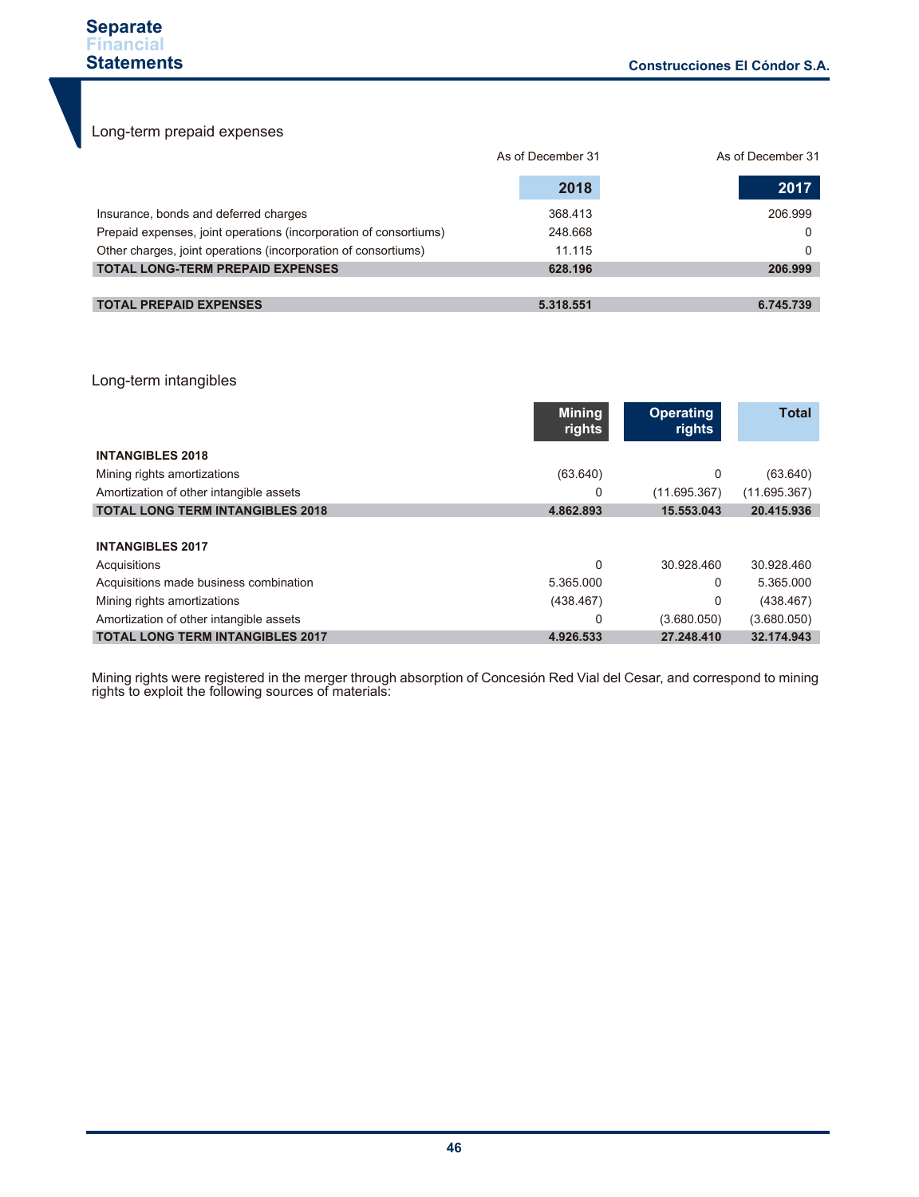## Long-term prepaid expenses

| | As of December 31 2018 | As of December 31 2017 |
|---|---|---|
| Insurance, bonds and deferred charges | 368.413 | 206.999 |
| Prepaid expenses, joint operations (incorporation of consortiums) | 248.668 | 0 |
| Other charges, joint operations (incorporation of consortiums) | 11.115 | 0 |
| **TOTAL LONG-TERM PREPAID EXPENSES** | **628.196** | **206.999** |
| | | |
| **TOTAL PREPAID EXPENSES** | **5.318.551** | **6.745.739** |

## Long-term intangibles

| | Mining rights | Operating rights | Total |
|---|---|---|---|
| **INTANGIBLES 2018** | | | |
| Mining rights amortizations | (63.640) | 0 | (63.640) |
| Amortization of other intangible assets | 0 | (11.695.367) | (11.695.367) |
| **TOTAL LONG TERM INTANGIBLES 2018** | **4.862.893** | **15.553.043** | **20.415.936** |
| | | | |
| **INTANGIBLES 2017** | | | |
| Acquisitions | 0 | 30.928.460 | 30.928.460 |
| Acquisitions made business combination | 5.365.000 | 0 | 5.365.000 |
| Mining rights amortizations | (438.467) | 0 | (438.467) |
| Amortization of other intangible assets | 0 | (3.680.050) | (3.680.050) |
| **TOTAL LONG TERM INTANGIBLES 2017** | **4.926.533** | **27.248.410** | **32.174.943** |

Mining rights were registered in the merger through absorption of Concesión Red Vial del Cesar, and correspond to mining rights to exploit the following sources of materials: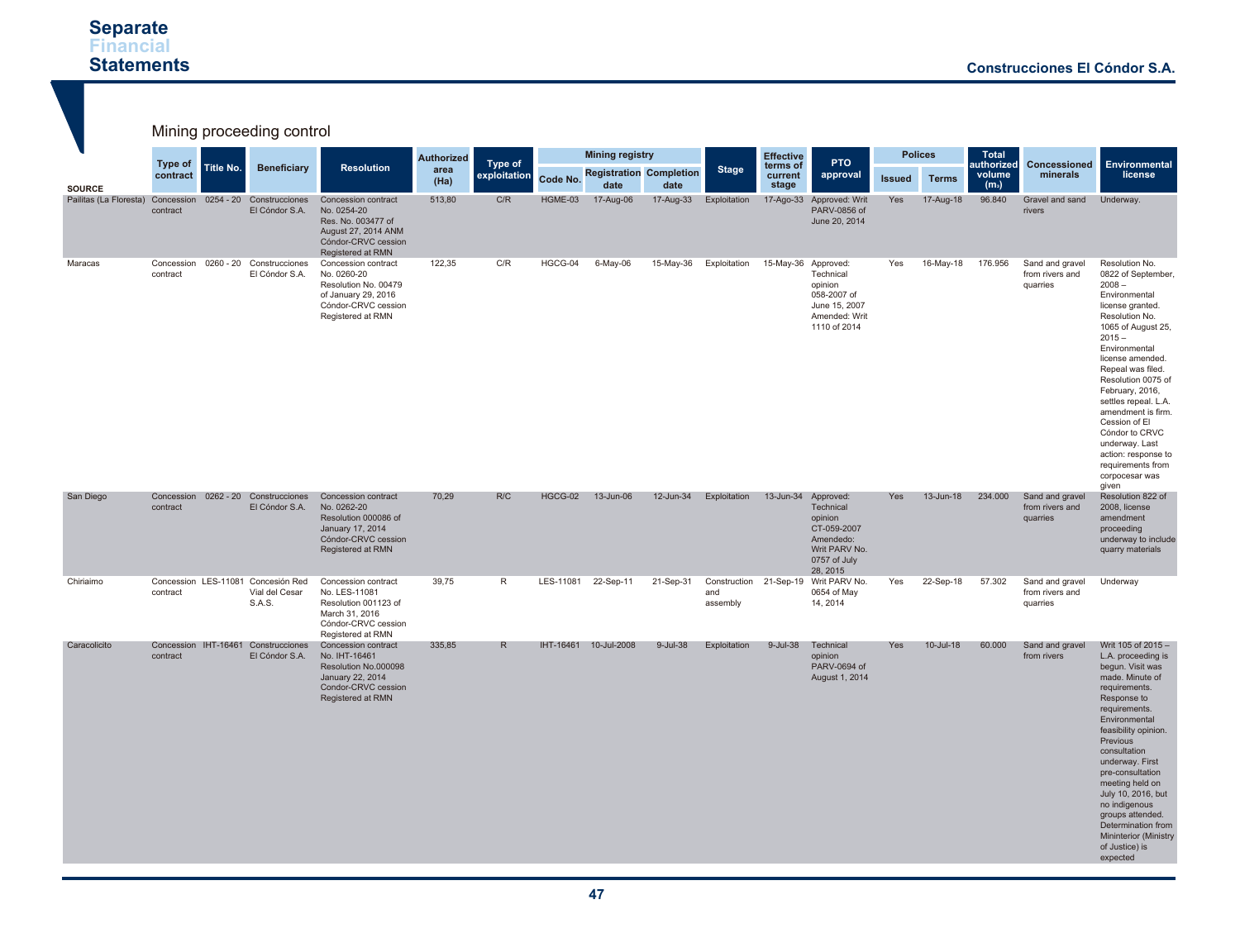## Mining proceeding control

| SOURCE | Type of contract | Title No. | Beneficiary | Resolution | Authorized area (Ha) | Type of exploitation | Mining registry | | | Stage | Effective terms of current stage | PTO approval | Polices | | Total authorized volume ($m_3$) | Concessioned minerals | Environmental license |
|---|---|---|---|---|---|---|---|---|---|---|---|---|---|---|---|---|---|
| | | | | | | | Code No. | Registration date | Completion date | | | | Issued | Terms | | | |
| Pailitas (La Floresta) | Concession contract | 0254 - 20 | Construcciones El Cóndor S.A. | Concession contract No. 0254-20 Res. No. 003477 of August 27, 2014 ANM Cóndor-CRVC cession Registered at RMN | 513,80 | C/R | HGME-03 | 17-Aug-06 | 17-Aug-33 | Exploitation | 17-Ago-33 | Approved: Writ PARV-0856 of June 20, 2014 | Yes | 17-Aug-18 | 96.840 | Gravel and sand rivers | Underway. |
| Maracas | Concession contract | 0260 - 20 | Construcciones El Cóndor S.A. | Concession contract No. 0260-20 Resolution No. 00479 of January 29, 2016 Cóndor-CRVC cession Registered at RMN | 122,35 | C/R | HGCG-04 | 6-May-06 | 15-May-36 | Exploitation | 15-May-36 | Approved: Technical opinion 058-2007 of June 15, 2007 Amended: Writ 1110 of 2014 | Yes | 16-May-18 | 176.956 | Sand and gravel from rivers and quarries | Resolution No. 0822 of September, 2008 – Environmental license granted. Resolution No. 1065 of August 25, 2015 – Environmental license amended. Repeal was filed. Resolution 0075 of February, 2016, settles repeal. L.A. amendment is firm. Cession of El Cóndor to CRVC underway. Last action: response to requirements from corpocesar was given |
| San Diego | Concession contract | 0262 - 20 | Construcciones El Cóndor S.A. | Concession contract No. 0262-20 Resolution 000086 of January 17, 2014 Cóndor-CRVC cession Registered at RMN | 70,29 | R/C | HGCG-02 | 13-Jun-06 | 12-Jun-34 | Exploitation | 13-Jun-34 | Approved: Technical opinion CT-059-2007 Amendedo: Writ PARV No. 0757 of July 28, 2015 | Yes | 13-Jun-18 | 234.000 | Sand and gravel from rivers and quarries | Resolution 822 of 2008, license amendment proceeding underway to include quarry materials |
| Chiriaimo | Concession contract | LES-11081 | Concesión Red Vial del Cesar S.A.S. | Concession contract No. LES-11081 Resolution 001123 of March 31, 2016 Cóndor-CRVC cession Registered at RMN | 39,75 | R | LES-11081 | 22-Sep-11 | 21-Sep-31 | Construction and assembly | 21-Sep-19 | Writ PARV No. 0654 of May 14, 2014 | Yes | 22-Sep-18 | 57.302 | Sand and gravel from rivers and quarries | Underway |
| Caracolicito | Concession contract | IHT-16461 | Construcciones El Cóndor S.A. | Concession contract No. IHT-16461 Resolution No.000098 January 22, 2014 Condor-CRVC cession Registered at RMN | 335,85 | R | IHT-16461 | 10-Jul-2008 | 9-Jul-38 | Exploitation | 9-Jul-38 | Technical opinion PARV-0694 of August 1, 2014 | Yes | 10-Jul-18 | 60.000 | Sand and gravel from rivers | Writ 105 of 2015 – L.A. proceeding is begun. Visit was made. Minute of requirements. Response to requirements. Environmental feasibility opinion. Previous consultation underway. First pre-consultation meeting held on July 10, 2016, but no indigenous groups attended. Determination from Mininterior (Ministry of Justice) is expected |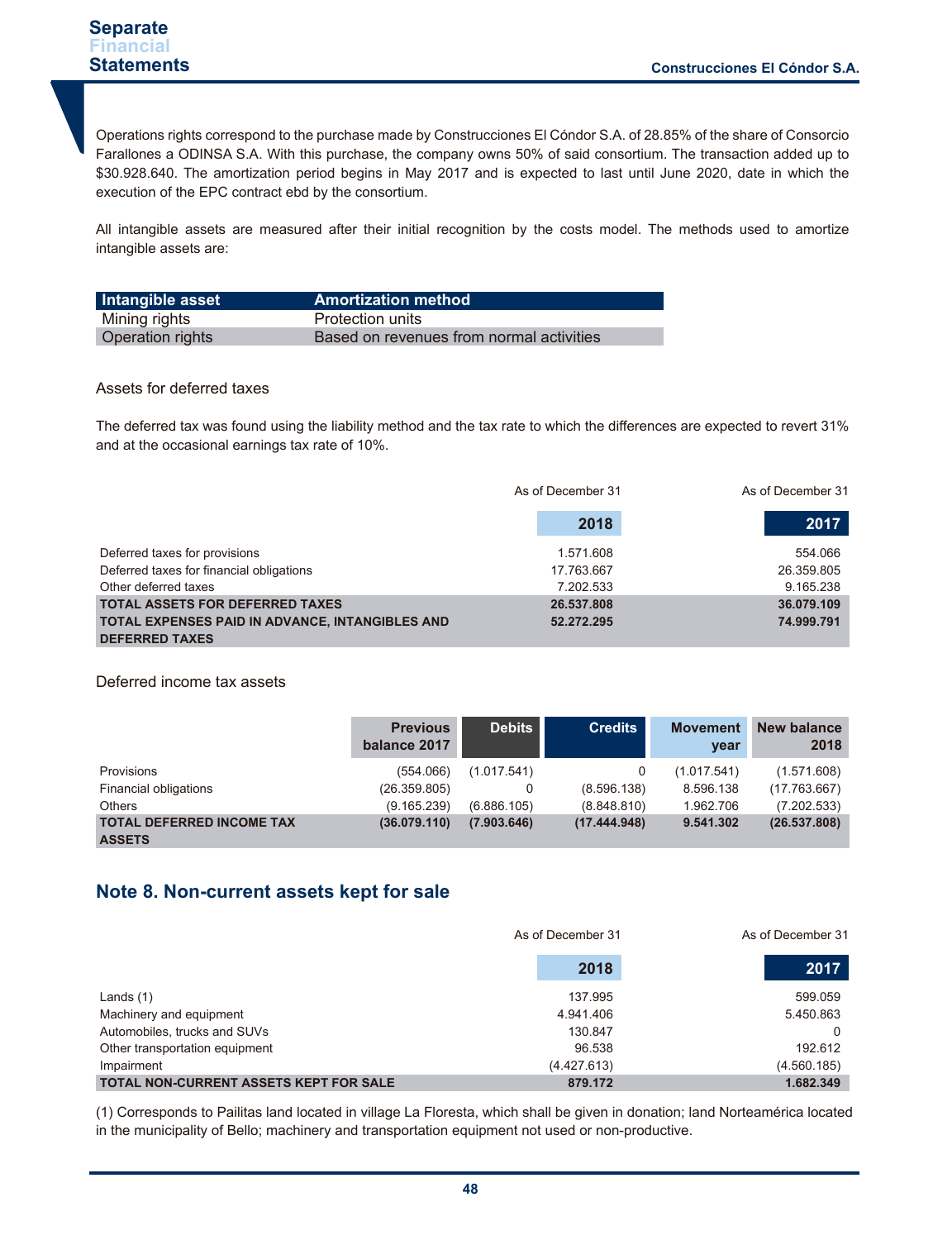Operations rights correspond to the purchase made by Construcciones El Cóndor S.A. of 28.85% of the share of Consorcio Farallones a ODINSA S.A. With this purchase, the company owns 50% of said consortium. The transaction added up to $30.928.640. The amortization period begins in May 2017 and is expected to last until June 2020, date in which the execution of the EPC contract ebd by the consortium.

All intangible assets are measured after their initial recognition by the costs model. The methods used to amortize intangible assets are:

| Intangible asset | Amortization method |
|---|---|
| Mining rights | Protection units |
| Operation rights | Based on revenues from normal activities |

Assets for deferred taxes

The deferred tax was found using the liability method and the tax rate to which the differences are expected to revert 31% and at the occasional earnings tax rate of 10%.

| | As of December 31 2018 | As of December 31 2017 |
|---|---|---|
| Deferred taxes for provisions | 1.571.608 | 554.066 |
| Deferred taxes for financial obligations | 17.763.667 | 26.359.805 |
| Other deferred taxes | 7.202.533 | 9.165.238 |
| **TOTAL ASSETS FOR DEFERRED TAXES** | **26.537.808** | **36.079.109** |
| **TOTAL EXPENSES PAID IN ADVANCE, INTANGIBLES AND DEFERRED TAXES** | **52.272.295** | **74.999.791** |

Deferred income tax assets

| | Previous balance 2017 | Debits | Credits | Movement year | New balance 2018 |
|---|---|---|---|---|---|
| Provisions | (554.066) | (1.017.541) | 0 | (1.017.541) | (1.571.608) |
| Financial obligations | (26.359.805) | 0 | (8.596.138) | 8.596.138 | (17.763.667) |
| Others | (9.165.239) | (6.886.105) | (8.848.810) | 1.962.706 | (7.202.533) |
| **TOTAL DEFERRED INCOME TAX ASSETS** | **(36.079.110)** | **(7.903.646)** | **(17.444.948)** | **9.541.302** | **(26.537.808)** |

## Note 8. Non-current assets kept for sale

| | As of December 31 2018 | As of December 31 2017 |
|---|---|---|
| Lands (1) | 137.995 | 599.059 |
| Machinery and equipment | 4.941.406 | 5.450.863 |
| Automobiles, trucks and SUVs | 130.847 | 0 |
| Other transportation equipment | 96.538 | 192.612 |
| Impairment | (4.427.613) | (4.560.185) |
| **TOTAL NON-CURRENT ASSETS KEPT FOR SALE** | **879.172** | **1.682.349** |

(1) Corresponds to Pailitas land located in village La Floresta, which shall be given in donation; land Norteamérica located in the municipality of Bello; machinery and transportation equipment not used or non-productive.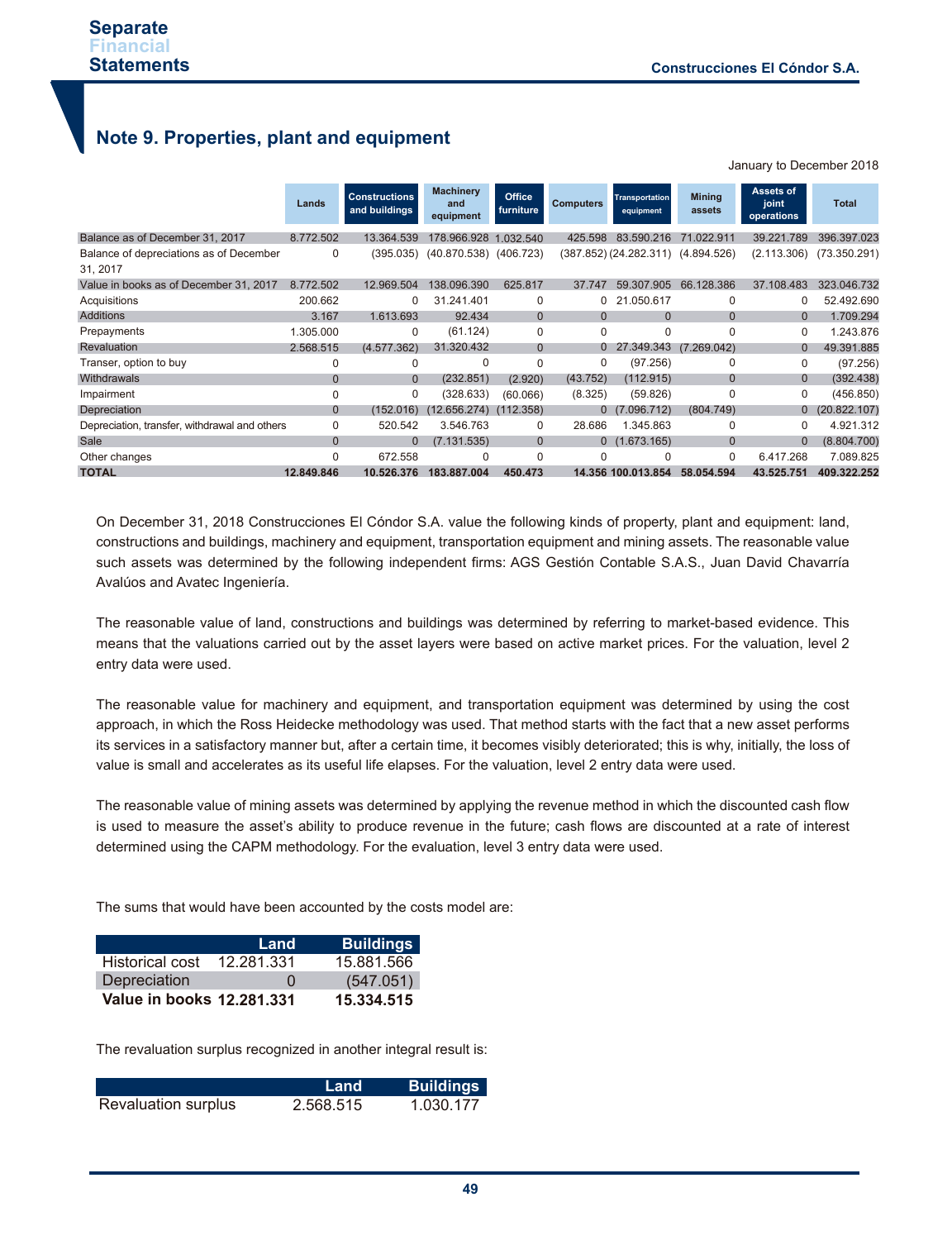## Note 9. Properties, plant and equipment

January to December 2018

| | Lands | Constructions and buildings | Machinery and equipment | Office furniture | Computers | Transportation equipment | Mining assets | Assets of joint operations | Total |
|---|---|---|---|---|---|---|---|---|---|
| Balance as of December 31, 2017 | 8.772.502 | 13.364.539 | 178.966.928 | 1.032.540 | 425.598 | 83.590.216 | 71.022.911 | 39.221.789 | 396.397.023 |
| Balance of depreciations as of December 31, 2017 | 0 | (395.035) | (40.870.538) | (406.723) | (387.852) | (24.282.311) | (4.894.526) | (2.113.306) | (73.350.291) |
| Value in books as of December 31, 2017 | 8.772.502 | 12.969.504 | 138.096.390 | 625.817 | 37.747 | 59.307.905 | 66.128.386 | 37.108.483 | 323.046.732 |
| Acquisitions | 200.662 | 0 | 31.241.401 | 0 | 0 | 21.050.617 | 0 | 0 | 52.492.690 |
| Additions | 3.167 | 1.613.693 | 92.434 | 0 | 0 | 0 | 0 | 0 | 1.709.294 |
| Prepayments | 1.305.000 | 0 | (61.124) | 0 | 0 | 0 | 0 | 0 | 1.243.876 |
| Revaluation | 2.568.515 | (4.577.362) | 31.320.432 | 0 | 0 | 27.349.343 | (7.269.042) | 0 | 49.391.885 |
| Transer, option to buy | 0 | 0 | 0 | 0 | 0 | (97.256) | 0 | 0 | (97.256) |
| Withdrawals | 0 | 0 | (232.851) | (2.920) | (43.752) | (112.915) | 0 | 0 | (392.438) |
| Impairment | 0 | 0 | (328.633) | (60.066) | (8.325) | (59.826) | 0 | 0 | (456.850) |
| Depreciation | 0 | (152.016) | (12.656.274) | (112.358) | 0 | (7.096.712) | (804.749) | 0 | (20.822.107) |
| Depreciation, transfer, withdrawal and others | 0 | 520.542 | 3.546.763 | 0 | 28.686 | 1.345.863 | 0 | 0 | 4.921.312 |
| Sale | 0 | 0 | (7.131.535) | 0 | 0 | (1.673.165) | 0 | 0 | (8.804.700) |
| Other changes | 0 | 672.558 | 0 | 0 | 0 | 0 | 0 | 6.417.268 | 7.089.825 |
| **TOTAL** | **12.849.846** | **10.526.376** | **183.887.004** | **450.473** | **14.356** | **100.013.854** | **58.054.594** | **43.525.751** | **409.322.252** |

On December 31, 2018 Construcciones El Cóndor S.A. value the following kinds of property, plant and equipment: land, constructions and buildings, machinery and equipment, transportation equipment and mining assets. The reasonable value such assets was determined by the following independent firms: AGS Gestión Contable S.A.S., Juan David Chavarría Avalúos and Avatec Ingeniería.

The reasonable value of land, constructions and buildings was determined by referring to market-based evidence. This means that the valuations carried out by the asset layers were based on active market prices. For the valuation, level 2 entry data were used.

The reasonable value for machinery and equipment, and transportation equipment was determined by using the cost approach, in which the Ross Heidecke methodology was used. That method starts with the fact that a new asset performs its services in a satisfactory manner but, after a certain time, it becomes visibly deteriorated; this is why, initially, the loss of value is small and accelerates as its useful life elapses. For the valuation, level 2 entry data were used.

The reasonable value of mining assets was determined by applying the revenue method in which the discounted cash flow is used to measure the asset's ability to produce revenue in the future; cash flows are discounted at a rate of interest determined using the CAPM methodology. For the evaluation, level 3 entry data were used.

The sums that would have been accounted by the costs model are:

| | Land | Buildings |
|---|---|---|
| Historical cost | 12.281.331 | 15.881.566 |
| Depreciation | 0 | (547.051) |
| **Value in books** | **12.281.331** | **15.334.515** |

The revaluation surplus recognized in another integral result is:

| | Land | Buildings |
|---|---|---|
| Revaluation surplus | 2.568.515 | 1.030.177 |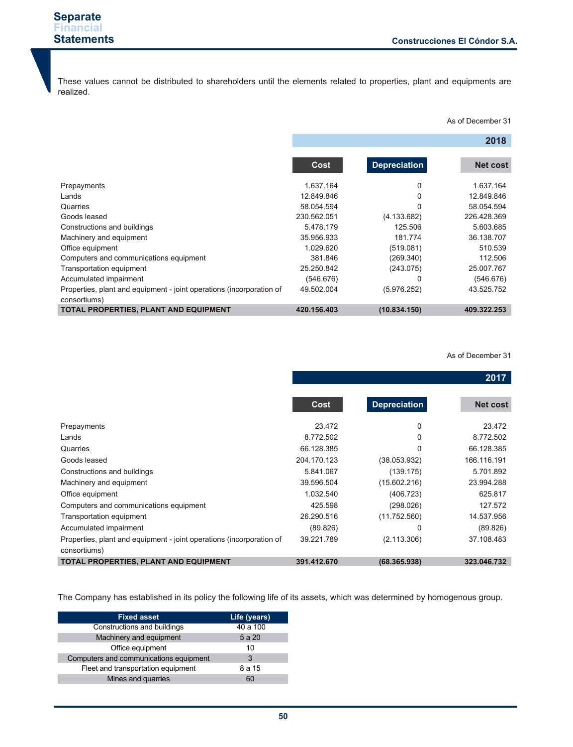These values cannot be distributed to shareholders until the elements related to properties, plant and equipments are realized.

As of December 31

| | 2018 | | |
|---|---|---|---|
| | **Cost** | **Depreciation** | **Net cost** |
| Prepayments | 1.637.164 | 0 | 1.637.164 |
| Lands | 12.849.846 | 0 | 12.849.846 |
| Quarries | 58.054.594 | 0 | 58.054.594 |
| Goods leased | 230.562.051 | (4.133.682) | 226.428.369 |
| Constructions and buildings | 5.478.179 | 125.506 | 5.603.685 |
| Machinery and equipment | 35.956.933 | 181.774 | 36.138.707 |
| Office equipment | 1.029.620 | (519.081) | 510.539 |
| Computers and communications equipment | 381.846 | (269.340) | 112.506 |
| Transportation equipment | 25.250.842 | (243.075) | 25.007.767 |
| Accumulated impairment | (546.676) | 0 | (546.676) |
| Properties, plant and equipment - joint operations (incorporation of consortiums) | 49.502.004 | (5.976.252) | 43.525.752 |
| **TOTAL PROPERTIES, PLANT AND EQUIPMENT** | **420.156.403** | **(10.834.150)** | **409.322.253** |

As of December 31

| | 2017 | | |
|---|---|---|---|
| | **Cost** | **Depreciation** | **Net cost** |
| Prepayments | 23.472 | 0 | 23.472 |
| Lands | 8.772.502 | 0 | 8.772.502 |
| Quarries | 66.128.385 | 0 | 66.128.385 |
| Goods leased | 204.170.123 | (38.053.932) | 166.116.191 |
| Constructions and buildings | 5.841.067 | (139.175) | 5.701.892 |
| Machinery and equipment | 39.596.504 | (15.602.216) | 23.994.288 |
| Office equipment | 1.032.540 | (406.723) | 625.817 |
| Computers and communications equipment | 425.598 | (298.026) | 127.572 |
| Transportation equipment | 26.290.516 | (11.752.560) | 14.537.956 |
| Accumulated impairment | (89.826) | 0 | (89.826) |
| Properties, plant and equipment - joint operations (incorporation of consortiums) | 39.221.789 | (2.113.306) | 37.108.483 |
| **TOTAL PROPERTIES, PLANT AND EQUIPMENT** | **391.412.670** | **(68.365.938)** | **323.046.732** |

The Company has established in its policy the following life of its assets, which was determined by homogenous group.

| Fixed asset | Life (years) |
|---|---|
| Constructions and buildings | 40 a 100 |
| Machinery and equipment | 5 a 20 |
| Office equipment | 10 |
| Computers and communications equipment | 3 |
| Fleet and transportation equipment | 8 a 15 |
| Mines and quarries | 60 |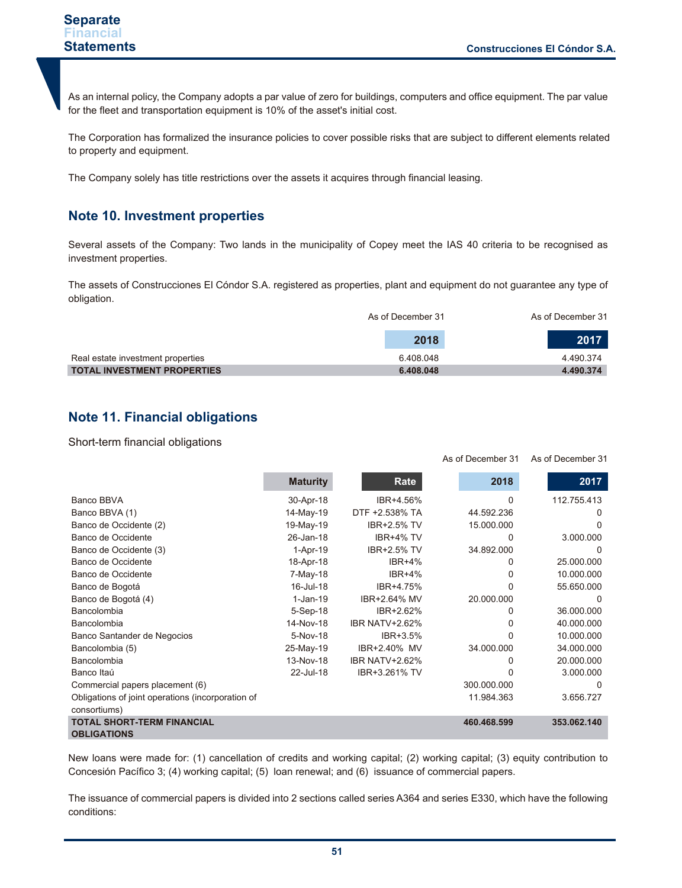As an internal policy, the Company adopts a par value of zero for buildings, computers and office equipment. The par value for the fleet and transportation equipment is 10% of the asset's initial cost.

The Corporation has formalized the insurance policies to cover possible risks that are subject to different elements related to property and equipment.

The Company solely has title restrictions over the assets it acquires through financial leasing.

## Note 10. Investment properties

Several assets of the Company: Two lands in the municipality of Copey meet the IAS 40 criteria to be recognised as investment properties.

The assets of Construcciones El Cóndor S.A. registered as properties, plant and equipment do not guarantee any type of obligation.

| | As of December 31<br>2018 | As of December 31<br>2017 |
|---|---|---|
| Real estate investment properties | 6.408.048 | 4.490.374 |
| **TOTAL INVESTMENT PROPERTIES** | **6.408.048** | **4.490.374** |

## Note 11. Financial obligations

Short-term financial obligations

| | Maturity | Rate | As of December 31<br>2018 | As of December 31<br>2017 |
|---|---|---|---|---|
| Banco BBVA | 30-Apr-18 | IBR+4.56% | 0 | 112.755.413 |
| Banco BBVA (1) | 14-May-19 | DTF +2.538% TA | 44.592.236 | 0 |
| Banco de Occidente (2) | 19-May-19 | IBR+2.5% TV | 15.000.000 | 0 |
| Banco de Occidente | 26-Jan-18 | IBR+4% TV | 0 | 3.000.000 |
| Banco de Occidente (3) | 1-Apr-19 | IBR+2.5% TV | 34.892.000 | 0 |
| Banco de Occidente | 18-Apr-18 | IBR+4% | 0 | 25.000.000 |
| Banco de Occidente | 7-May-18 | IBR+4% | 0 | 10.000.000 |
| Banco de Bogotá | 16-Jul-18 | IBR+4.75% | 0 | 55.650.000 |
| Banco de Bogotá (4) | 1-Jan-19 | IBR+2.64% MV | 20.000.000 | 0 |
| Bancolombia | 5-Sep-18 | IBR+2.62% | 0 | 36.000.000 |
| Bancolombia | 14-Nov-18 | IBR NATV+2.62% | 0 | 40.000.000 |
| Banco Santander de Negocios | 5-Nov-18 | IBR+3.5% | 0 | 10.000.000 |
| Bancolombia (5) | 25-May-19 | IBR+2.40% MV | 34.000.000 | 34.000.000 |
| Bancolombia | 13-Nov-18 | IBR NATV+2.62% | 0 | 20.000.000 |
| Banco Itaú | 22-Jul-18 | IBR+3.261% TV | 0 | 3.000.000 |
| Commercial papers placement (6) | | | 300.000.000 | 0 |
| Obligations of joint operations (incorporation of consortiums) | | | 11.984.363 | 3.656.727 |
| **TOTAL SHORT-TERM FINANCIAL OBLIGATIONS** | | | **460.468.599** | **353.062.140** |

New loans were made for: (1) cancellation of credits and working capital; (2) working capital; (3) equity contribution to Concesión Pacífico 3; (4) working capital; (5) loan renewal; and (6) issuance of commercial papers.

The issuance of commercial papers is divided into 2 sections called series A364 and series E330, which have the following conditions: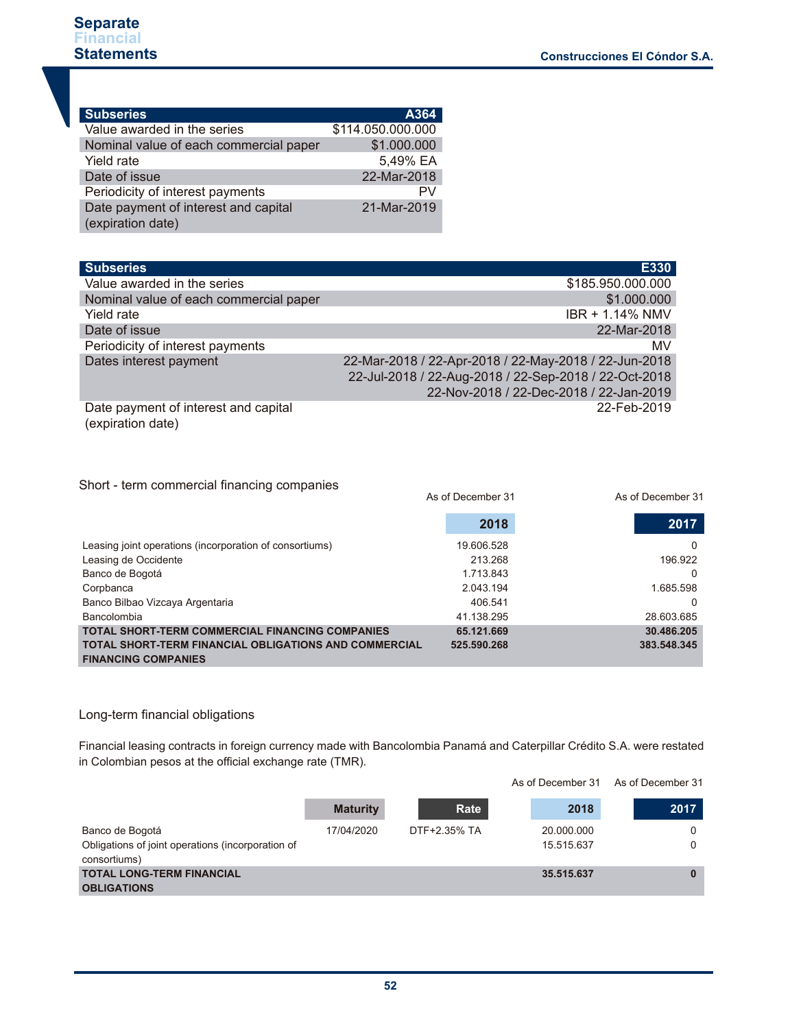| Subseries | A364 |
|---|---|
| Value awarded in the series | $114.050.000.000 |
| Nominal value of each commercial paper | $1.000.000 |
| Yield rate | 5,49% EA |
| Date of issue | 22-Mar-2018 |
| Periodicity of interest payments | PV |
| Date payment of interest and capital (expiration date) | 21-Mar-2019 |

| Subseries | E330 |
|---|---|
| Value awarded in the series | $185.950.000.000 |
| Nominal value of each commercial paper | $1.000.000 |
| Yield rate | IBR + 1.14% NMV |
| Date of issue | 22-Mar-2018 |
| Periodicity of interest payments | MV |
| Dates interest payment | 22-Mar-2018 / 22-Apr-2018 / 22-May-2018 / 22-Jun-2018 22-Jul-2018 / 22-Aug-2018 / 22-Sep-2018 / 22-Oct-2018 22-Nov-2018 / 22-Dec-2018 / 22-Jan-2019 |
| Date payment of interest and capital (expiration date) | 22-Feb-2019 |

Short - term commercial financing companies

| | As of December 31 2018 | As of December 31 2017 |
|---|---|---|
| Leasing joint operations (incorporation of consortiums) | 19.606.528 | 0 |
| Leasing de Occidente | 213.268 | 196.922 |
| Banco de Bogotá | 1.713.843 | 0 |
| Corpbanca | 2.043.194 | 1.685.598 |
| Banco Bilbao Vizcaya Argentaria | 406.541 | 0 |
| Bancolombia | 41.138.295 | 28.603.685 |
| **TOTAL SHORT-TERM COMMERCIAL FINANCING COMPANIES** | **65.121.669** | **30.486.205** |
| **TOTAL SHORT-TERM FINANCIAL OBLIGATIONS AND COMMERCIAL FINANCING COMPANIES** | **525.590.268** | **383.548.345** |

Long-term financial obligations

Financial leasing contracts in foreign currency made with Bancolombia Panamá and Caterpillar Crédito S.A. were restated in Colombian pesos at the official exchange rate (TMR).

| | Maturity | Rate | As of December 31 2018 | As of December 31 2017 |
|---|---|---|---|---|
| Banco de Bogotá | 17/04/2020 | DTF+2.35% TA | 20.000.000 | 0 |
| Obligations of joint operations (incorporation of consortiums) | | | 15.515.637 | 0 |
| **TOTAL LONG-TERM FINANCIAL OBLIGATIONS** | | | **35.515.637** | **0** |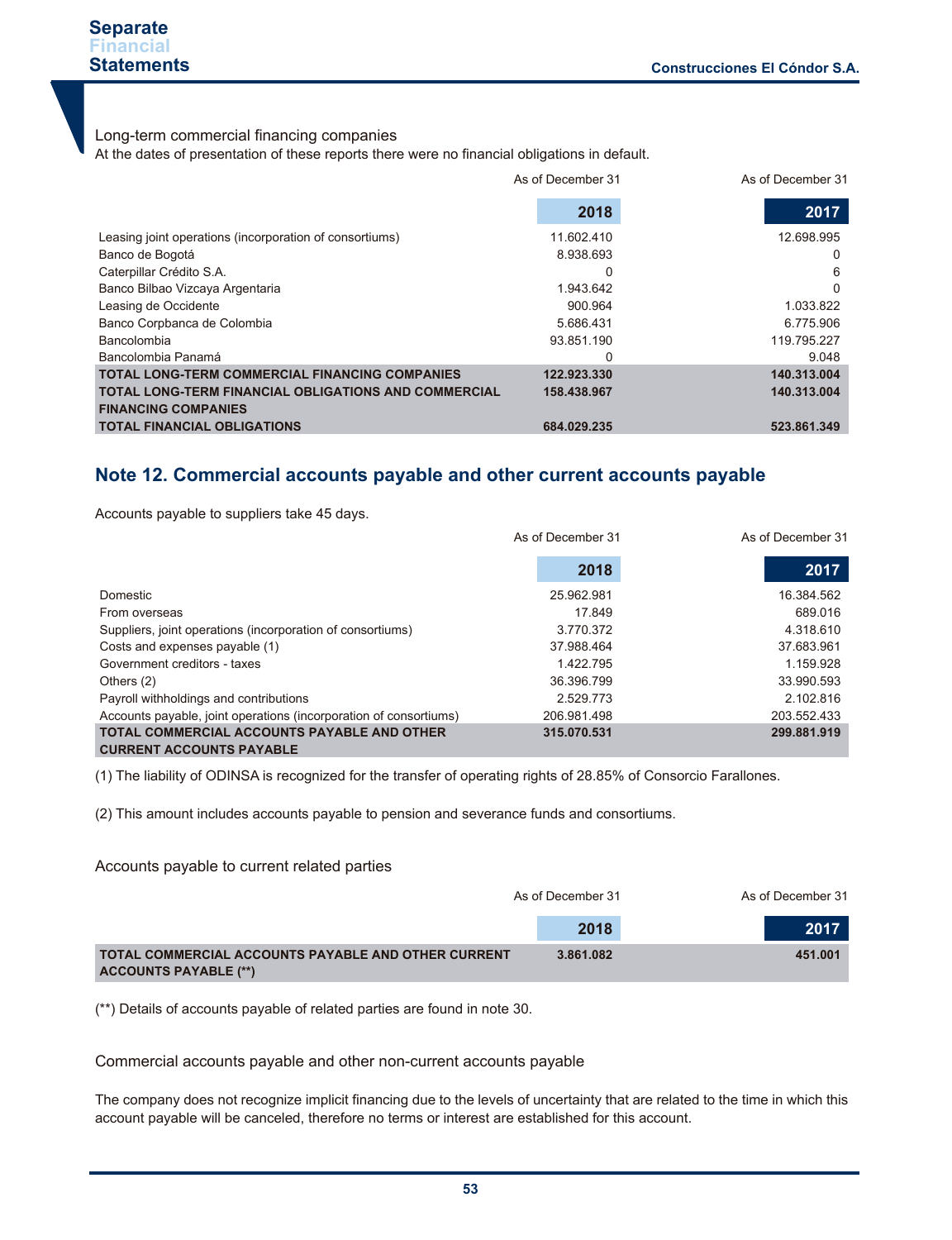Long-term commercial financing companies

At the dates of presentation of these reports there were no financial obligations in default.

| | As of December 31 2018 | As of December 31 2017 |
|---|---|---|
| Leasing joint operations (incorporation of consortiums) | 11.602.410 | 12.698.995 |
| Banco de Bogotá | 8.938.693 | 0 |
| Caterpillar Crédito S.A. | 0 | 6 |
| Banco Bilbao Vizcaya Argentaria | 1.943.642 | 0 |
| Leasing de Occidente | 900.964 | 1.033.822 |
| Banco Corpbanca de Colombia | 5.686.431 | 6.775.906 |
| Bancolombia | 93.851.190 | 119.795.227 |
| Bancolombia Panamá | 0 | 9.048 |
| **TOTAL LONG-TERM COMMERCIAL FINANCING COMPANIES** | **122.923.330** | **140.313.004** |
| **TOTAL LONG-TERM FINANCIAL OBLIGATIONS AND COMMERCIAL FINANCING COMPANIES** | **158.438.967** | **140.313.004** |
| **TOTAL FINANCIAL OBLIGATIONS** | **684.029.235** | **523.861.349** |

## Note 12. Commercial accounts payable and other current accounts payable

Accounts payable to suppliers take 45 days.

| | As of December 31 2018 | As of December 31 2017 |
|---|---|---|
| Domestic | 25.962.981 | 16.384.562 |
| From overseas | 17.849 | 689.016 |
| Suppliers, joint operations (incorporation of consortiums) | 3.770.372 | 4.318.610 |
| Costs and expenses payable (1) | 37.988.464 | 37.683.961 |
| Government creditors - taxes | 1.422.795 | 1.159.928 |
| Others (2) | 36.396.799 | 33.990.593 |
| Payroll withholdings and contributions | 2.529.773 | 2.102.816 |
| Accounts payable, joint operations (incorporation of consortiums) | 206.981.498 | 203.552.433 |
| **TOTAL COMMERCIAL ACCOUNTS PAYABLE AND OTHER CURRENT ACCOUNTS PAYABLE** | **315.070.531** | **299.881.919** |

(1) The liability of ODINSA is recognized for the transfer of operating rights of 28.85% of Consorcio Farallones.

(2) This amount includes accounts payable to pension and severance funds and consortiums.

Accounts payable to current related parties

| | As of December 31 2018 | As of December 31 2017 |
|---|---|---|
| **TOTAL COMMERCIAL ACCOUNTS PAYABLE AND OTHER CURRENT ACCOUNTS PAYABLE (\*\*)** | **3.861.082** | **451.001** |

(**) Details of accounts payable of related parties are found in note 30.

Commercial accounts payable and other non-current accounts payable

The company does not recognize implicit financing due to the levels of uncertainty that are related to the time in which this account payable will be canceled, therefore no terms or interest are established for this account.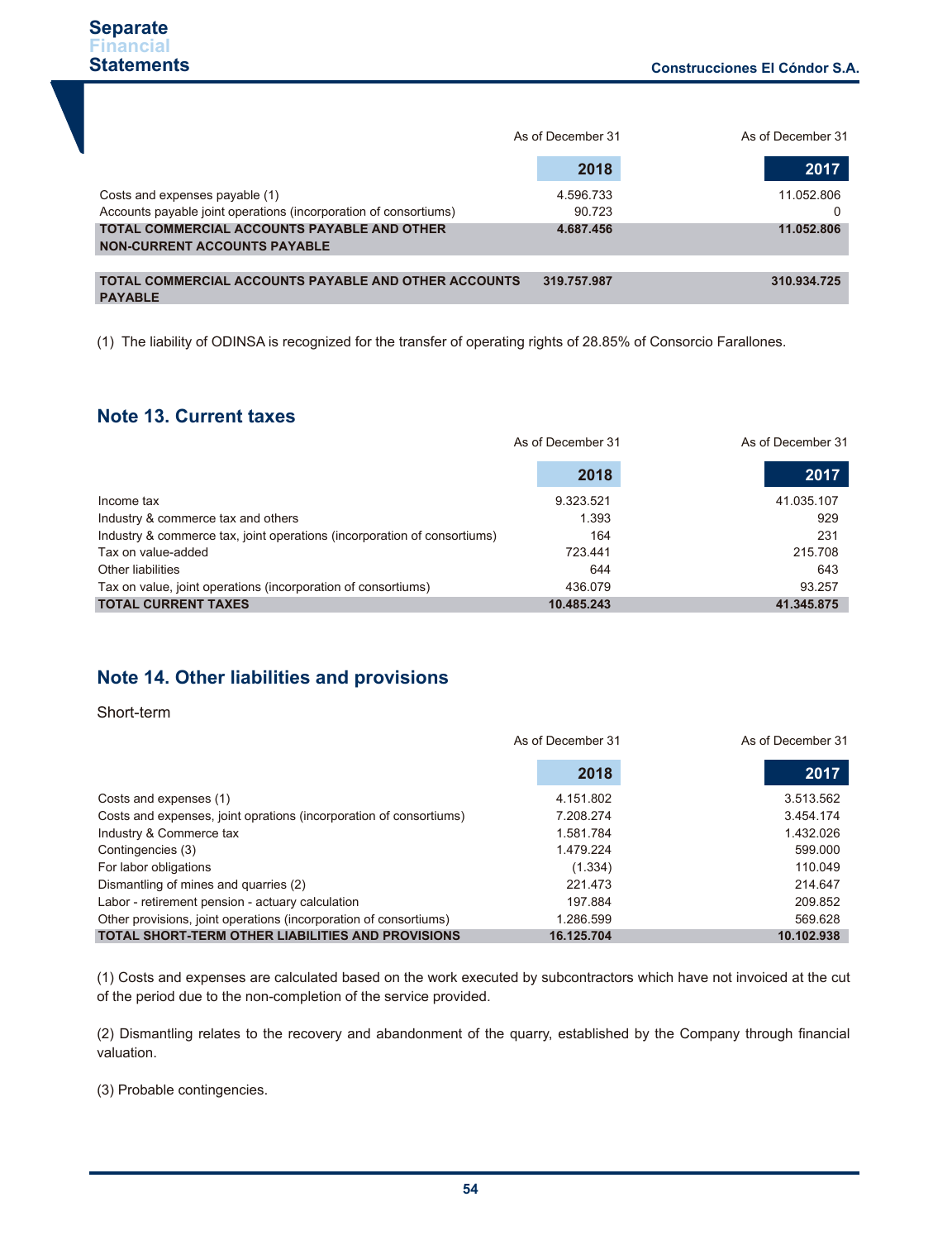| | As of December 31 2018 | As of December 31 2017 |
|---|---|---|
| Costs and expenses payable (1) | 4.596.733 | 11.052.806 |
| Accounts payable joint operations (incorporation of consortiums) | 90.723 | 0 |
| **TOTAL COMMERCIAL ACCOUNTS PAYABLE AND OTHER NON-CURRENT ACCOUNTS PAYABLE** | **4.687.456** | **11.052.806** |
| | | |
| **TOTAL COMMERCIAL ACCOUNTS PAYABLE AND OTHER ACCOUNTS PAYABLE** | **319.757.987** | **310.934.725** |

(1) The liability of ODINSA is recognized for the transfer of operating rights of 28.85% of Consorcio Farallones.

## Note 13. Current taxes

| | As of December 31 2018 | As of December 31 2017 |
|---|---|---|
| Income tax | 9.323.521 | 41.035.107 |
| Industry & commerce tax and others | 1.393 | 929 |
| Industry & commerce tax, joint operations (incorporation of consortiums) | 164 | 231 |
| Tax on value-added | 723.441 | 215.708 |
| Other liabilities | 644 | 643 |
| Tax on value, joint operations (incorporation of consortiums) | 436.079 | 93.257 |
| **TOTAL CURRENT TAXES** | **10.485.243** | **41.345.875** |

## Note 14. Other liabilities and provisions

Short-term

| | As of December 31 2018 | As of December 31 2017 |
|---|---|---|
| Costs and expenses (1) | 4.151.802 | 3.513.562 |
| Costs and expenses, joint oprations (incorporation of consortiums) | 7.208.274 | 3.454.174 |
| Industry & Commerce tax | 1.581.784 | 1.432.026 |
| Contingencies (3) | 1.479.224 | 599.000 |
| For labor obligations | (1.334) | 110.049 |
| Dismantling of mines and quarries (2) | 221.473 | 214.647 |
| Labor - retirement pension - actuary calculation | 197.884 | 209.852 |
| Other provisions, joint operations (incorporation of consortiums) | 1.286.599 | 569.628 |
| **TOTAL SHORT-TERM OTHER LIABILITIES AND PROVISIONS** | **16.125.704** | **10.102.938** |

(1) Costs and expenses are calculated based on the work executed by subcontractors which have not invoiced at the cut of the period due to the non-completion of the service provided.

(2) Dismantling relates to the recovery and abandonment of the quarry, established by the Company through financial valuation.

(3) Probable contingencies.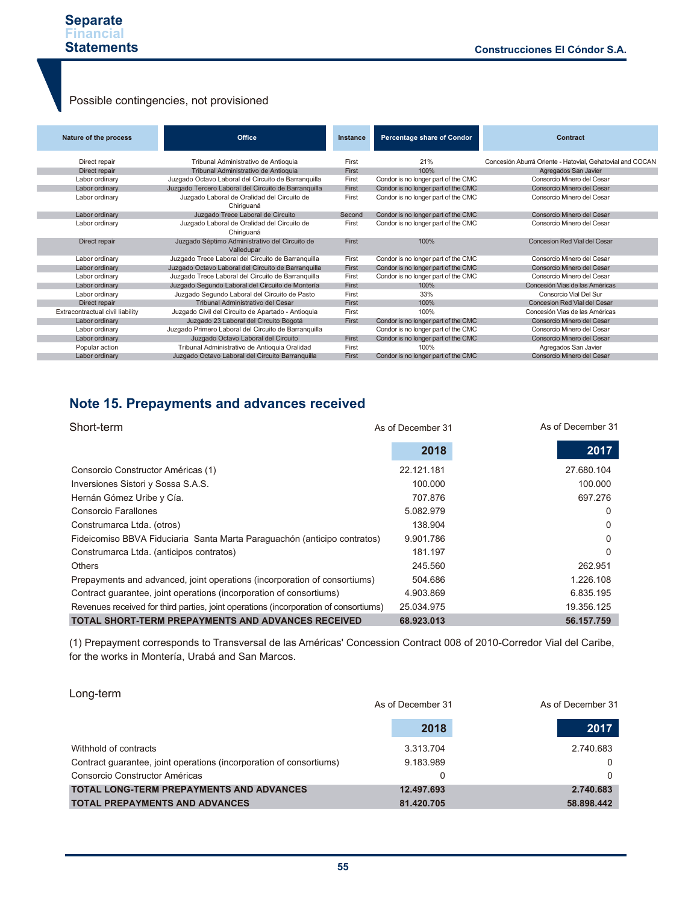Possible contingencies, not provisioned

| Nature of the process | Office | Instance | Percentage share of Condor | Contract |
|---|---|---|---|---|
| Direct repair | Tribunal Administrativo de Antioquia | First | 21% | Concesión Aburrá Oriente - Hatovial, Gehatovial and COCAN |
| Direct repair | Tribunal Administrativo de Antioquia | First | 100% | Agregados San Javier |
| Labor ordinary | Juzgado Octavo Laboral del Circuito de Barranquilla | First | Condor is no longer part of the CMC | Consorcio Minero del Cesar |
| Labor ordinary | Juzgado Tercero Laboral del Circuito de Barranquilla | First | Condor is no longer part of the CMC | Consorcio Minero del Cesar |
| Labor ordinary | Juzgado Laboral de Oralidad del Circuito de Chiriguaná | First | Condor is no longer part of the CMC | Consorcio Minero del Cesar |
| Labor ordinary | Juzgado Trece Laboral de Circuito | Second | Condor is no longer part of the CMC | Consorcio Minero del Cesar |
| Labor ordinary | Juzgado Laboral de Oralidad del Circuito de Chiriguaná | First | Condor is no longer part of the CMC | Consorcio Minero del Cesar |
| Direct repair | Juzgado Séptimo Administrativo del Circuito de Valledupar | First | 100% | Concesion Red Vial del Cesar |
| Labor ordinary | Juzgado Trece Laboral del Circuito de Barranquilla | First | Condor is no longer part of the CMC | Consorcio Minero del Cesar |
| Labor ordinary | Juzgado Octavo Laboral del Circuito de Barranquilla | First | Condor is no longer part of the CMC | Consorcio Minero del Cesar |
| Labor ordinary | Juzgado Trece Laboral del Circuito de Barranquilla | First | Condor is no longer part of the CMC | Consorcio Minero del Cesar |
| Labor ordinary | Juzgado Segundo Laboral del Circuito de Montería | First | 100% | Concesión Vias de las Américas |
| Labor ordinary | Juzgado Segundo Laboral del Circuito de Pasto | First | 33% | Consorcio Vial Del Sur |
| Direct repair | Tribunal Administrativo del Cesar | First | 100% | Concesion Red Vial del Cesar |
| Extracontractual civil liability | Juzgado Civil del Circuito de Apartado - Antioquia | First | 100% | Concesión Vias de las Américas |
| Labor ordinary | Juzgado 23 Laboral del Circuito Bogotá | First | Condor is no longer part of the CMC | Consorcio Minero del Cesar |
| Labor ordinary | Juzgado Primero Laboral del Circuito de Barranquilla | | Condor is no longer part of the CMC | Consorcio Minero del Cesar |
| Labor ordinary | Juzgado Octavo Laboral del Circuito | First | Condor is no longer part of the CMC | Consorcio Minero del Cesar |
| Popular action | Tribunal Administrativo de Antioquia Oralidad | First | 100% | Agregados San Javier |
| Labor ordinary | Juzgado Octavo Laboral del Circuito Barranquilla | First | Condor is no longer part of the CMC | Consorcio Minero del Cesar |

## Note 15. Prepayments and advances received

### Short-term

| | As of December 31 2018 | As of December 31 2017 |
|---|---|---|
| Consorcio Constructor Américas (1) | 22.121.181 | 27.680.104 |
| Inversiones Sistori y Sossa S.A.S. | 100.000 | 100.000 |
| Hernán Gómez Uribe y Cía. | 707.876 | 697.276 |
| Consorcio Farallones | 5.082.979 | 0 |
| Construmarca Ltda. (otros) | 138.904 | 0 |
| Fideicomiso BBVA Fiduciaria Santa Marta Paraguachón (anticipo contratos) | 9.901.786 | 0 |
| Construmarca Ltda. (anticipos contratos) | 181.197 | 0 |
| Others | 245.560 | 262.951 |
| Prepayments and advanced, joint operations (incorporation of consortiums) | 504.686 | 1.226.108 |
| Contract guarantee, joint operations (incorporation of consortiums) | 4.903.869 | 6.835.195 |
| Revenues received for third parties, joint operations (incorporation of consortiums) | 25.034.975 | 19.356.125 |
| **TOTAL SHORT-TERM PREPAYMENTS AND ADVANCES RECEIVED** | **68.923.013** | **56.157.759** |

(1) Prepayment corresponds to Transversal de las Américas' Concession Contract 008 of 2010-Corredor Vial del Caribe, for the works in Montería, Urabá and San Marcos.

### Long-term

| | As of December 31 2018 | As of December 31 2017 |
|---|---|---|
| Withhold of contracts | 3.313.704 | 2.740.683 |
| Contract guarantee, joint operations (incorporation of consortiums) | 9.183.989 | 0 |
| Consorcio Constructor Américas | 0 | 0 |
| **TOTAL LONG-TERM PREPAYMENTS AND ADVANCES** | **12.497.693** | **2.740.683** |
| **TOTAL PREPAYMENTS AND ADVANCES** | **81.420.705** | **58.898.442** |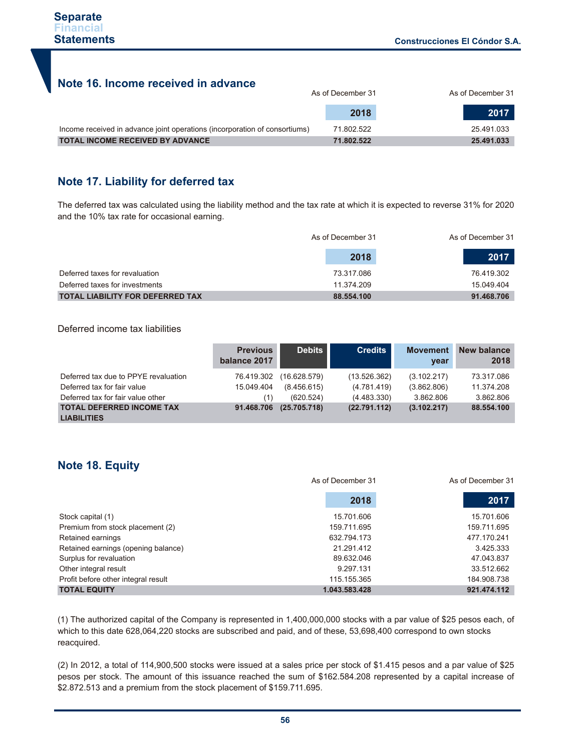## Note 16. Income received in advance

| | As of December 31 2018 | As of December 31 2017 |
|---|---|---|
| Income received in advance joint operations (incorporation of consortiums) | 71.802.522 | 25.491.033 |
| **TOTAL INCOME RECEIVED BY ADVANCE** | **71.802.522** | **25.491.033** |

## Note 17. Liability for deferred tax

The deferred tax was calculated using the liability method and the tax rate at which it is expected to reverse 31% for 2020 and the 10% tax rate for occasional earning.

| | As of December 31 2018 | As of December 31 2017 |
|---|---|---|
| Deferred taxes for revaluation | 73.317.086 | 76.419.302 |
| Deferred taxes for investments | 11.374.209 | 15.049.404 |
| **TOTAL LIABILITY FOR DEFERRED TAX** | **88.554.100** | **91.468.706** |

Deferred income tax liabilities

| | Previous balance 2017 | Debits | Credits | Movement year | New balance 2018 |
|---|---|---|---|---|---|
| Deferred tax due to PPYE revaluation | 76.419.302 | (16.628.579) | (13.526.362) | (3.102.217) | 73.317.086 |
| Deferred tax for fair value | 15.049.404 | (8.456.615) | (4.781.419) | (3.862.806) | 11.374.208 |
| Deferred tax for fair value other | (1) | (620.524) | (4.483.330) | 3.862.806 | 3.862.806 |
| **TOTAL DEFERRED INCOME TAX LIABILITIES** | **91.468.706** | **(25.705.718)** | **(22.791.112)** | **(3.102.217)** | **88.554.100** |

## Note 18. Equity

| | As of December 31 2018 | As of December 31 2017 |
|---|---|---|
| Stock capital (1) | 15.701.606 | 15.701.606 |
| Premium from stock placement (2) | 159.711.695 | 159.711.695 |
| Retained earnings | 632.794.173 | 477.170.241 |
| Retained earnings (opening balance) | 21.291.412 | 3.425.333 |
| Surplus for revaluation | 89.632.046 | 47.043.837 |
| Other integral result | 9.297.131 | 33.512.662 |
| Profit before other integral result | 115.155.365 | 184.908.738 |
| **TOTAL EQUITY** | **1.043.583.428** | **921.474.112** |

(1) The authorized capital of the Company is represented in 1,400,000,000 stocks with a par value of $25 pesos each, of which to this date 628,064,220 stocks are subscribed and paid, and of these, 53,698,400 correspond to own stocks reacquired.

(2) In 2012, a total of 114,900,500 stocks were issued at a sales price per stock of $1.415 pesos and a par value of $25 pesos per stock. The amount of this issuance reached the sum of $162.584.208 represented by a capital increase of $2.872.513 and a premium from the stock placement of $159.711.695.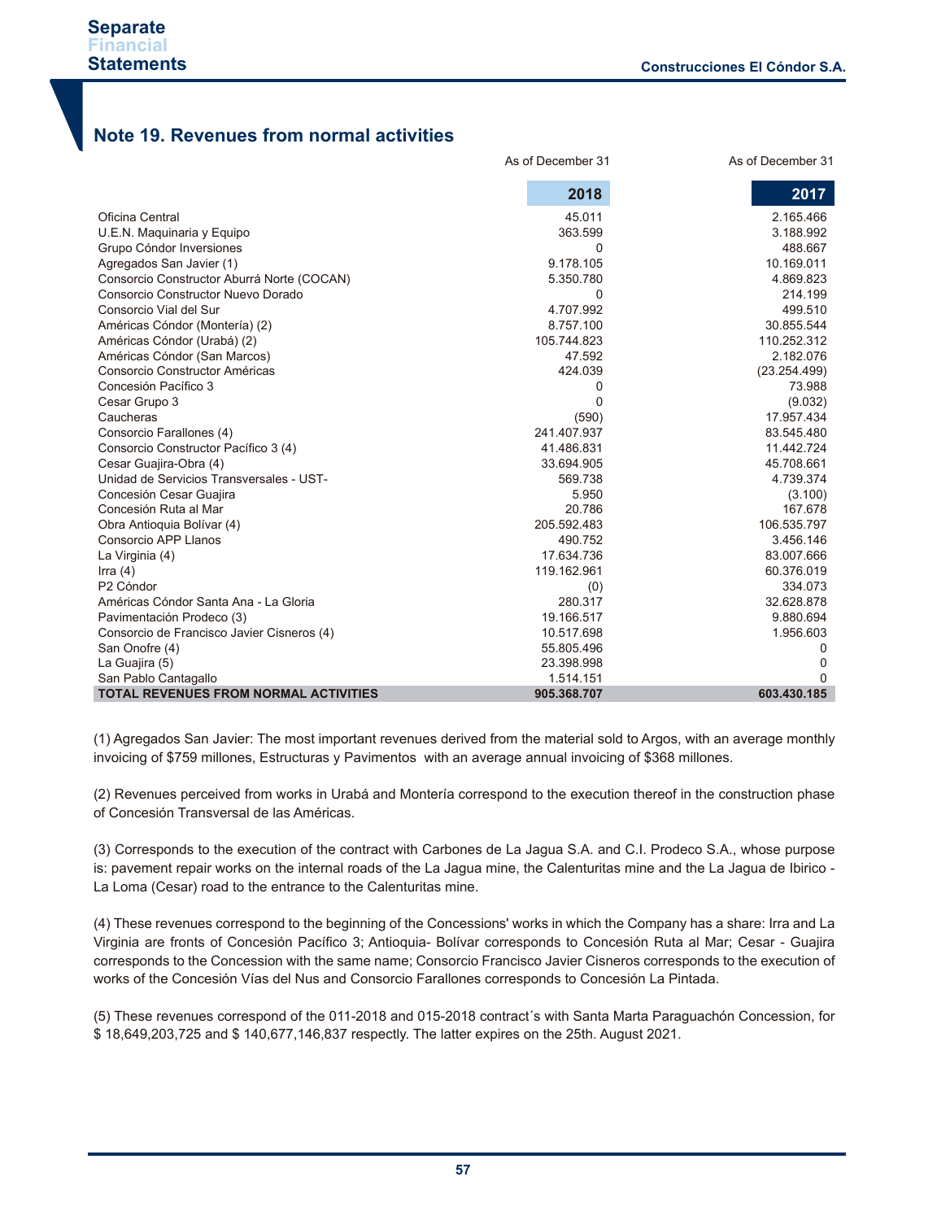## Note 19. Revenues from normal activities

| | As of December 31 2018 | As of December 31 2017 |
|---|---|---|
| Oficina Central | 45.011 | 2.165.466 |
| U.E.N. Maquinaria y Equipo | 363.599 | 3.188.992 |
| Grupo Cóndor Inversiones | 0 | 488.667 |
| Agregados San Javier (1) | 9.178.105 | 10.169.011 |
| Consorcio Constructor Aburrá Norte (COCAN) | 5.350.780 | 4.869.823 |
| Consorcio Constructor Nuevo Dorado | 0 | 214.199 |
| Consorcio Vial del Sur | 4.707.992 | 499.510 |
| Américas Cóndor (Montería) (2) | 8.757.100 | 30.855.544 |
| Américas Cóndor (Urabá) (2) | 105.744.823 | 110.252.312 |
| Américas Cóndor (San Marcos) | 47.592 | 2.182.076 |
| Consorcio Constructor Américas | 424.039 | (23.254.499) |
| Concesión Pacífico 3 | 0 | 73.988 |
| Cesar Grupo 3 | 0 | (9.032) |
| Caucheras | (590) | 17.957.434 |
| Consorcio Farallones (4) | 241.407.937 | 83.545.480 |
| Consorcio Constructor Pacífico 3 (4) | 41.486.831 | 11.442.724 |
| Cesar Guajira-Obra (4) | 33.694.905 | 45.708.661 |
| Unidad de Servicios Transversales - UST- | 569.738 | 4.739.374 |
| Concesión Cesar Guajira | 5.950 | (3.100) |
| Concesión Ruta al Mar | 20.786 | 167.678 |
| Obra Antioquia Bolívar (4) | 205.592.483 | 106.535.797 |
| Consorcio APP Llanos | 490.752 | 3.456.146 |
| La Virginia (4) | 17.634.736 | 83.007.666 |
| Irra (4) | 119.162.961 | 60.376.019 |
| P2 Cóndor | (0) | 334.073 |
| Américas Cóndor Santa Ana - La Gloria | 280.317 | 32.628.878 |
| Pavimentación Prodeco (3) | 19.166.517 | 9.880.694 |
| Consorcio de Francisco Javier Cisneros (4) | 10.517.698 | 1.956.603 |
| San Onofre (4) | 55.805.496 | 0 |
| La Guajira (5) | 23.398.998 | 0 |
| San Pablo Cantagallo | 1.514.151 | 0 |
| **TOTAL REVENUES FROM NORMAL ACTIVITIES** | **905.368.707** | **603.430.185** |

(1) Agregados San Javier: The most important revenues derived from the material sold to Argos, with an average monthly invoicing of $759 millones, Estructuras y Pavimentos with an average annual invoicing of $368 millones.

(2) Revenues perceived from works in Urabá and Montería correspond to the execution thereof in the construction phase of Concesión Transversal de las Américas.

(3) Corresponds to the execution of the contract with Carbones de La Jagua S.A. and C.I. Prodeco S.A., whose purpose is: pavement repair works on the internal roads of the La Jagua mine, the Calenturitas mine and the La Jagua de Ibirico - La Loma (Cesar) road to the entrance to the Calenturitas mine.

(4) These revenues correspond to the beginning of the Concessions' works in which the Company has a share: Irra and La Virginia are fronts of Concesión Pacífico 3; Antioquia- Bolívar corresponds to Concesión Ruta al Mar; Cesar - Guajira corresponds to the Concession with the same name; Consorcio Francisco Javier Cisneros corresponds to the execution of works of the Concesión Vías del Nus and Consorcio Farallones corresponds to Concesión La Pintada.

(5) These revenues correspond of the 011-2018 and 015-2018 contract´s with Santa Marta Paraguachón Concession, for $ 18,649,203,725 and $ 140,677,146,837 respectly. The latter expires on the 25th. August 2021.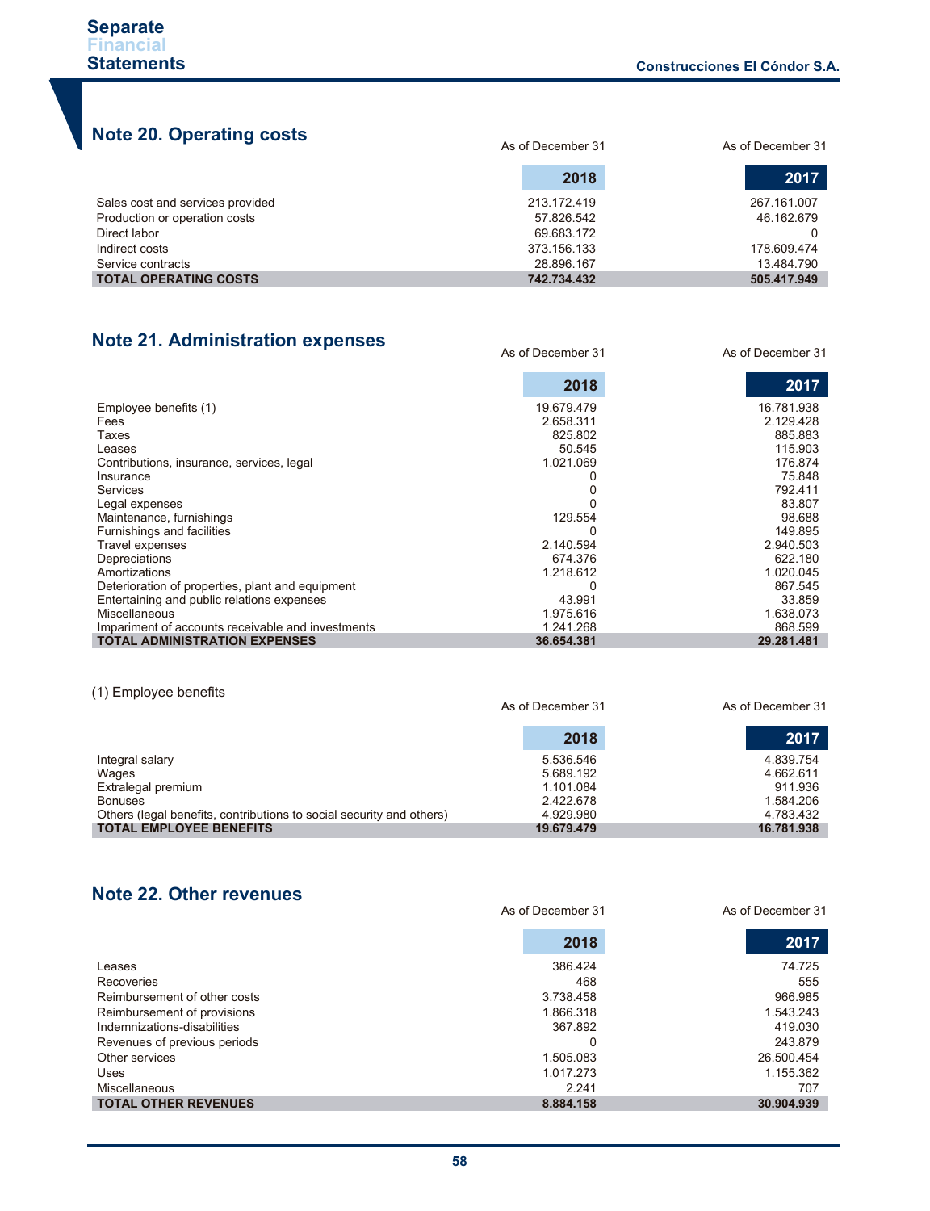## Note 20. Operating costs

| | As of December 31 2018 | As of December 31 2017 |
|---|---|---|
| Sales cost and services provided | 213.172.419 | 267.161.007 |
| Production or operation costs | 57.826.542 | 46.162.679 |
| Direct labor | 69.683.172 | 0 |
| Indirect costs | 373.156.133 | 178.609.474 |
| Service contracts | 28.896.167 | 13.484.790 |
| **TOTAL OPERATING COSTS** | **742.734.432** | **505.417.949** |

## Note 21. Administration expenses

| | As of December 31 2018 | As of December 31 2017 |
|---|---|---|
| Employee benefits (1) | 19.679.479 | 16.781.938 |
| Fees | 2.658.311 | 2.129.428 |
| Taxes | 825.802 | 885.883 |
| Leases | 50.545 | 115.903 |
| Contributions, insurance, services, legal | 1.021.069 | 176.874 |
| Insurance | 0 | 75.848 |
| Services | 0 | 792.411 |
| Legal expenses | 0 | 83.807 |
| Maintenance, furnishings | 129.554 | 98.688 |
| Furnishings and facilities | 0 | 149.895 |
| Travel expenses | 2.140.594 | 2.940.503 |
| Depreciations | 674.376 | 622.180 |
| Amortizations | 1.218.612 | 1.020.045 |
| Deterioration of properties, plant and equipment | 0 | 867.545 |
| Entertaining and public relations expenses | 43.991 | 33.859 |
| Miscellaneous | 1.975.616 | 1.638.073 |
| Impariment of accounts receivable and investments | 1.241.268 | 868.599 |
| **TOTAL ADMINISTRATION EXPENSES** | **36.654.381** | **29.281.481** |

(1) Employee benefits

| | As of December 31 2018 | As of December 31 2017 |
|---|---|---|
| Integral salary | 5.536.546 | 4.839.754 |
| Wages | 5.689.192 | 4.662.611 |
| Extralegal premium | 1.101.084 | 911.936 |
| Bonuses | 2.422.678 | 1.584.206 |
| Others (legal benefits, contributions to social security and others) | 4.929.980 | 4.783.432 |
| **TOTAL EMPLOYEE BENEFITS** | **19.679.479** | **16.781.938** |

## Note 22. Other revenues

| | As of December 31 2018 | As of December 31 2017 |
|---|---|---|
| Leases | 386.424 | 74.725 |
| Recoveries | 468 | 555 |
| Reimbursement of other costs | 3.738.458 | 966.985 |
| Reimbursement of provisions | 1.866.318 | 1.543.243 |
| Indemnizations-disabilities | 367.892 | 419.030 |
| Revenues of previous periods | 0 | 243.879 |
| Other services | 1.505.083 | 26.500.454 |
| Uses | 1.017.273 | 1.155.362 |
| Miscellaneous | 2.241 | 707 |
| **TOTAL OTHER REVENUES** | **8.884.158** | **30.904.939** |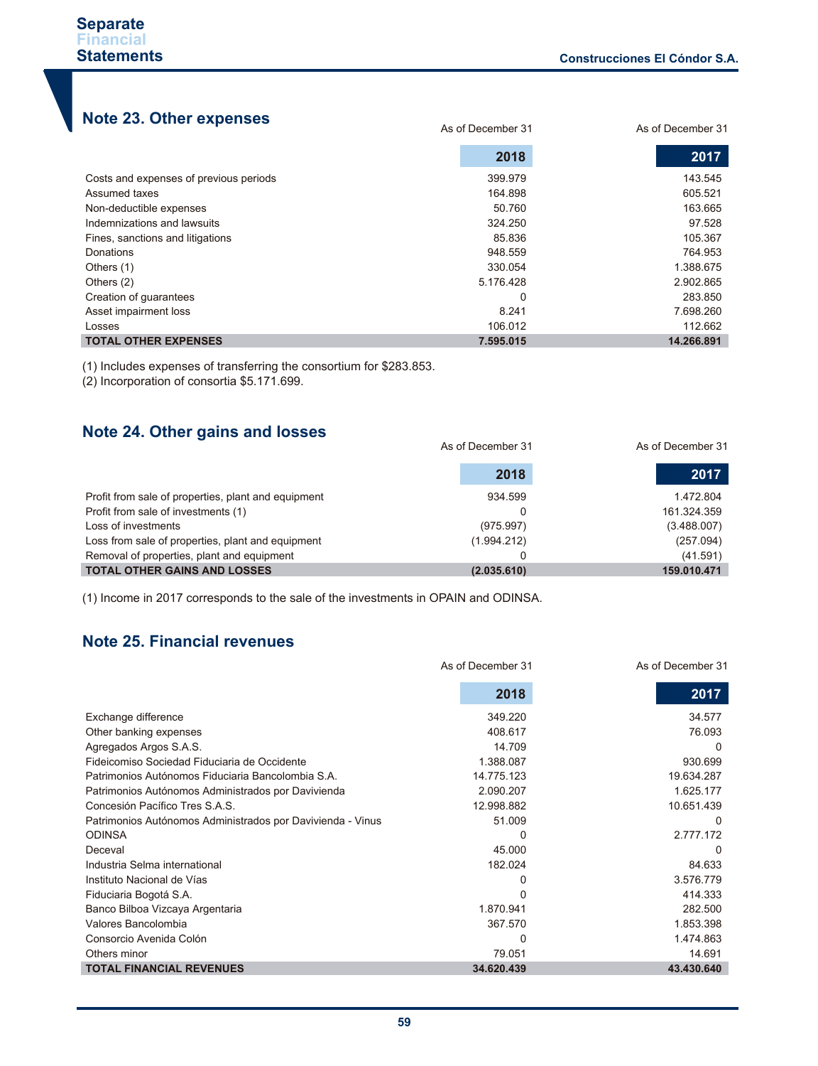## Note 23. Other expenses

| | As of December 31 2018 | As of December 31 2017 |
|---|---|---|
| Costs and expenses of previous periods | 399.979 | 143.545 |
| Assumed taxes | 164.898 | 605.521 |
| Non-deductible expenses | 50.760 | 163.665 |
| Indemnizations and lawsuits | 324.250 | 97.528 |
| Fines, sanctions and litigations | 85.836 | 105.367 |
| Donations | 948.559 | 764.953 |
| Others (1) | 330.054 | 1.388.675 |
| Others (2) | 5.176.428 | 2.902.865 |
| Creation of guarantees | 0 | 283.850 |
| Asset impairment loss | 8.241 | 7.698.260 |
| Losses | 106.012 | 112.662 |
| **TOTAL OTHER EXPENSES** | **7.595.015** | **14.266.891** |

(1) Includes expenses of transferring the consortium for $283.853.
(2) Incorporation of consortia $5.171.699.

## Note 24. Other gains and losses

| | As of December 31 2018 | As of December 31 2017 |
|---|---|---|
| Profit from sale of properties, plant and equipment | 934.599 | 1.472.804 |
| Profit from sale of investments (1) | 0 | 161.324.359 |
| Loss of investments | (975.997) | (3.488.007) |
| Loss from sale of properties, plant and equipment | (1.994.212) | (257.094) |
| Removal of properties, plant and equipment | 0 | (41.591) |
| **TOTAL OTHER GAINS AND LOSSES** | **(2.035.610)** | **159.010.471** |

(1) Income in 2017 corresponds to the sale of the investments in OPAIN and ODINSA.

## Note 25. Financial revenues

| | As of December 31 2018 | As of December 31 2017 |
|---|---|---|
| Exchange difference | 349.220 | 34.577 |
| Other banking expenses | 408.617 | 76.093 |
| Agregados Argos S.A.S. | 14.709 | 0 |
| Fideicomiso Sociedad Fiduciaria de Occidente | 1.388.087 | 930.699 |
| Patrimonios Autónomos Fiduciaria Bancolombia S.A. | 14.775.123 | 19.634.287 |
| Patrimonios Autónomos Administrados por Davivienda | 2.090.207 | 1.625.177 |
| Concesión Pacífico Tres S.A.S. | 12.998.882 | 10.651.439 |
| Patrimonios Autónomos Administrados por Davivienda - Vinus | 51.009 | 0 |
| ODINSA | 0 | 2.777.172 |
| Deceval | 45.000 | 0 |
| Industria Selma international | 182.024 | 84.633 |
| Instituto Nacional de Vías | 0 | 3.576.779 |
| Fiduciaria Bogotá S.A. | 0 | 414.333 |
| Banco Bilboa Vizcaya Argentaria | 1.870.941 | 282.500 |
| Valores Bancolombia | 367.570 | 1.853.398 |
| Consorcio Avenida Colón | 0 | 1.474.863 |
| Others minor | 79.051 | 14.691 |
| **TOTAL FINANCIAL REVENUES** | **34.620.439** | **43.430.640** |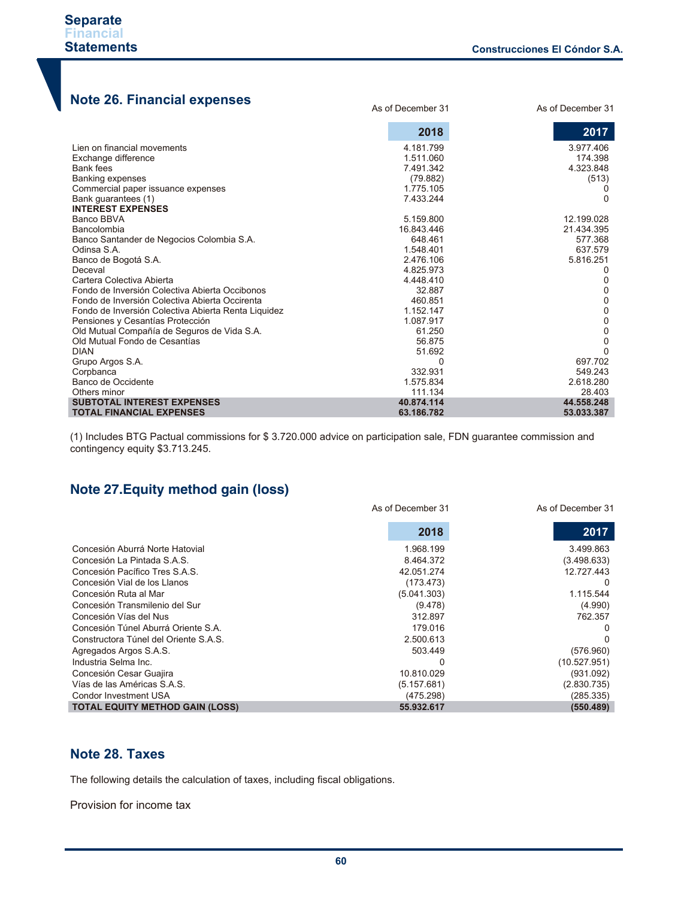## Note 26. Financial expenses

| | As of December 31<br>2018 | As of December 31<br>2017 |
|---|---|---|
| Lien on financial movements | 4.181.799 | 3.977.406 |
| Exchange difference | 1.511.060 | 174.398 |
| Bank fees | 7.491.342 | 4.323.848 |
| Banking expenses | (79.882) | (513) |
| Commercial paper issuance expenses | 1.775.105 | 0 |
| Bank guarantees (1) | 7.433.244 | 0 |
| **INTEREST EXPENSES** | | |
| Banco BBVA | 5.159.800 | 12.199.028 |
| Bancolombia | 16.843.446 | 21.434.395 |
| Banco Santander de Negocios Colombia S.A. | 648.461 | 577.368 |
| Odinsa S.A. | 1.548.401 | 637.579 |
| Banco de Bogotá S.A. | 2.476.106 | 5.816.251 |
| Deceval | 4.825.973 | 0 |
| Cartera Colectiva Abierta | 4.448.410 | 0 |
| Fondo de Inversión Colectiva Abierta Occibonos | 32.887 | 0 |
| Fondo de Inversión Colectiva Abierta Occirenta | 460.851 | 0 |
| Fondo de Inversión Colectiva Abierta Renta Liquidez | 1.152.147 | 0 |
| Pensiones y Cesantías Protección | 1.087.917 | 0 |
| Old Mutual Compañía de Seguros de Vida S.A. | 61.250 | 0 |
| Old Mutual Fondo de Cesantías | 56.875 | 0 |
| DIAN | 51.692 | 0 |
| Grupo Argos S.A. | 0 | 697.702 |
| Corpbanca | 332.931 | 549.243 |
| Banco de Occidente | 1.575.834 | 2.618.280 |
| Others minor | 111.134 | 28.403 |
| **SUBTOTAL INTEREST EXPENSES** | **40.874.114** | **44.558.248** |
| **TOTAL FINANCIAL EXPENSES** | **63.186.782** | **53.033.387** |

(1) Includes BTG Pactual commissions for $ 3.720.000 advice on participation sale, FDN guarantee commission and contingency equity $3.713.245.

## Note 27.Equity method gain (loss)

| | As of December 31<br>2018 | As of December 31<br>2017 |
|---|---|---|
| Concesión Aburrá Norte Hatovial | 1.968.199 | 3.499.863 |
| Concesión La Pintada S.A.S. | 8.464.372 | (3.498.633) |
| Concesión Pacífico Tres S.A.S. | 42.051.274 | 12.727.443 |
| Concesión Vial de los Llanos | (173.473) | 0 |
| Concesión Ruta al Mar | (5.041.303) | 1.115.544 |
| Concesión Transmilenio del Sur | (9.478) | (4.990) |
| Concesión Vías del Nus | 312.897 | 762.357 |
| Concesión Túnel Aburrá Oriente S.A. | 179.016 | 0 |
| Constructora Túnel del Oriente S.A.S. | 2.500.613 | 0 |
| Agregados Argos S.A.S. | 503.449 | (576.960) |
| Industria Selma Inc. | 0 | (10.527.951) |
| Concesión Cesar Guajira | 10.810.029 | (931.092) |
| Vías de las Américas S.A.S. | (5.157.681) | (2.830.735) |
| Condor Investment USA | (475.298) | (285.335) |
| **TOTAL EQUITY METHOD GAIN (LOSS)** | **55.932.617** | **(550.489)** |

## Note 28. Taxes

The following details the calculation of taxes, including fiscal obligations.

Provision for income tax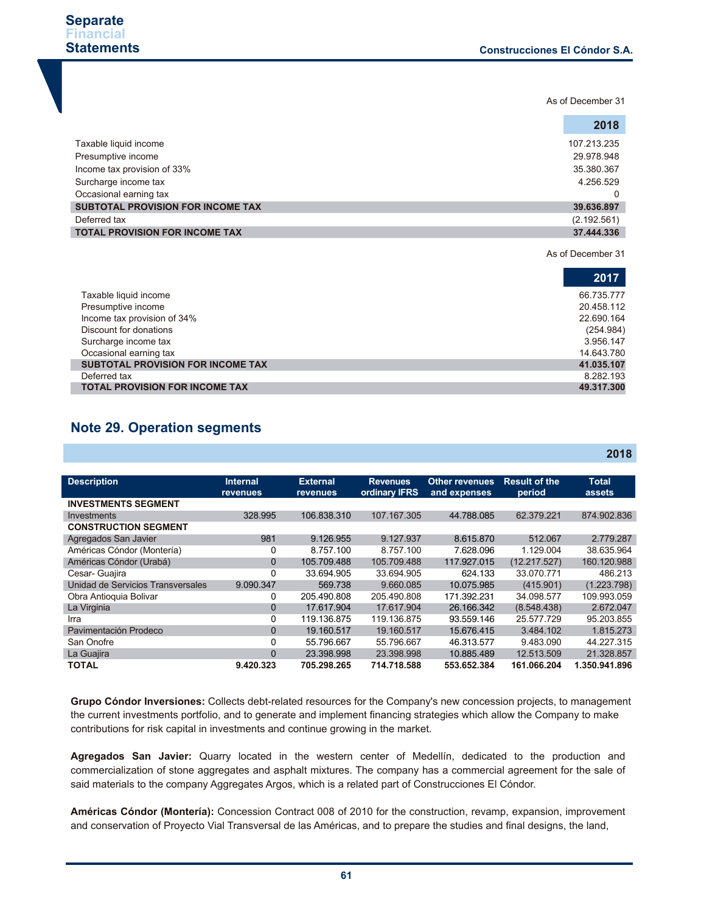| | As of December 31 |
|---|---|
| | **2018** |
| Taxable liquid income | 107.213.235 |
| Presumptive income | 29.978.948 |
| Income tax provision of 33% | 35.380.367 |
| Surcharge income tax | 4.256.529 |
| Occasional earning tax | 0 |
| **SUBTOTAL PROVISION FOR INCOME TAX** | **39.636.897** |
| Deferred tax | (2.192.561) |
| **TOTAL PROVISION FOR INCOME TAX** | **37.444.336** |

| | As of December 31 |
|---|---|
| | **2017** |
| Taxable liquid income | 66.735.777 |
| Presumptive income | 20.458.112 |
| Income tax provision of 34% | 22.690.164 |
| Discount for donations | (254.984) |
| Surcharge income tax | 3.956.147 |
| Occasional earning tax | 14.643.780 |
| **SUBTOTAL PROVISION FOR INCOME TAX** | **41.035.107** |
| Deferred tax | 8.282.193 |
| **TOTAL PROVISION FOR INCOME TAX** | **49.317.300** |

## Note 29. Operation segments

**2018**

| Description | Internal revenues | External revenues | Revenues ordinary IFRS | Other revenues and expenses | Result of the period | Total assets |
|---|---|---|---|---|---|---|
| **INVESTMENTS SEGMENT** | | | | | | |
| Investments | 328.995 | 106.838.310 | 107.167.305 | 44.788.085 | 62.379.221 | 874.902.836 |
| **CONSTRUCTION SEGMENT** | | | | | | |
| Agregados San Javier | 981 | 9.126.955 | 9.127.937 | 8.615.870 | 512.067 | 2.779.287 |
| Américas Cóndor (Montería) | 0 | 8.757.100 | 8.757.100 | 7.628.096 | 1.129.004 | 38.635.964 |
| Américas Cóndor (Urabá) | 0 | 105.709.488 | 105.709.488 | 117.927.015 | (12.217.527) | 160.120.988 |
| Cesar- Guajira | 0 | 33.694.905 | 33.694.905 | 624.133 | 33.070.771 | 486.213 |
| Unidad de Servicios Transversales | 9.090.347 | 569.738 | 9.660.085 | 10.075.985 | (415.901) | (1.223.798) |
| Obra Antioquia Bolivar | 0 | 205.490.808 | 205.490.808 | 171.392.231 | 34.098.577 | 109.993.059 |
| La Virginia | 0 | 17.617.904 | 17.617.904 | 26.166.342 | (8.548.438) | 2.672.047 |
| Irra | 0 | 119.136.875 | 119.136.875 | 93.559.146 | 25.577.729 | 95.203.855 |
| Pavimentación Prodeco | 0 | 19.160.517 | 19.160.517 | 15.676.415 | 3.484.102 | 1.815.273 |
| San Onofre | 0 | 55.796.667 | 55.796.667 | 46.313.577 | 9.483.090 | 44.227.315 |
| La Guajira | 0 | 23.398.998 | 23.398.998 | 10.885.489 | 12.513.509 | 21.328.857 |
| **TOTAL** | **9.420.323** | **705.298.265** | **714.718.588** | **553.652.384** | **161.066.204** | **1.350.941.896** |

**Grupo Cóndor Inversiones:** Collects debt-related resources for the Company's new concession projects, to management the current investments portfolio, and to generate and implement financing strategies which allow the Company to make contributions for risk capital in investments and continue growing in the market.

**Agregados San Javier:** Quarry located in the western center of Medellín, dedicated to the production and commercialization of stone aggregates and asphalt mixtures. The company has a commercial agreement for the sale of said materials to the company Aggregates Argos, which is a related part of Construcciones El Cóndor.

**Américas Cóndor (Montería):** Concession Contract 008 of 2010 for the construction, revamp, expansion, improvement and conservation of Proyecto Vial Transversal de las Américas, and to prepare the studies and final designs, the land,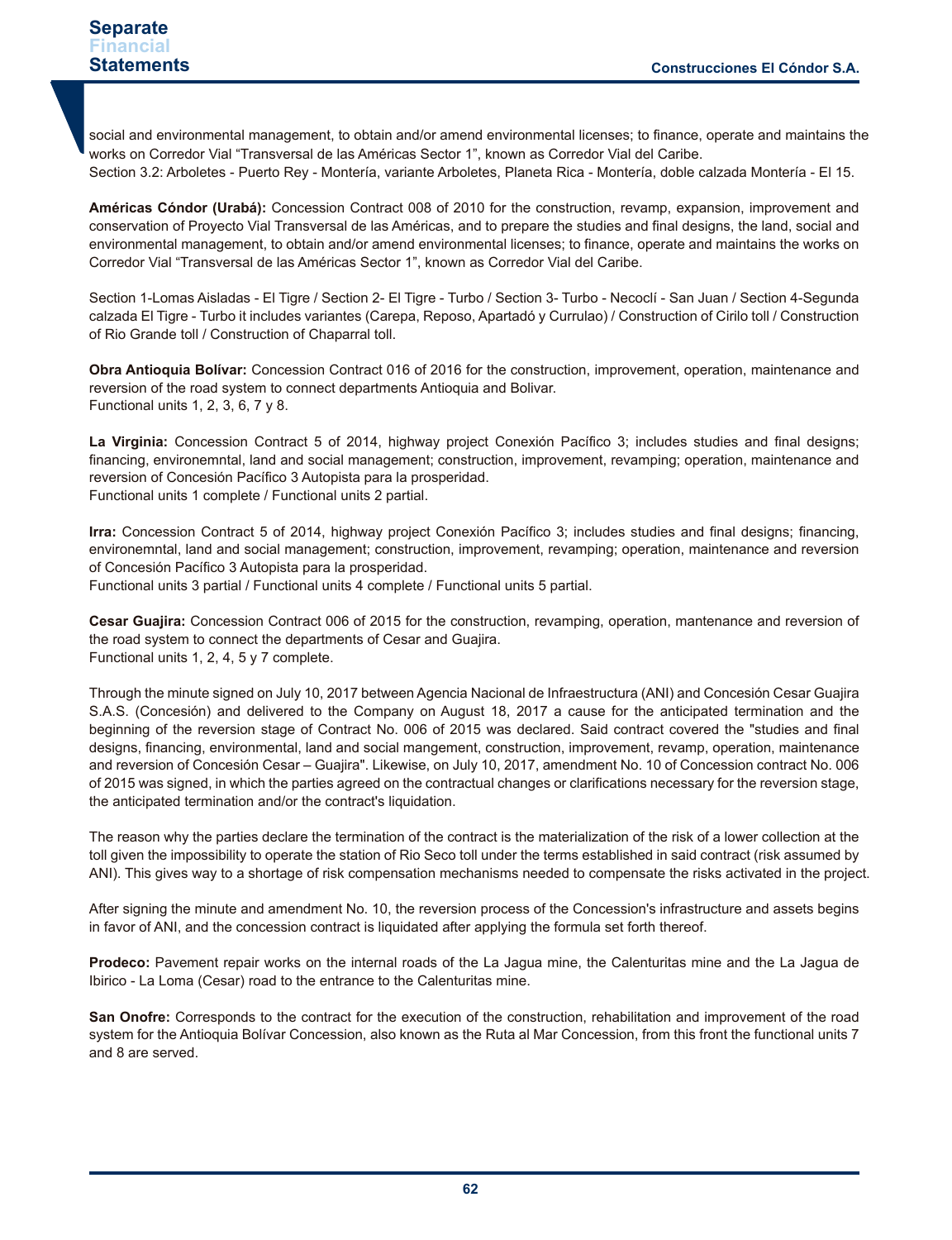social and environmental management, to obtain and/or amend environmental licenses; to finance, operate and maintains the works on Corredor Vial "Transversal de las Américas Sector 1", known as Corredor Vial del Caribe.
Section 3.2: Arboletes - Puerto Rey - Montería, variante Arboletes, Planeta Rica - Montería, doble calzada Montería - El 15.

**Américas Cóndor (Urabá):** Concession Contract 008 of 2010 for the construction, revamp, expansion, improvement and conservation of Proyecto Vial Transversal de las Américas, and to prepare the studies and final designs, the land, social and environmental management, to obtain and/or amend environmental licenses; to finance, operate and maintains the works on Corredor Vial "Transversal de las Américas Sector 1", known as Corredor Vial del Caribe.

Section 1-Lomas Aisladas - El Tigre / Section 2- El Tigre - Turbo / Section 3- Turbo - Necoclí - San Juan / Section 4-Segunda calzada El Tigre - Turbo it includes variantes (Carepa, Reposo, Apartadó y Currulao) / Construction of Cirilo toll / Construction of Rio Grande toll / Construction of Chaparral toll.

**Obra Antioquia Bolívar:** Concession Contract 016 of 2016 for the construction, improvement, operation, maintenance and reversion of the road system to connect departments Antioquia and Bolivar.
Functional units 1, 2, 3, 6, 7 y 8.

**La Virginia:** Concession Contract 5 of 2014, highway project Conexión Pacífico 3; includes studies and final designs; financing, environemntal, land and social management; construction, improvement, revamping; operation, maintenance and reversion of Concesión Pacífico 3 Autopista para la prosperidad.
Functional units 1 complete / Functional units 2 partial.

**Irra:** Concession Contract 5 of 2014, highway project Conexión Pacífico 3; includes studies and final designs; financing, environemntal, land and social management; construction, improvement, revamping; operation, maintenance and reversion of Concesión Pacífico 3 Autopista para la prosperidad.
Functional units 3 partial / Functional units 4 complete / Functional units 5 partial.

**Cesar Guajira:** Concession Contract 006 of 2015 for the construction, revamping, operation, mantenance and reversion of the road system to connect the departments of Cesar and Guajira.
Functional units 1, 2, 4, 5 y 7 complete.

Through the minute signed on July 10, 2017 between Agencia Nacional de Infraestructura (ANI) and Concesión Cesar Guajira S.A.S. (Concesión) and delivered to the Company on August 18, 2017 a cause for the anticipated termination and the beginning of the reversion stage of Contract No. 006 of 2015 was declared. Said contract covered the "studies and final designs, financing, environmental, land and social mangement, construction, improvement, revamp, operation, maintenance and reversion of Concesión Cesar – Guajira". Likewise, on July 10, 2017, amendment No. 10 of Concession contract No. 006 of 2015 was signed, in which the parties agreed on the contractual changes or clarifications necessary for the reversion stage, the anticipated termination and/or the contract's liquidation.

The reason why the parties declare the termination of the contract is the materialization of the risk of a lower collection at the toll given the impossibility to operate the station of Rio Seco toll under the terms established in said contract (risk assumed by ANI). This gives way to a shortage of risk compensation mechanisms needed to compensate the risks activated in the project.

After signing the minute and amendment No. 10, the reversion process of the Concession's infrastructure and assets begins in favor of ANI, and the concession contract is liquidated after applying the formula set forth thereof.

**Prodeco:** Pavement repair works on the internal roads of the La Jagua mine, the Calenturitas mine and the La Jagua de Ibirico - La Loma (Cesar) road to the entrance to the Calenturitas mine.

**San Onofre:** Corresponds to the contract for the execution of the construction, rehabilitation and improvement of the road system for the Antioquia Bolívar Concession, also known as the Ruta al Mar Concession, from this front the functional units 7 and 8 are served.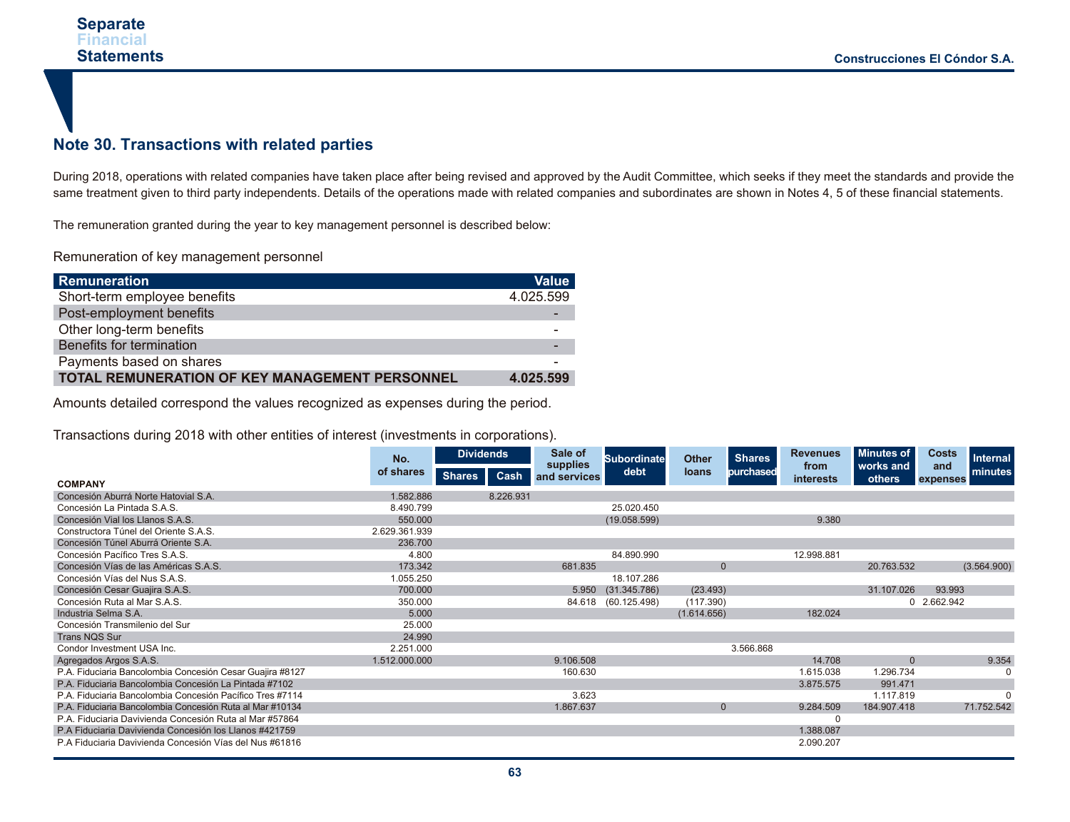## Note 30. Transactions with related parties

During 2018, operations with related companies have taken place after being revised and approved by the Audit Committee, which seeks if they meet the standards and provide the same treatment given to third party independents. Details of the operations made with related companies and subordinates are shown in Notes 4, 5 of these financial statements.

The remuneration granted during the year to key management personnel is described below:

Remuneration of key management personnel

| Remuneration | Value |
|---|---|
| Short-term employee benefits | 4.025.599 |
| Post-employment benefits | - |
| Other long-term benefits | - |
| Benefits for termination | - |
| Payments based on shares | - |
| **TOTAL REMUNERATION OF KEY MANAGEMENT PERSONNEL** | **4.025.599** |

Amounts detailed correspond the values recognized as expenses during the period.

Transactions during 2018 with other entities of interest (investments in corporations).

| COMPANY | No. of shares | Dividends | | Sale of supplies and services | Subordinate debt | Other loans | Shares purchased | Revenues from interests | Minutes of works and others | Costs and expenses | Internal minutes |
|---|---|---|---|---|---|---|---|---|---|---|---|
| | | Shares | Cash | | | | | | | | |
| Concesión Aburrá Norte Hatovial S.A. | 1.582.886 | | 8.226.931 | | | | | | | | |
| Concesión La Pintada S.A.S. | 8.490.799 | | | | 25.020.450 | | | | | | |
| Concesión Vial los Llanos S.A.S. | 550.000 | | | | (19.058.599) | | | 9.380 | | | |
| Constructora Túnel del Oriente S.A.S. | 2.629.361.939 | | | | | | | | | | |
| Concesión Túnel Aburrá Oriente S.A. | 236.700 | | | | | | | | | | |
| Concesión Pacífico Tres S.A.S. | 4.800 | | | | 84.890.990 | | | 12.998.881 | | | |
| Concesión Vías de las Américas S.A.S. | 173.342 | | | 681.835 | | 0 | | | 20.763.532 | | (3.564.900) |
| Concesión Vías del Nus S.A.S. | 1.055.250 | | | | 18.107.286 | | | | | | |
| Concesión Cesar Guajira S.A.S. | 700.000 | | | 5.950 | (31.345.786) | (23.493) | | | 31.107.026 | 93.993 | |
| Concesión Ruta al Mar S.A.S. | 350.000 | | | 84.618 | (60.125.498) | (117.390) | | | 0 | 2.662.942 | |
| Industria Selma S.A. | 5.000 | | | | | (1.614.656) | | 182.024 | | | |
| Concesión Transmilenio del Sur | 25.000 | | | | | | | | | | |
| Trans NQS Sur | 24.990 | | | | | | | | | | |
| Condor Investment USA Inc. | 2.251.000 | | | | | | 3.566.868 | | | | |
| Agregados Argos S.A.S. | 1.512.000.000 | | | 9.106.508 | | | | 14.708 | 0 | | 9.354 |
| P.A. Fiduciaria Bancolombia Concesión Cesar Guajira #8127 | | | | 160.630 | | | | 1.615.038 | 1.296.734 | | 0 |
| P.A. Fiduciaria Bancolombia Concesión La Pintada #7102 | | | | | | | | 3.875.575 | 991.471 | | |
| P.A. Fiduciaria Bancolombia Concesión Pacífico Tres #7114 | | | | 3.623 | | | | | 1.117.819 | | 0 |
| P.A. Fiduciaria Bancolombia Concesión Ruta al Mar #10134 | | | | 1.867.637 | | 0 | | 9.284.509 | 184.907.418 | | 71.752.542 |
| P.A. Fiduciaria Davivienda Concesión Ruta al Mar #57864 | | | | | | | | 0 | | | |
| P.A Fiduciaria Davivienda Concesión los Llanos #421759 | | | | | | | | 1.388.087 | | | |
| P.A Fiduciaria Davivienda Concesión Vías del Nus #61816 | | | | | | | | 2.090.207 | | | |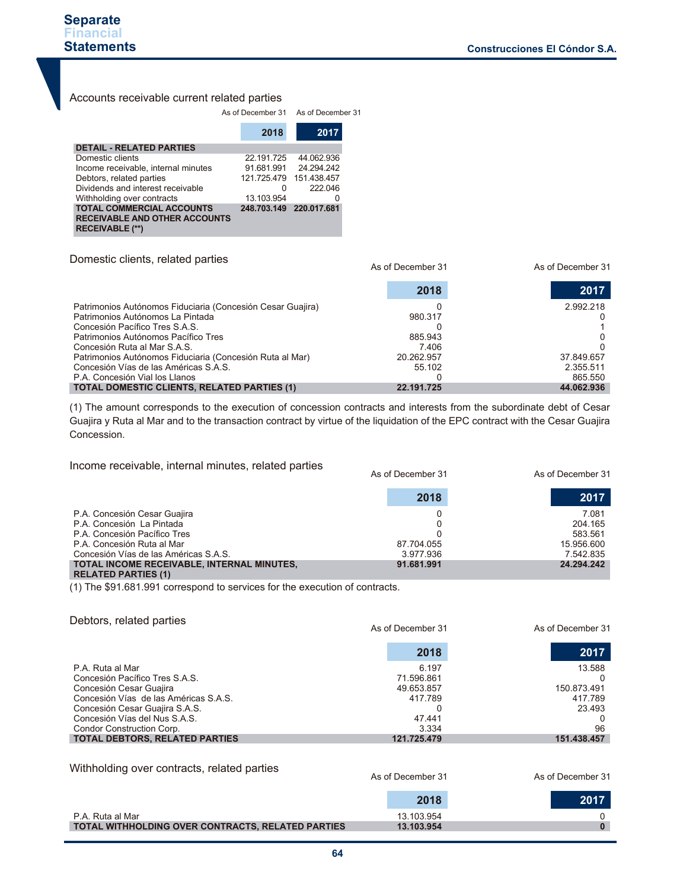## Accounts receivable current related parties

| | As of December 31 2018 | As of December 31 2017 |
|---|---|---|
| **DETAIL - RELATED PARTIES** | | |
| Domestic clients | 22.191.725 | 44.062.936 |
| Income receivable, internal minutes | 91.681.991 | 24.294.242 |
| Debtors, related parties | 121.725.479 | 151.438.457 |
| Dividends and interest receivable | 0 | 222.046 |
| Withholding over contracts | 13.103.954 | 0 |
| **TOTAL COMMERCIAL ACCOUNTS RECEIVABLE AND OTHER ACCOUNTS RECEIVABLE (\*\*)** | **248.703.149** | **220.017.681** |

## Domestic clients, related parties

| | As of December 31 2018 | As of December 31 2017 |
|---|---|---|
| Patrimonios Autónomos Fiduciaria (Concesión Cesar Guajira) | 0 | 2.992.218 |
| Patrimonios Autónomos La Pintada | 980.317 | 0 |
| Concesión Pacífico Tres S.A.S. | 0 | 1 |
| Patrimonios Autónomos Pacífico Tres | 885.943 | 0 |
| Concesión Ruta al Mar S.A.S. | 7.406 | 0 |
| Patrimonios Autónomos Fiduciaria (Concesión Ruta al Mar) | 20.262.957 | 37.849.657 |
| Concesión Vías de las Américas S.A.S. | 55.102 | 2.355.511 |
| P.A. Concesión Vial los Llanos | 0 | 865.550 |
| **TOTAL DOMESTIC CLIENTS, RELATED PARTIES (1)** | **22.191.725** | **44.062.936** |

(1) The amount corresponds to the execution of concession contracts and interests from the subordinate debt of Cesar Guajira y Ruta al Mar and to the transaction contract by virtue of the liquidation of the EPC contract with the Cesar Guajira Concession.

## Income receivable, internal minutes, related parties

| | As of December 31 2018 | As of December 31 2017 |
|---|---|---|
| P.A. Concesión Cesar Guajira | 0 | 7.081 |
| P.A. Concesión La Pintada | 0 | 204.165 |
| P.A. Concesión Pacífico Tres | 0 | 583.561 |
| P.A. Concesión Ruta al Mar | 87.704.055 | 15.956.600 |
| Concesión Vías de las Américas S.A.S. | 3.977.936 | 7.542.835 |
| **TOTAL INCOME RECEIVABLE, INTERNAL MINUTES, RELATED PARTIES (1)** | **91.681.991** | **24.294.242** |

(1) The $91.681.991 correspond to services for the execution of contracts.

## Debtors, related parties

| | As of December 31 2018 | As of December 31 2017 |
|---|---|---|
| P.A. Ruta al Mar | 6.197 | 13.588 |
| Concesión Pacífico Tres S.A.S. | 71.596.861 | 0 |
| Concesión Cesar Guajira | 49.653.857 | 150.873.491 |
| Concesión Vías de las Américas S.A.S. | 417.789 | 417.789 |
| Concesión Cesar Guajira S.A.S. | 0 | 23.493 |
| Concesión Vías del Nus S.A.S. | 47.441 | 0 |
| Condor Construction Corp. | 3.334 | 96 |
| **TOTAL DEBTORS, RELATED PARTIES** | **121.725.479** | **151.438.457** |

## Withholding over contracts, related parties

| | As of December 31 2018 | As of December 31 2017 |
|---|---|---|
| P.A. Ruta al Mar | 13.103.954 | 0 |
| **TOTAL WITHHOLDING OVER CONTRACTS, RELATED PARTIES** | **13.103.954** | **0** |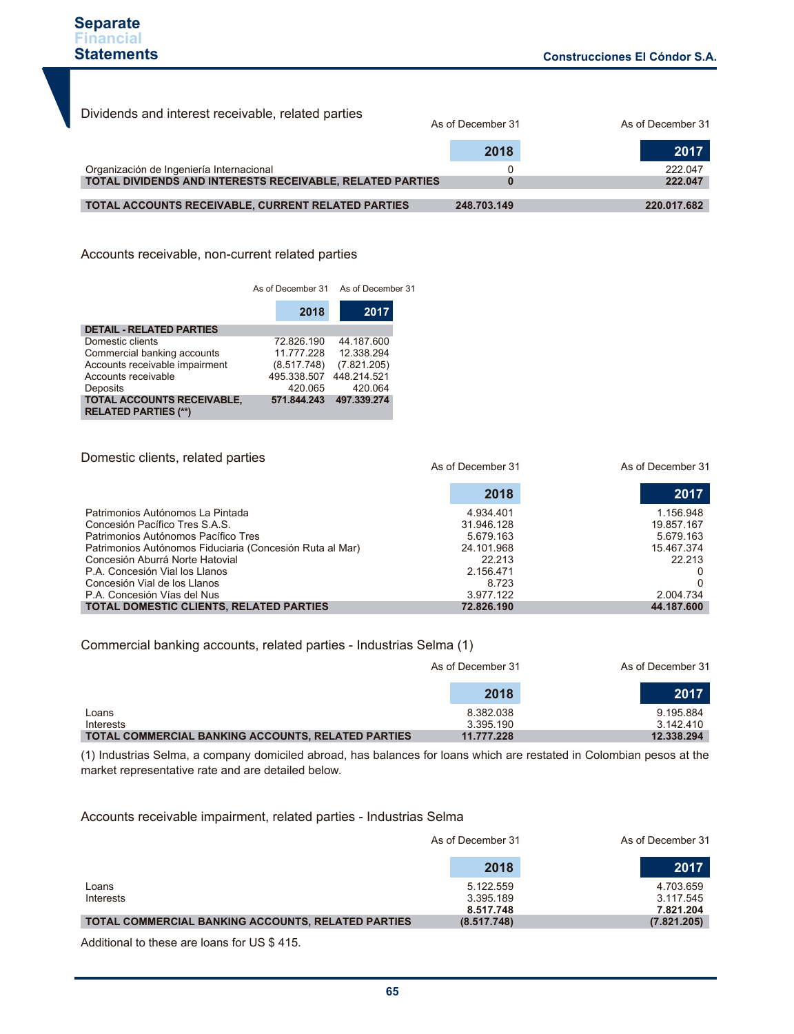### Dividends and interest receivable, related parties

| | As of December 31<br>2018 | As of December 31<br>2017 |
|---|---|---|
| Organización de Ingeniería Internacional | 0 | 222.047 |
| **TOTAL DIVIDENDS AND INTERESTS RECEIVABLE, RELATED PARTIES** | **0** | **222.047** |
| | | |
| **TOTAL ACCOUNTS RECEIVABLE, CURRENT RELATED PARTIES** | **248.703.149** | **220.017.682** |

### Accounts receivable, non-current related parties

| | As of December 31<br>2018 | As of December 31<br>2017 |
|---|---|---|
| **DETAIL - RELATED PARTIES** | | |
| Domestic clients | 72.826.190 | 44.187.600 |
| Commercial banking accounts | 11.777.228 | 12.338.294 |
| Accounts receivable impairment | (8.517.748) | (7.821.205) |
| Accounts receivable | 495.338.507 | 448.214.521 |
| Deposits | 420.065 | 420.064 |
| **TOTAL ACCOUNTS RECEIVABLE, RELATED PARTIES (**)** | **571.844.243** | **497.339.274** |

### Domestic clients, related parties

| | As of December 31<br>2018 | As of December 31<br>2017 |
|---|---|---|
| Patrimonios Autónomos La Pintada | 4.934.401 | 1.156.948 |
| Concesión Pacífico Tres S.A.S. | 31.946.128 | 19.857.167 |
| Patrimonios Autónomos Pacífico Tres | 5.679.163 | 5.679.163 |
| Patrimonios Autónomos Fiduciaria (Concesión Ruta al Mar) | 24.101.968 | 15.467.374 |
| Concesión Aburrá Norte Hatovial | 22.213 | 22.213 |
| P.A. Concesión Vial los Llanos | 2.156.471 | 0 |
| Concesión Vial de los Llanos | 8.723 | 0 |
| P.A. Concesión Vías del Nus | 3.977.122 | 2.004.734 |
| **TOTAL DOMESTIC CLIENTS, RELATED PARTIES** | **72.826.190** | **44.187.600** |

### Commercial banking accounts, related parties - Industrias Selma (1)

| | As of December 31<br>2018 | As of December 31<br>2017 |
|---|---|---|
| Loans | 8.382.038 | 9.195.884 |
| Interests | 3.395.190 | 3.142.410 |
| **TOTAL COMMERCIAL BANKING ACCOUNTS, RELATED PARTIES** | **11.777.228** | **12.338.294** |

(1) Industrias Selma, a company domiciled abroad, has balances for loans which are restated in Colombian pesos at the market representative rate and are detailed below.

### Accounts receivable impairment, related parties - Industrias Selma

| | As of December 31<br>2018 | As of December 31<br>2017 |
|---|---|---|
| Loans | 5.122.559 | 4.703.659 |
| Interests | 3.395.189 | 3.117.545 |
| | **8.517.748** | **7.821.204** |
| **TOTAL COMMERCIAL BANKING ACCOUNTS, RELATED PARTIES** | **(8.517.748)** | **(7.821.205)** |

Additional to these are loans for US $ 415.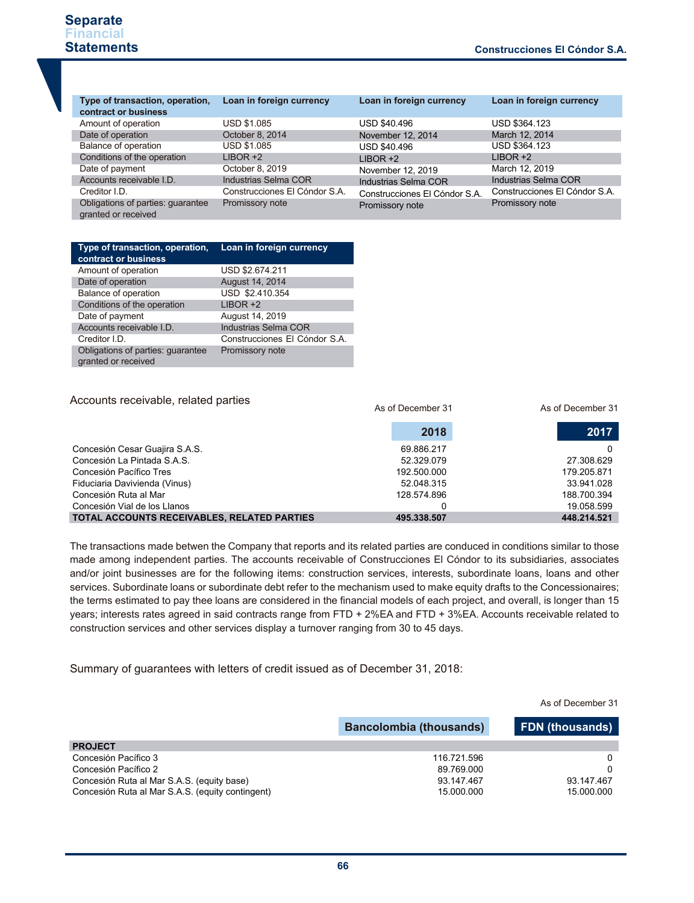| Type of transaction, operation, contract or business | Loan in foreign currency | Loan in foreign currency | Loan in foreign currency |
|---|---|---|---|
| Amount of operation | USD $1.085 | USD $40.496 | USD $364.123 |
| Date of operation | October 8, 2014 | November 12, 2014 | March 12, 2014 |
| Balance of operation | USD $1.085 | USD $40.496 | USD $364.123 |
| Conditions of the operation | LIBOR +2 | LIBOR +2 | LIBOR +2 |
| Date of payment | October 8, 2019 | November 12, 2019 | March 12, 2019 |
| Accounts receivable I.D. | Industrias Selma COR | Industrias Selma COR | Industrias Selma COR |
| Creditor I.D. | Construcciones El Cóndor S.A. | Construcciones El Cóndor S.A. | Construcciones El Cóndor S.A. |
| Obligations of parties: guarantee granted or received | Promissory note | Promissory note | Promissory note |

| Type of transaction, operation, contract or business | Loan in foreign currency |
|---|---|
| Amount of operation | USD $2.674.211 |
| Date of operation | August 14, 2014 |
| Balance of operation | USD $2.410.354 |
| Conditions of the operation | LIBOR +2 |
| Date of payment | August 14, 2019 |
| Accounts receivable I.D. | Industrias Selma COR |
| Creditor I.D. | Construcciones El Cóndor S.A. |
| Obligations of parties: guarantee granted or received | Promissory note |

Accounts receivable, related parties

| | As of December 31 2018 | As of December 31 2017 |
|---|---|---|
| Concesión Cesar Guajira S.A.S. | 69.886.217 | 0 |
| Concesión La Pintada S.A.S. | 52.329.079 | 27.308.629 |
| Concesión Pacífico Tres | 192.500.000 | 179.205.871 |
| Fiduciaria Davivienda (Vinus) | 52.048.315 | 33.941.028 |
| Concesión Ruta al Mar | 128.574.896 | 188.700.394 |
| Concesión Vial de los Llanos | 0 | 19.058.599 |
| **TOTAL ACCOUNTS RECEIVABLES, RELATED PARTIES** | **495.338.507** | **448.214.521** |

The transactions made betwen the Company that reports and its related parties are conduced in conditions similar to those made among independent parties. The accounts receivable of Construcciones El Cóndor to its subsidiaries, associates and/or joint businesses are for the following items: construction services, interests, subordinate loans, loans and other services. Subordinate loans or subordinate debt refer to the mechanism used to make equity drafts to the Concessionaires; the terms estimated to pay thee loans are considered in the financial models of each project, and overall, is longer than 15 years; interests rates agreed in said contracts range from FTD + 2%EA and FTD + 3%EA. Accounts receivable related to construction services and other services display a turnover ranging from 30 to 45 days.

Summary of guarantees with letters of credit issued as of December 31, 2018:

As of December 31

| | Bancolombia (thousands) | FDN (thousands) |
|---|---|---|
| **PROJECT** | | |
| Concesión Pacífico 3 | 116.721.596 | 0 |
| Concesión Pacífico 2 | 89.769.000 | 0 |
| Concesión Ruta al Mar S.A.S. (equity base) | 93.147.467 | 93.147.467 |
| Concesión Ruta al Mar S.A.S. (equity contingent) | 15.000.000 | 15.000.000 |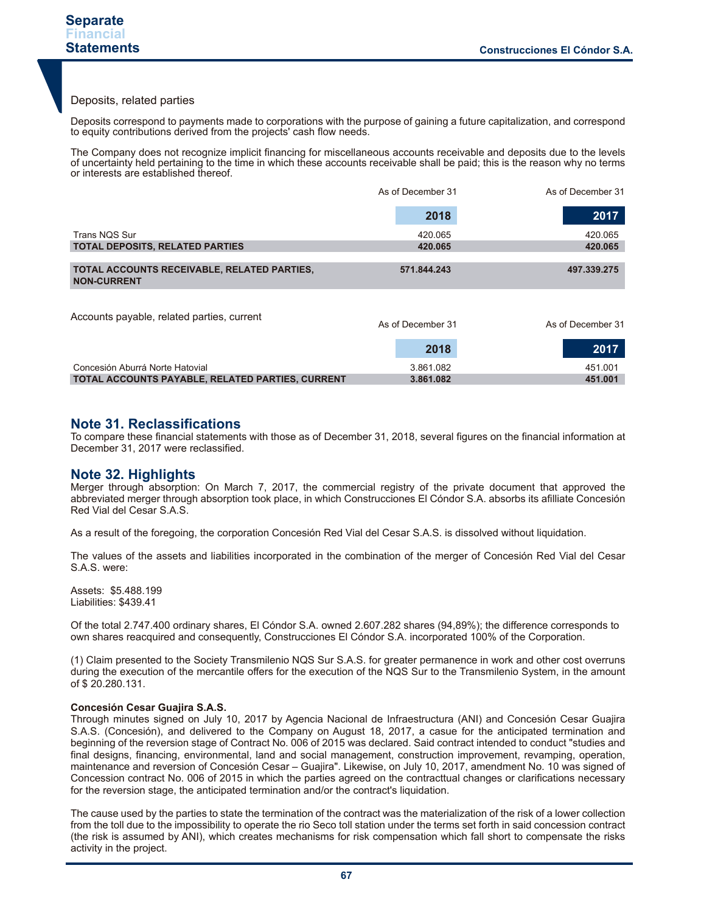Deposits, related parties

Deposits correspond to payments made to corporations with the purpose of gaining a future capitalization, and correspond to equity contributions derived from the projects' cash flow needs.

The Company does not recognize implicit financing for miscellaneous accounts receivable and deposits due to the levels of uncertainty held pertaining to the time in which these accounts receivable shall be paid; this is the reason why no terms or interests are established thereof.

| | As of December 31 | As of December 31 |
|---|---|---|
| | **2018** | **2017** |
| Trans NQS Sur | 420.065 | 420.065 |
| **TOTAL DEPOSITS, RELATED PARTIES** | **420.065** | **420.065** |
| **TOTAL ACCOUNTS RECEIVABLE, RELATED PARTIES, NON-CURRENT** | **571.844.243** | **497.339.275** |

Accounts payable, related parties, current

| | As of December 31 | As of December 31 |
|---|---|---|
| | **2018** | **2017** |
| Concesión Aburrá Norte Hatovial | 3.861.082 | 451.001 |
| **TOTAL ACCOUNTS PAYABLE, RELATED PARTIES, CURRENT** | **3.861.082** | **451.001** |

## Note 31. Reclassifications

To compare these financial statements with those as of December 31, 2018, several figures on the financial information at December 31, 2017 were reclassified.

## Note 32. Highlights

Merger through absorption: On March 7, 2017, the commercial registry of the private document that approved the abbreviated merger through absorption took place, in which Construcciones El Cóndor S.A. absorbs its afilliate Concesión Red Vial del Cesar S.A.S.

As a result of the foregoing, the corporation Concesión Red Vial del Cesar S.A.S. is dissolved without liquidation.

The values of the assets and liabilities incorporated in the combination of the merger of Concesión Red Vial del Cesar S.A.S. were:

Assets: $5.488.199
Liabilities: $439.41

Of the total 2.747.400 ordinary shares, El Cóndor S.A. owned 2.607.282 shares (94,89%); the difference corresponds to own shares reacquired and consequently, Construcciones El Cóndor S.A. incorporated 100% of the Corporation.

(1) Claim presented to the Society Transmilenio NQS Sur S.A.S. for greater permanence in work and other cost overruns during the execution of the mercantile offers for the execution of the NQS Sur to the Transmilenio System, in the amount of $ 20.280.131.

**Concesión Cesar Guajira S.A.S.**

Through minutes signed on July 10, 2017 by Agencia Nacional de Infraestructura (ANI) and Concesión Cesar Guajira S.A.S. (Concesión), and delivered to the Company on August 18, 2017, a casue for the anticipated termination and beginning of the reversion stage of Contract No. 006 of 2015 was declared. Said contract intended to conduct "studies and final designs, financing, environmental, land and social management, construction improvement, revamping, operation, maintenance and reversion of Concesión Cesar – Guajira". Likewise, on July 10, 2017, amendment No. 10 was signed of Concession contract No. 006 of 2015 in which the parties agreed on the contracttual changes or clarifications necessary for the reversion stage, the anticipated termination and/or the contract's liquidation.

The cause used by the parties to state the termination of the contract was the materialization of the risk of a lower collection from the toll due to the impossibility to operate the rio Seco toll station under the terms set forth in said concession contract (the risk is assumed by ANI), which creates mechanisms for risk compensation which fall short to compensate the risks activity in the project.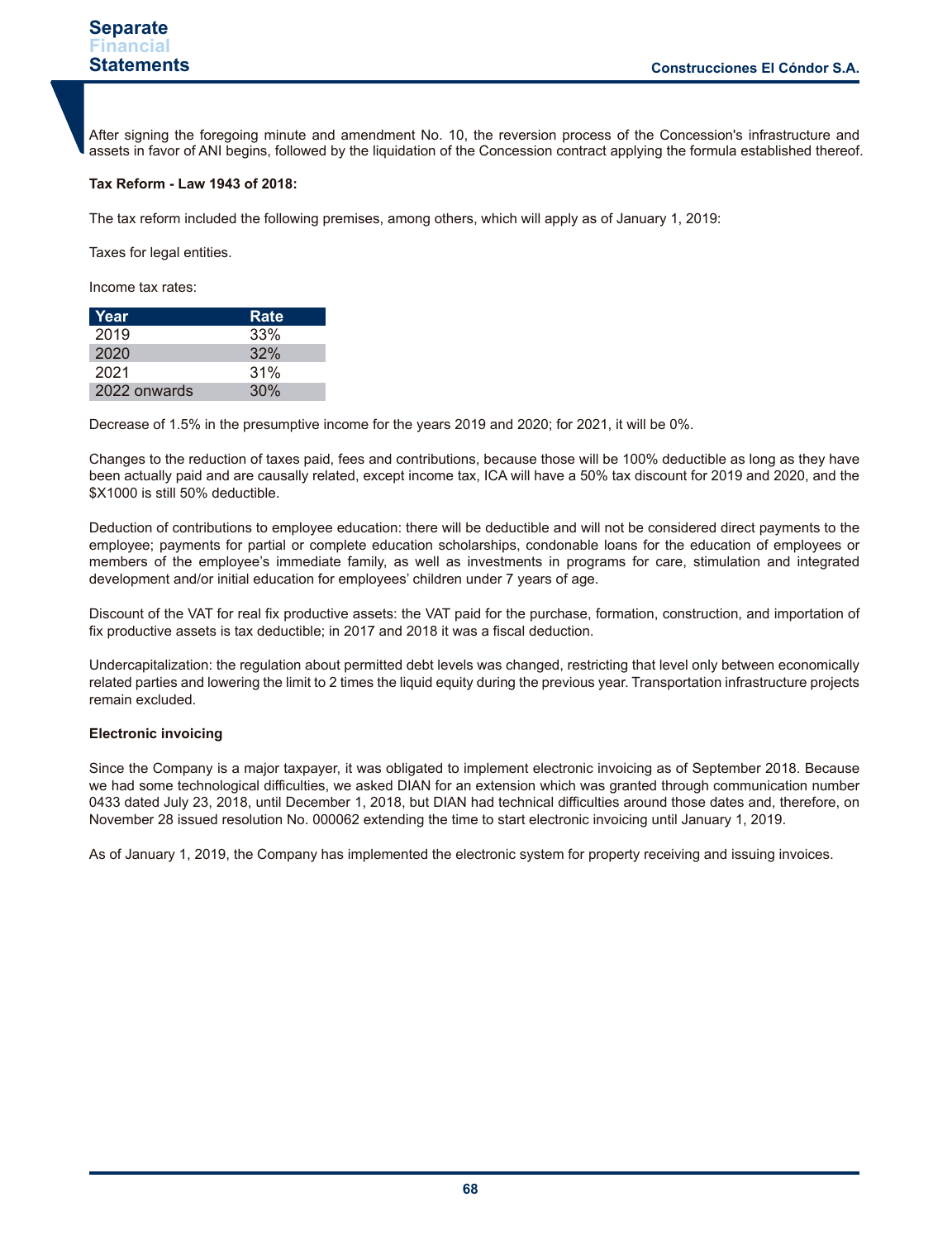After signing the foregoing minute and amendment No. 10, the reversion process of the Concession's infrastructure and assets in favor of ANI begins, followed by the liquidation of the Concession contract applying the formula established thereof.

**Tax Reform - Law 1943 of 2018:**

The tax reform included the following premises, among others, which will apply as of January 1, 2019:

Taxes for legal entities.

Income tax rates:

| Year | Rate |
|---|---|
| 2019 | 33% |
| 2020 | 32% |
| 2021 | 31% |
| 2022 onwards | 30% |

Decrease of 1.5% in the presumptive income for the years 2019 and 2020; for 2021, it will be 0%.

Changes to the reduction of taxes paid, fees and contributions, because those will be 100% deductible as long as they have been actually paid and are causally related, except income tax, ICA will have a 50% tax discount for 2019 and 2020, and the $X1000 is still 50% deductible.

Deduction of contributions to employee education: there will be deductible and will not be considered direct payments to the employee; payments for partial or complete education scholarships, condonable loans for the education of employees or members of the employee's immediate family, as well as investments in programs for care, stimulation and integrated development and/or initial education for employees' children under 7 years of age.

Discount of the VAT for real fix productive assets: the VAT paid for the purchase, formation, construction, and importation of fix productive assets is tax deductible; in 2017 and 2018 it was a fiscal deduction.

Undercapitalization: the regulation about permitted debt levels was changed, restricting that level only between economically related parties and lowering the limit to 2 times the liquid equity during the previous year. Transportation infrastructure projects remain excluded.

**Electronic invoicing**

Since the Company is a major taxpayer, it was obligated to implement electronic invoicing as of September 2018. Because we had some technological difficulties, we asked DIAN for an extension which was granted through communication number 0433 dated July 23, 2018, until December 1, 2018, but DIAN had technical difficulties around those dates and, therefore, on November 28 issued resolution No. 000062 extending the time to start electronic invoicing until January 1, 2019.

As of January 1, 2019, the Company has implemented the electronic system for property receiving and issuing invoices.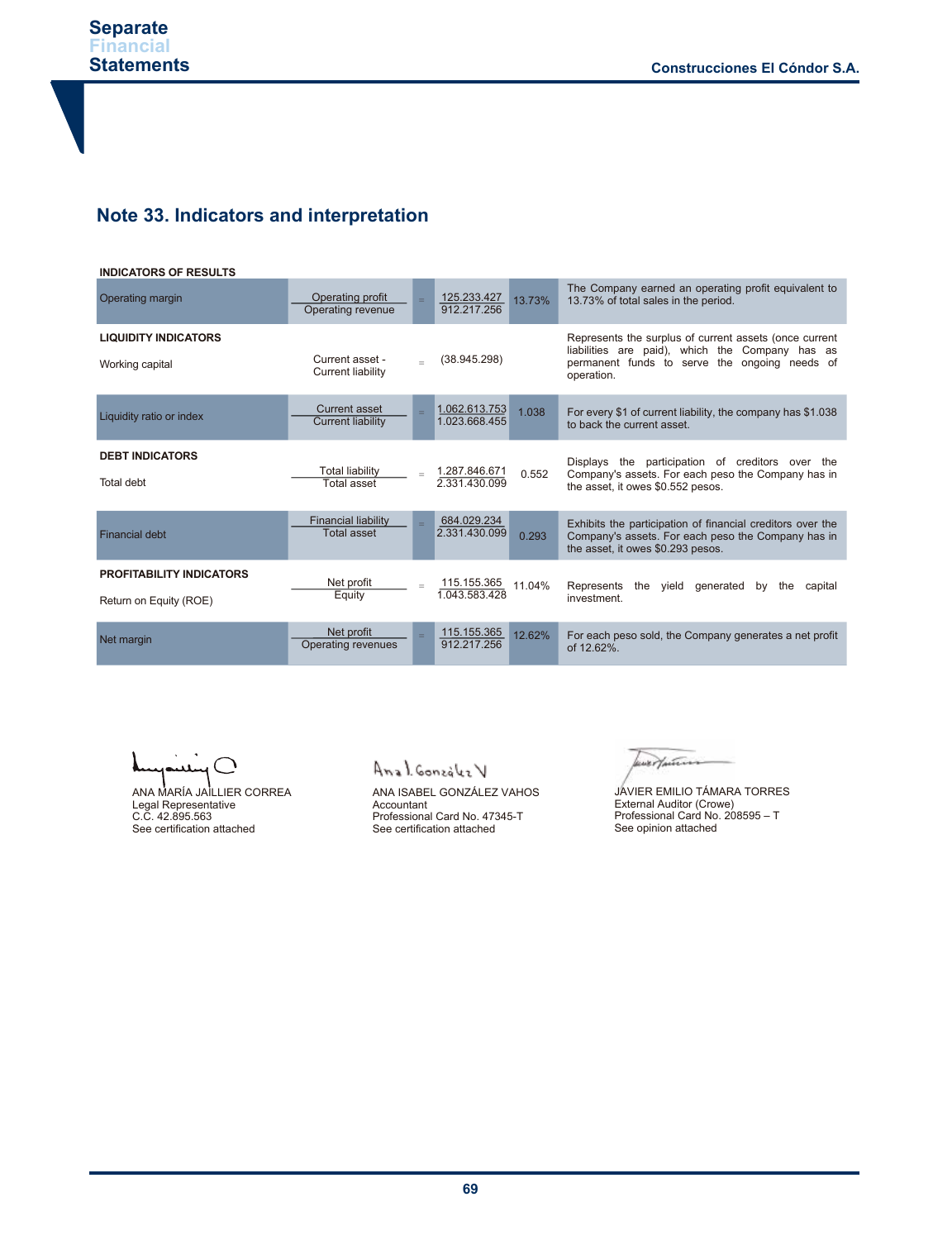## Note 33. Indicators and interpretation

| | | | | | |
|---|---|---|---|---|---|
| **INDICATORS OF RESULTS** | | | | | |
| Operating margin | Operating profit / Operating revenue | = | 125.233.427 / 912.217.256 | 13.73% | The Company earned an operating profit equivalent to 13.73% of total sales in the period. |
| **LIQUIDITY INDICATORS** | | | | | |
| Working capital | Current asset - Current liability | = | (38.945.298) | | Represents the surplus of current assets (once current liabilities are paid), which the Company has as permanent funds to serve the ongoing needs of operation. |
| Liquidity ratio or index | Current asset / Current liability | = | 1.062.613.753 / 1.023.668.455 | 1.038 | For every $1 of current liability, the company has $1.038 to back the current asset. |
| **DEBT INDICATORS** | | | | | |
| Total debt | Total liability / Total asset | = | 1.287.846.671 / 2.331.430.099 | 0.552 | Displays the participation of creditors over the Company's assets. For each peso the Company has in the asset, it owes $0.552 pesos. |
| Financial debt | Financial liability / Total asset | = | 684.029.234 / 2.331.430.099 | 0.293 | Exhibits the participation of financial creditors over the Company's assets. For each peso the Company has in the asset, it owes $0.293 pesos. |
| **PROFITABILITY INDICATORS** | | | | | |
| Return on Equity (ROE) | Net profit / Equity | = | 115.155.365 / 1.043.583.428 | 11.04% | Represents the yield generated by the capital investment. |
| Net margin | Net profit / Operating revenues | = | 115.155.365 / 912.217.256 | 12.62% | For each peso sold, the Company generates a net profit of 12.62%. |

ANA MARÍA JAILLIER CORREA
Legal Representative
C.C. 42.895.563
See certification attached

ANA ISABEL GONZÁLEZ VAHOS
Accountant
Professional Card No. 47345-T
See certification attached

JAVIER EMILIO TÁMARA TORRES
External Auditor (Crowe)
Professional Card No. 208595 – T
See opinion attached